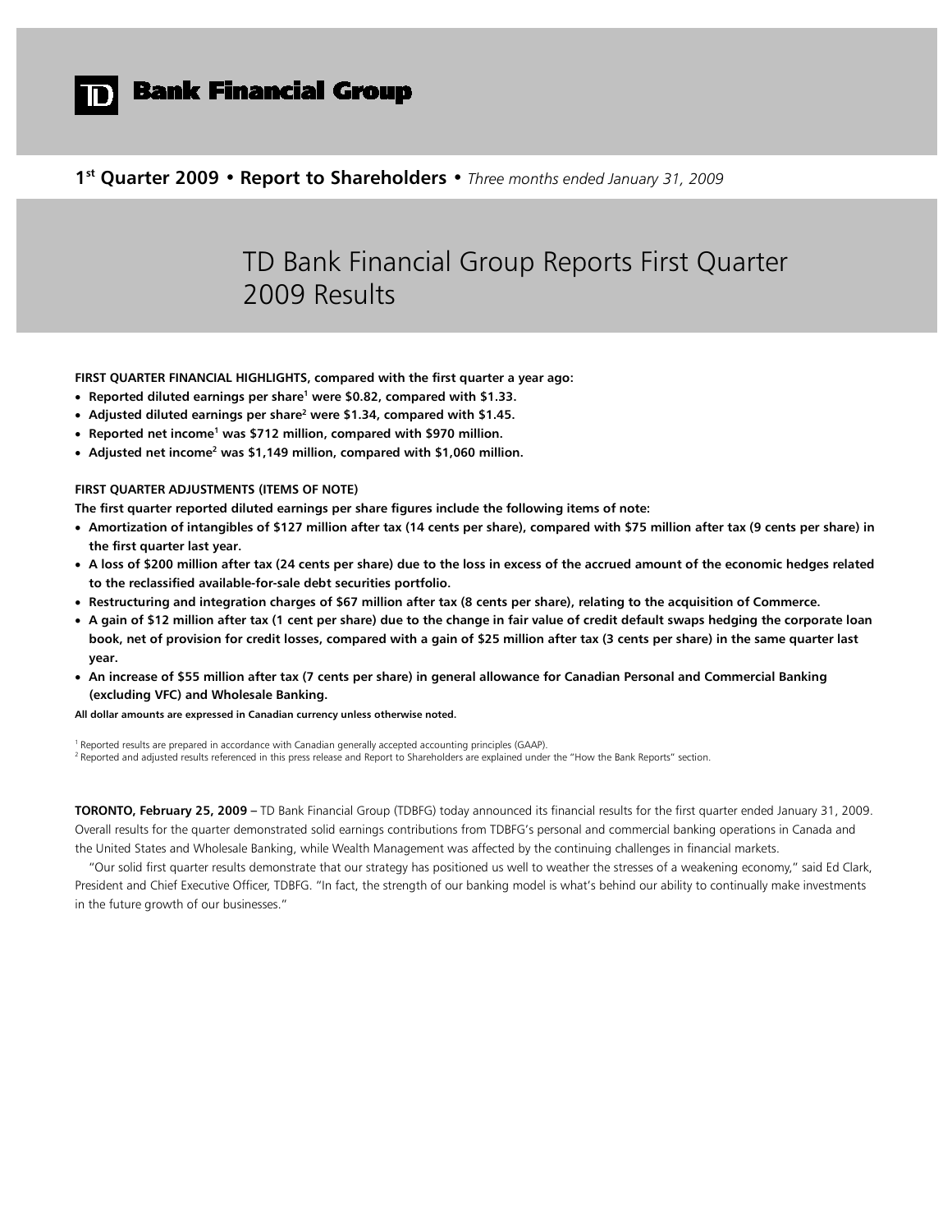# TD Bank Financial Group

**1st Quarter 2009 • Report to Shareholders •** *Three months ended January 31, 2009*

## TD Bank Financial Group Reports First Quarter 2009 Results

**FIRST QUARTER FINANCIAL HIGHLIGHTS, compared with the first quarter a year ago:**

- **Reported diluted earnings per share[1] were $0.82, compared with $1.33.**
- **Adjusted diluted earnings per share[2] were $1.34, compared with $1.45.**
- **Reported net income[1] was $712 million, compared with $970 million.**
- **Adjusted net income[2] was $1,149 million, compared with $1,060 million.**

**FIRST QUARTER ADJUSTMENTS (ITEMS OF NOTE)**

**The first quarter reported diluted earnings per share figures include the following items of note:**

- **Amortization of intangibles of $127 million after tax (14 cents per share), compared with $75 million after tax (9 cents per share) in the first quarter last year.**
- **A loss of $200 million after tax (24 cents per share) due to the loss in excess of the accrued amount of the economic hedges related to the reclassified available-for-sale debt securities portfolio.**
- **Restructuring and integration charges of $67 million after tax (8 cents per share), relating to the acquisition of Commerce.**
- **A gain of $12 million after tax (1 cent per share) due to the change in fair value of credit default swaps hedging the corporate loan book, net of provision for credit losses, compared with a gain of $25 million after tax (3 cents per share) in the same quarter last year.**
- **An increase of $55 million after tax (7 cents per share) in general allowance for Canadian Personal and Commercial Banking (excluding VFC) and Wholesale Banking.**

**All dollar amounts are expressed in Canadian currency unless otherwise noted.**

[1] Reported results are prepared in accordance with Canadian generally accepted accounting principles (GAAP).
[2] Reported and adjusted results referenced in this press release and Report to Shareholders are explained under the "How the Bank Reports" section.

**TORONTO, February 25, 2009** – TD Bank Financial Group (TDBFG) today announced its financial results for the first quarter ended January 31, 2009. Overall results for the quarter demonstrated solid earnings contributions from TDBFG's personal and commercial banking operations in Canada and the United States and Wholesale Banking, while Wealth Management was affected by the continuing challenges in financial markets.

"Our solid first quarter results demonstrate that our strategy has positioned us well to weather the stresses of a weakening economy," said Ed Clark, President and Chief Executive Officer, TDBFG. "In fact, the strength of our banking model is what's behind our ability to continually make investments in the future growth of our businesses."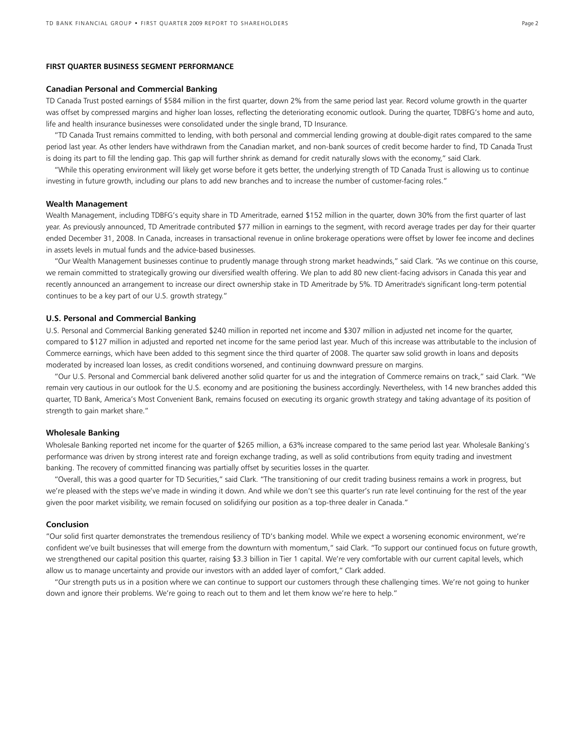## FIRST QUARTER BUSINESS SEGMENT PERFORMANCE

### Canadian Personal and Commercial Banking

TD Canada Trust posted earnings of $584 million in the first quarter, down 2% from the same period last year. Record volume growth in the quarter was offset by compressed margins and higher loan losses, reflecting the deteriorating economic outlook. During the quarter, TDBFG's home and auto, life and health insurance businesses were consolidated under the single brand, TD Insurance.

"TD Canada Trust remains committed to lending, with both personal and commercial lending growing at double-digit rates compared to the same period last year. As other lenders have withdrawn from the Canadian market, and non-bank sources of credit become harder to find, TD Canada Trust is doing its part to fill the lending gap. This gap will further shrink as demand for credit naturally slows with the economy," said Clark.

"While this operating environment will likely get worse before it gets better, the underlying strength of TD Canada Trust is allowing us to continue investing in future growth, including our plans to add new branches and to increase the number of customer-facing roles."

### Wealth Management

Wealth Management, including TDBFG's equity share in TD Ameritrade, earned $152 million in the quarter, down 30% from the first quarter of last year. As previously announced, TD Ameritrade contributed $77 million in earnings to the segment, with record average trades per day for their quarter ended December 31, 2008. In Canada, increases in transactional revenue in online brokerage operations were offset by lower fee income and declines in assets levels in mutual funds and the advice-based businesses.

"Our Wealth Management businesses continue to prudently manage through strong market headwinds," said Clark. "As we continue on this course, we remain committed to strategically growing our diversified wealth offering. We plan to add 80 new client-facing advisors in Canada this year and recently announced an arrangement to increase our direct ownership stake in TD Ameritrade by 5%. TD Ameritrade's significant long-term potential continues to be a key part of our U.S. growth strategy."

### U.S. Personal and Commercial Banking

U.S. Personal and Commercial Banking generated $240 million in reported net income and $307 million in adjusted net income for the quarter, compared to $127 million in adjusted and reported net income for the same period last year. Much of this increase was attributable to the inclusion of Commerce earnings, which have been added to this segment since the third quarter of 2008. The quarter saw solid growth in loans and deposits moderated by increased loan losses, as credit conditions worsened, and continuing downward pressure on margins.

"Our U.S. Personal and Commercial bank delivered another solid quarter for us and the integration of Commerce remains on track," said Clark. "We remain very cautious in our outlook for the U.S. economy and are positioning the business accordingly. Nevertheless, with 14 new branches added this quarter, TD Bank, America's Most Convenient Bank, remains focused on executing its organic growth strategy and taking advantage of its position of strength to gain market share."

### Wholesale Banking

Wholesale Banking reported net income for the quarter of $265 million, a 63% increase compared to the same period last year. Wholesale Banking's performance was driven by strong interest rate and foreign exchange trading, as well as solid contributions from equity trading and investment banking. The recovery of committed financing was partially offset by securities losses in the quarter.

"Overall, this was a good quarter for TD Securities," said Clark. "The transitioning of our credit trading business remains a work in progress, but we're pleased with the steps we've made in winding it down. And while we don't see this quarter's run rate level continuing for the rest of the year given the poor market visibility, we remain focused on solidifying our position as a top-three dealer in Canada."

### Conclusion

"Our solid first quarter demonstrates the tremendous resiliency of TD's banking model. While we expect a worsening economic environment, we're confident we've built businesses that will emerge from the downturn with momentum," said Clark. "To support our continued focus on future growth, we strengthened our capital position this quarter, raising $3.3 billion in Tier 1 capital. We're very comfortable with our current capital levels, which allow us to manage uncertainty and provide our investors with an added layer of comfort," Clark added.

"Our strength puts us in a position where we can continue to support our customers through these challenging times. We're not going to hunker down and ignore their problems. We're going to reach out to them and let them know we're here to help."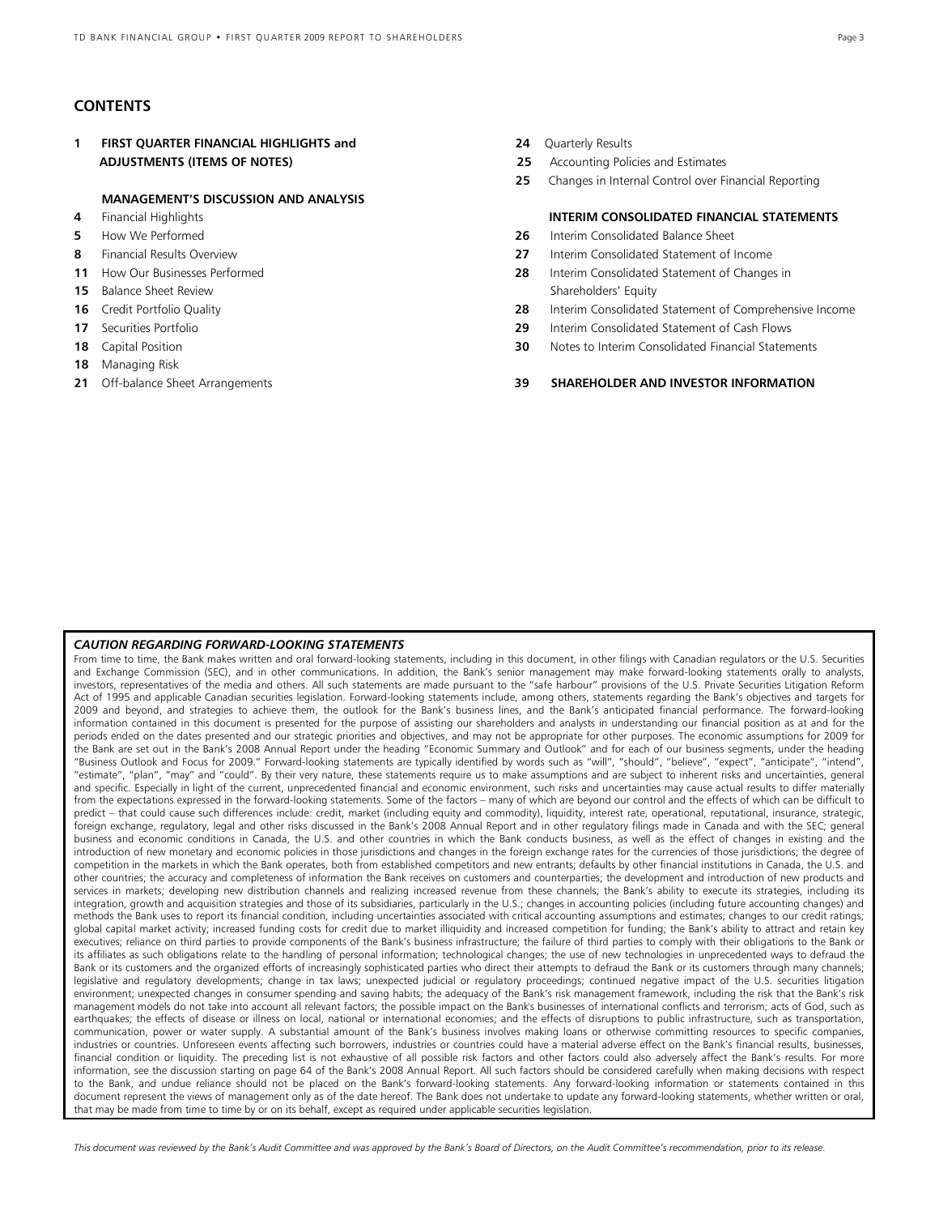## CONTENTS

**1 FIRST QUARTER FINANCIAL HIGHLIGHTS and ADJUSTMENTS (ITEMS OF NOTES)**

**MANAGEMENT'S DISCUSSION AND ANALYSIS**

- **4** Financial Highlights
- **5** How We Performed
- **8** Financial Results Overview
- **11** How Our Businesses Performed
- **15** Balance Sheet Review
- **16** Credit Portfolio Quality
- **17** Securities Portfolio
- **18** Capital Position
- **18** Managing Risk
- **21** Off-balance Sheet Arrangements
- **24** Quarterly Results
- **25** Accounting Policies and Estimates
- **25** Changes in Internal Control over Financial Reporting

**INTERIM CONSOLIDATED FINANCIAL STATEMENTS**

- **26** Interim Consolidated Balance Sheet
- **27** Interim Consolidated Statement of Income
- **28** Interim Consolidated Statement of Changes in Shareholders' Equity
- **28** Interim Consolidated Statement of Comprehensive Income
- **29** Interim Consolidated Statement of Cash Flows
- **30** Notes to Interim Consolidated Financial Statements

**39 SHAREHOLDER AND INVESTOR INFORMATION**

***CAUTION REGARDING FORWARD-LOOKING STATEMENTS***

From time to time, the Bank makes written and oral forward-looking statements, including in this document, in other filings with Canadian regulators or the U.S. Securities and Exchange Commission (SEC), and in other communications. In addition, the Bank's senior management may make forward-looking statements orally to analysts, investors, representatives of the media and others. All such statements are made pursuant to the "safe harbour" provisions of the U.S. Private Securities Litigation Reform Act of 1995 and applicable Canadian securities legislation. Forward-looking statements include, among others, statements regarding the Bank's objectives and targets for 2009 and beyond, and strategies to achieve them, the outlook for the Bank's business lines, and the Bank's anticipated financial performance. The forward-looking information contained in this document is presented for the purpose of assisting our shareholders and analysts in understanding our financial position as at and for the periods ended on the dates presented and our strategic priorities and objectives, and may not be appropriate for other purposes. The economic assumptions for 2009 for the Bank are set out in the Bank's 2008 Annual Report under the heading "Economic Summary and Outlook" and for each of our business segments, under the heading "Business Outlook and Focus for 2009." Forward-looking statements are typically identified by words such as "will", "should", "believe", "expect", "anticipate", "intend", "estimate", "plan", "may" and "could". By their very nature, these statements require us to make assumptions and are subject to inherent risks and uncertainties, general and specific. Especially in light of the current, unprecedented financial and economic environment, such risks and uncertainties may cause actual results to differ materially from the expectations expressed in the forward-looking statements. Some of the factors – many of which are beyond our control and the effects of which can be difficult to predict – that could cause such differences include: credit, market (including equity and commodity), liquidity, interest rate, operational, reputational, insurance, strategic, foreign exchange, regulatory, legal and other risks discussed in the Bank's 2008 Annual Report and in other regulatory filings made in Canada and with the SEC; general business and economic conditions in Canada, the U.S. and other countries in which the Bank conducts business, as well as the effect of changes in existing and the introduction of new monetary and economic policies in those jurisdictions and changes in the foreign exchange rates for the currencies of those jurisdictions; the degree of competition in the markets in which the Bank operates, both from established competitors and new entrants; defaults by other financial institutions in Canada, the U.S. and other countries; the accuracy and completeness of information the Bank receives on customers and counterparties; the development and introduction of new products and services in markets; developing new distribution channels and realizing increased revenue from these channels; the Bank's ability to execute its strategies, including its integration, growth and acquisition strategies and those of its subsidiaries, particularly in the U.S.; changes in accounting policies (including future accounting changes) and methods the Bank uses to report its financial condition, including uncertainties associated with critical accounting assumptions and estimates; changes to our credit ratings; global capital market activity; increased funding costs for credit due to market illiquidity and increased competition for funding; the Bank's ability to attract and retain key executives; reliance on third parties to provide components of the Bank's business infrastructure; the failure of third parties to comply with their obligations to the Bank or its affiliates as such obligations relate to the handling of personal information; technological changes; the use of new technologies in unprecedented ways to defraud the Bank or its customers and the organized efforts of increasingly sophisticated parties who direct their attempts to defraud the Bank or its customers through many channels; legislative and regulatory developments; change in tax laws; unexpected judicial or regulatory proceedings; continued negative impact of the U.S. securities litigation environment; unexpected changes in consumer spending and saving habits; the adequacy of the Bank's risk management framework, including the risk that the Bank's risk management models do not take into account all relevant factors; the possible impact on the Bank's businesses of international conflicts and terrorism; acts of God, such as earthquakes; the effects of disease or illness on local, national or international economies; and the effects of disruptions to public infrastructure, such as transportation, communication, power or water supply. A substantial amount of the Bank's business involves making loans or otherwise committing resources to specific companies, industries or countries. Unforeseen events affecting such borrowers, industries or countries could have a material adverse effect on the Bank's financial results, businesses, financial condition or liquidity. The preceding list is not exhaustive of all possible risk factors and other factors could also adversely affect the Bank's results. For more information, see the discussion starting on page 64 of the Bank's 2008 Annual Report. All such factors should be considered carefully when making decisions with respect to the Bank, and undue reliance should not be placed on the Bank's forward-looking statements. Any forward-looking information or statements contained in this document represent the views of management only as of the date hereof. The Bank does not undertake to update any forward-looking statements, whether written or oral, that may be made from time to time by or on its behalf, except as required under applicable securities legislation.

*This document was reviewed by the Bank's Audit Committee and was approved by the Bank's Board of Directors, on the Audit Committee's recommendation, prior to its release.*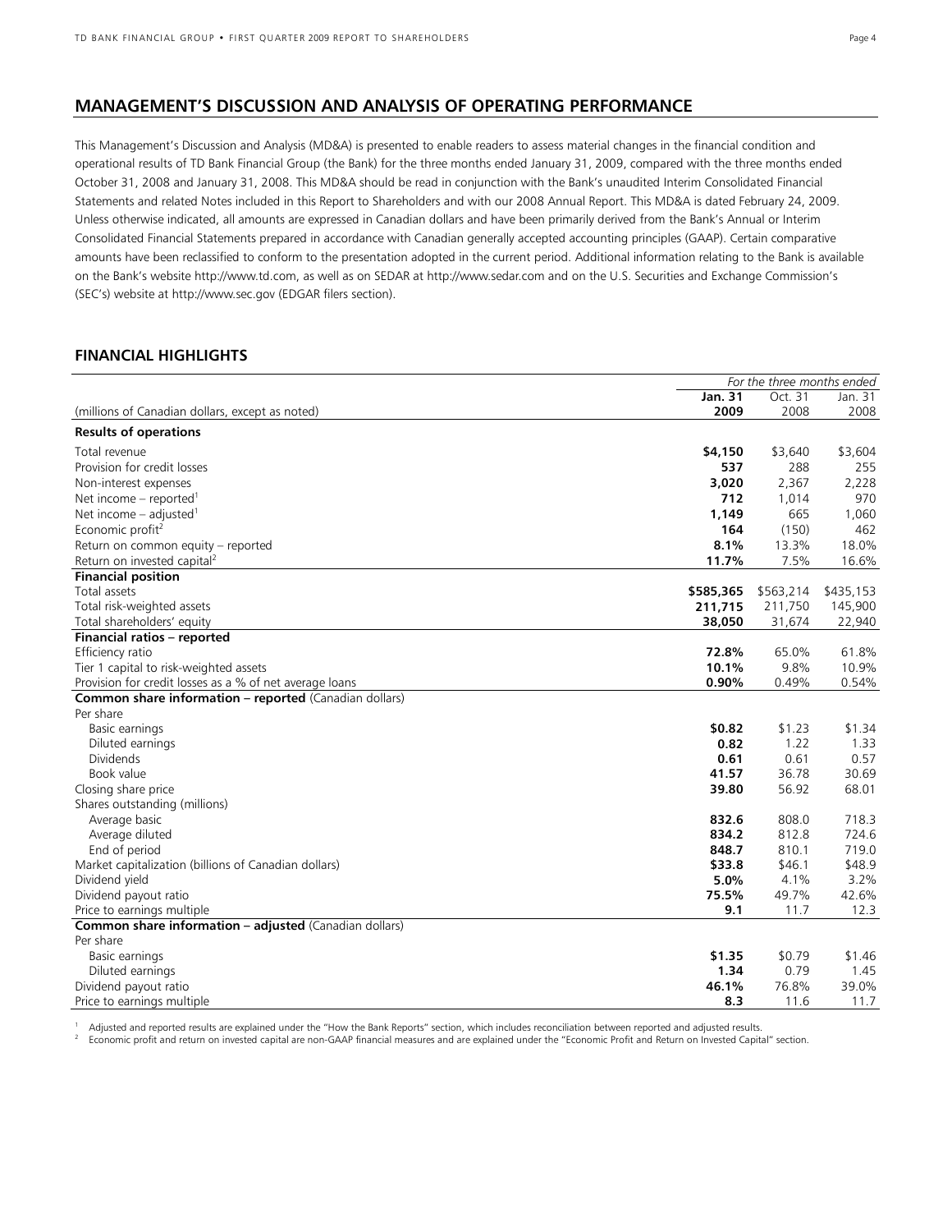## MANAGEMENT'S DISCUSSION AND ANALYSIS OF OPERATING PERFORMANCE

This Management's Discussion and Analysis (MD&A) is presented to enable readers to assess material changes in the financial condition and operational results of TD Bank Financial Group (the Bank) for the three months ended January 31, 2009, compared with the three months ended October 31, 2008 and January 31, 2008. This MD&A should be read in conjunction with the Bank's unaudited Interim Consolidated Financial Statements and related Notes included in this Report to Shareholders and with our 2008 Annual Report. This MD&A is dated February 24, 2009. Unless otherwise indicated, all amounts are expressed in Canadian dollars and have been primarily derived from the Bank's Annual or Interim Consolidated Financial Statements prepared in accordance with Canadian generally accepted accounting principles (GAAP). Certain comparative amounts have been reclassified to conform to the presentation adopted in the current period. Additional information relating to the Bank is available on the Bank's website http://www.td.com, as well as on SEDAR at http://www.sedar.com and on the U.S. Securities and Exchange Commission's (SEC's) website at http://www.sec.gov (EDGAR filers section).

## FINANCIAL HIGHLIGHTS

| | *For the three months ended* | | |
|---|---|---|---|
| (millions of Canadian dollars, except as noted) | **Jan. 31 2009** | Oct. 31 2008 | Jan. 31 2008 |
| **Results of operations** | | | |
| Total revenue | **$4,150** | $3,640 | $3,604 |
| Provision for credit losses | **537** | 288 | 255 |
| Non-interest expenses | **3,020** | 2,367 | 2,228 |
| Net income – reported[1] | **712** | 1,014 | 970 |
| Net income – adjusted[1] | **1,149** | 665 | 1,060 |
| Economic profit[2] | **164** | (150) | 462 |
| Return on common equity – reported | **8.1%** | 13.3% | 18.0% |
| Return on invested capital[2] | **11.7%** | 7.5% | 16.6% |
| **Financial position** | | | |
| Total assets | **$585,365** | $563,214 | $435,153 |
| Total risk-weighted assets | **211,715** | 211,750 | 145,900 |
| Total shareholders' equity | **38,050** | 31,674 | 22,940 |
| **Financial ratios – reported** | | | |
| Efficiency ratio | **72.8%** | 65.0% | 61.8% |
| Tier 1 capital to risk-weighted assets | **10.1%** | 9.8% | 10.9% |
| Provision for credit losses as a % of net average loans | **0.90%** | 0.49% | 0.54% |
| **Common share information – reported** (Canadian dollars) | | | |
| Per share | | | |
| Basic earnings | **$0.82** | $1.23 | $1.34 |
| Diluted earnings | **0.82** | 1.22 | 1.33 |
| Dividends | **0.61** | 0.61 | 0.57 |
| Book value | **41.57** | 36.78 | 30.69 |
| Closing share price | **39.80** | 56.92 | 68.01 |
| Shares outstanding (millions) | | | |
| Average basic | **832.6** | 808.0 | 718.3 |
| Average diluted | **834.2** | 812.8 | 724.6 |
| End of period | **848.7** | 810.1 | 719.0 |
| Market capitalization (billions of Canadian dollars) | **$33.8** | $46.1 | $48.9 |
| Dividend yield | **5.0%** | 4.1% | 3.2% |
| Dividend payout ratio | **75.5%** | 49.7% | 42.6% |
| Price to earnings multiple | **9.1** | 11.7 | 12.3 |
| **Common share information – adjusted** (Canadian dollars) | | | |
| Per share | | | |
| Basic earnings | **$1.35** | $0.79 | $1.46 |
| Diluted earnings | **1.34** | 0.79 | 1.45 |
| Dividend payout ratio | **46.1%** | 76.8% | 39.0% |
| Price to earnings multiple | **8.3** | 11.6 | 11.7 |

[1] Adjusted and reported results are explained under the "How the Bank Reports" section, which includes reconciliation between reported and adjusted results.
[2] Economic profit and return on invested capital are non-GAAP financial measures and are explained under the "Economic Profit and Return on Invested Capital" section.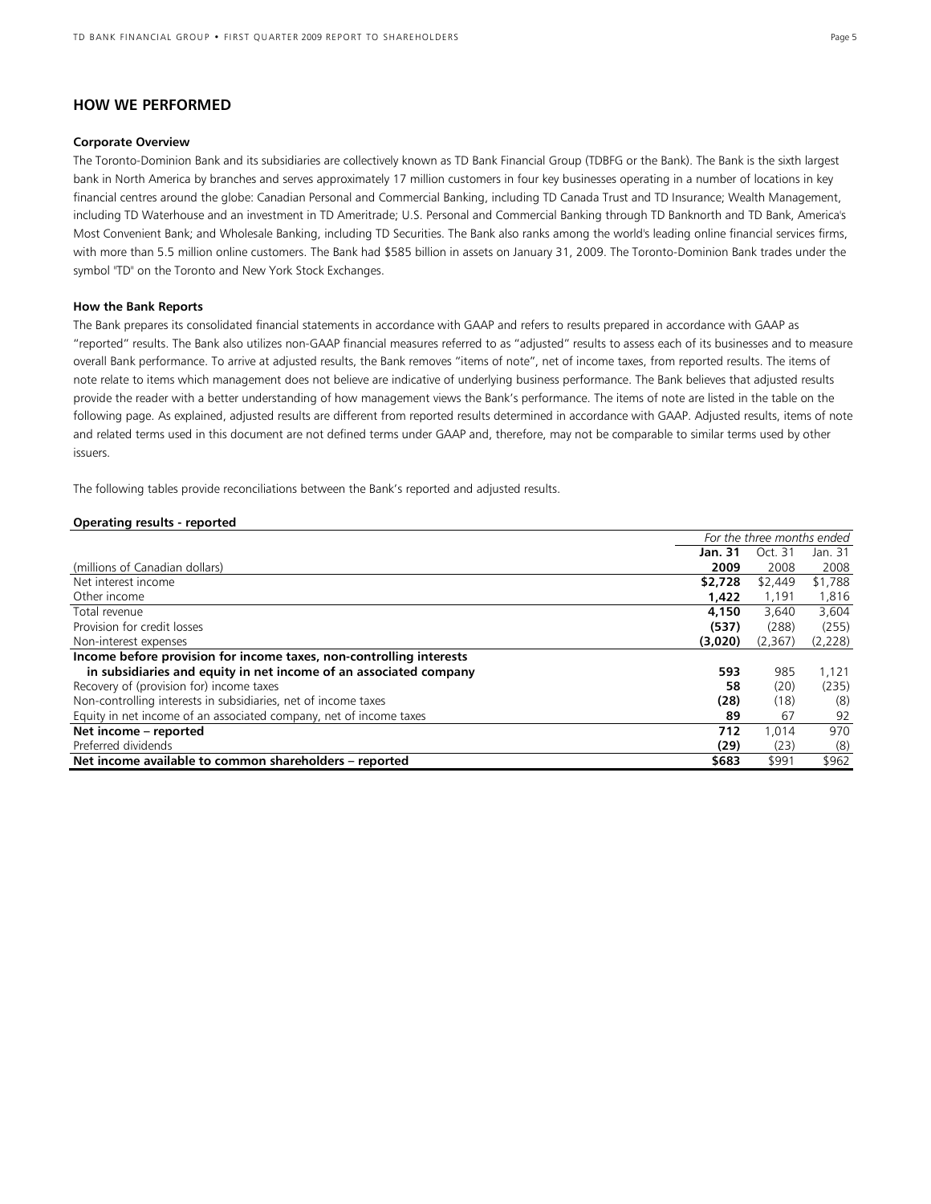## HOW WE PERFORMED

### Corporate Overview

The Toronto-Dominion Bank and its subsidiaries are collectively known as TD Bank Financial Group (TDBFG or the Bank). The Bank is the sixth largest bank in North America by branches and serves approximately 17 million customers in four key businesses operating in a number of locations in key financial centres around the globe: Canadian Personal and Commercial Banking, including TD Canada Trust and TD Insurance; Wealth Management, including TD Waterhouse and an investment in TD Ameritrade; U.S. Personal and Commercial Banking through TD Banknorth and TD Bank, America's Most Convenient Bank; and Wholesale Banking, including TD Securities. The Bank also ranks among the world's leading online financial services firms, with more than 5.5 million online customers. The Bank had $585 billion in assets on January 31, 2009. The Toronto-Dominion Bank trades under the symbol "TD" on the Toronto and New York Stock Exchanges.

### How the Bank Reports

The Bank prepares its consolidated financial statements in accordance with GAAP and refers to results prepared in accordance with GAAP as "reported" results. The Bank also utilizes non-GAAP financial measures referred to as "adjusted" results to assess each of its businesses and to measure overall Bank performance. To arrive at adjusted results, the Bank removes "items of note", net of income taxes, from reported results. The items of note relate to items which management does not believe are indicative of underlying business performance. The Bank believes that adjusted results provide the reader with a better understanding of how management views the Bank's performance. The items of note are listed in the table on the following page. As explained, adjusted results are different from reported results determined in accordance with GAAP. Adjusted results, items of note and related terms used in this document are not defined terms under GAAP and, therefore, may not be comparable to similar terms used by other issuers.

The following tables provide reconciliations between the Bank's reported and adjusted results.

**Operating results - reported**

| | *For the three months ended* | | |
|---|---|---|---|
| | **Jan. 31** | Oct. 31 | Jan. 31 |
| (millions of Canadian dollars) | **2009** | 2008 | 2008 |
| Net interest income | **$2,728** | $2,449 | $1,788 |
| Other income | **1,422** | 1,191 | 1,816 |
| Total revenue | **4,150** | 3,640 | 3,604 |
| Provision for credit losses | **(537)** | (288) | (255) |
| Non-interest expenses | **(3,020)** | (2,367) | (2,228) |
| **Income before provision for income taxes, non-controlling interests in subsidiaries and equity in net income of an associated company** | **593** | 985 | 1,121 |
| Recovery of (provision for) income taxes | **58** | (20) | (235) |
| Non-controlling interests in subsidiaries, net of income taxes | **(28)** | (18) | (8) |
| Equity in net income of an associated company, net of income taxes | **89** | 67 | 92 |
| **Net income – reported** | **712** | 1,014 | 970 |
| Preferred dividends | **(29)** | (23) | (8) |
| **Net income available to common shareholders – reported** | **$683** | $991 | $962 |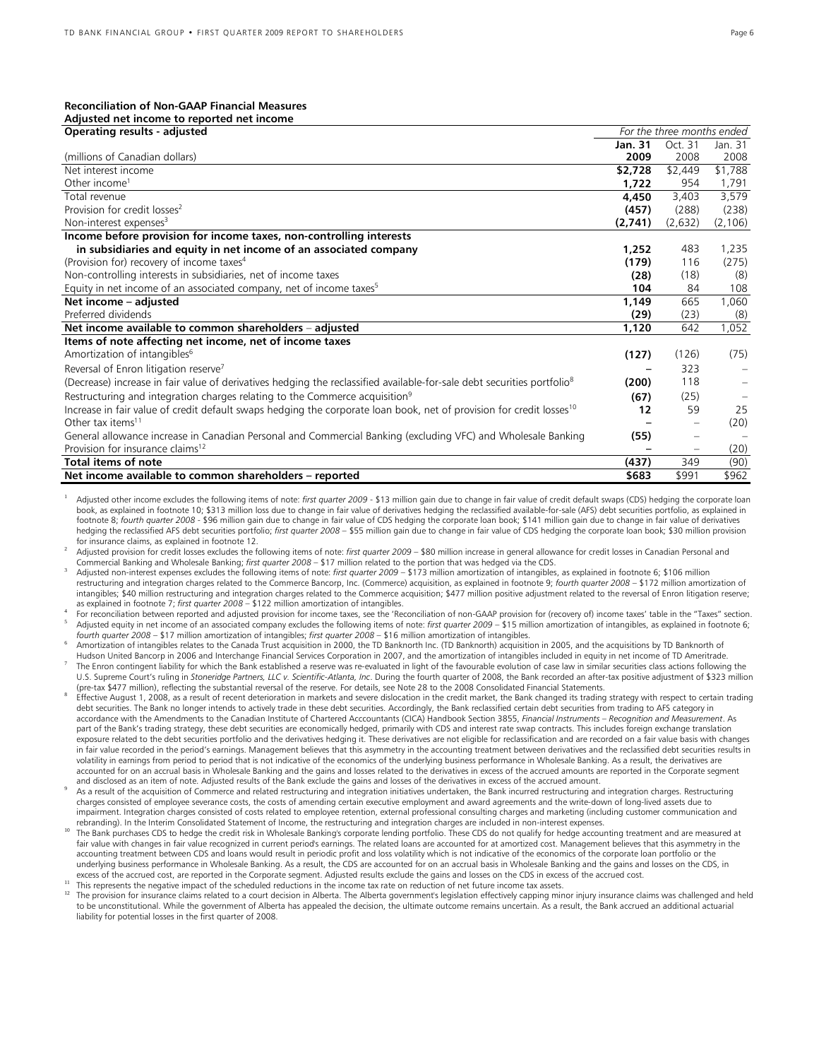**Reconciliation of Non-GAAP Financial Measures**

**Adjusted net income to reported net income**

| **Operating results - adjusted** | *For the three months ended* | | |
|---|---|---|---|
| (millions of Canadian dollars) | **Jan. 31 2009** | Oct. 31 2008 | Jan. 31 2008 |
| Net interest income | **$2,728** | $2,449 | $1,788 |
| Other income[1] | **1,722** | 954 | 1,791 |
| Total revenue | **4,450** | 3,403 | 3,579 |
| Provision for credit losses[2] | **(457)** | (288) | (238) |
| Non-interest expenses[3] | **(2,741)** | (2,632) | (2,106) |
| **Income before provision for income taxes, non-controlling interests in subsidiaries and equity in net income of an associated company** | **1,252** | 483 | 1,235 |
| (Provision for) recovery of income taxes[4] | **(179)** | 116 | (275) |
| Non-controlling interests in subsidiaries, net of income taxes | **(28)** | (18) | (8) |
| Equity in net income of an associated company, net of income taxes[5] | **104** | 84 | 108 |
| **Net income – adjusted** | **1,149** | 665 | 1,060 |
| Preferred dividends | **(29)** | (23) | (8) |
| **Net income available to common shareholders – adjusted** | **1,120** | 642 | 1,052 |
| **Items of note affecting net income, net of income taxes** | | | |
| Amortization of intangibles[6] | **(127)** | (126) | (75) |
| Reversal of Enron litigation reserve[7] | **–** | 323 | – |
| (Decrease) increase in fair value of derivatives hedging the reclassified available-for-sale debt securities portfolio[8] | **(200)** | 118 | – |
| Restructuring and integration charges relating to the Commerce acquisition[9] | **(67)** | (25) | – |
| Increase in fair value of credit default swaps hedging the corporate loan book, net of provision for credit losses[10] | **12** | 59 | 25 |
| Other tax items[11] | **–** | – | (20) |
| General allowance increase in Canadian Personal and Commercial Banking (excluding VFC) and Wholesale Banking | **(55)** | – | – |
| Provision for insurance claims[12] | **–** | – | (20) |
| **Total items of note** | **(437)** | 349 | (90) |
| **Net income available to common shareholders – reported** | **$683** | $991 | $962 |

[1] Adjusted other income excludes the following items of note: *first quarter 2009* - $13 million gain due to change in fair value of credit default swaps (CDS) hedging the corporate loan book, as explained in footnote 10; $313 million loss due to change in fair value of derivatives hedging the reclassified available-for-sale (AFS) debt securities portfolio, as explained in footnote 8; *fourth quarter 2008* - $96 million gain due to change in fair value of CDS hedging the corporate loan book; $141 million gain due to change in fair value of derivatives hedging the reclassified AFS debt securities portfolio; *first quarter 2008* – $55 million gain due to change in fair value of CDS hedging the corporate loan book; $30 million provision for insurance claims, as explained in footnote 12.

[2] Adjusted provision for credit losses excludes the following items of note: *first quarter 2009* – $80 million increase in general allowance for credit losses in Canadian Personal and Commercial Banking and Wholesale Banking; *first quarter 2008* – $17 million related to the portion that was hedged via the CDS.

[3] Adjusted non-interest expenses excludes the following items of note: *first quarter 2009* – $173 million amortization of intangibles, as explained in footnote 6; $106 million restructuring and integration charges related to the Commerce Bancorp, Inc. (Commerce) acquisition, as explained in footnote 9; *fourth quarter 2008* – $172 million amortization of intangibles; $40 million restructuring and integration charges related to the Commerce acquisition; $477 million positive adjustment related to the reversal of Enron litigation reserve; as explained in footnote 7; *first quarter 2008* – $122 million amortization of intangibles.

[4] For reconciliation between reported and adjusted provision for income taxes, see the 'Reconciliation of non-GAAP provision for (recovery of) income taxes' table in the "Taxes" section.

[5] Adjusted equity in net income of an associated company excludes the following items of note: *first quarter 2009* – $15 million amortization of intangibles, as explained in footnote 6; *fourth quarter 2008* – $17 million amortization of intangibles; *first quarter 2008* – $16 million amortization of intangibles.

[6] Amortization of intangibles relates to the Canada Trust acquisition in 2000, the TD Banknorth Inc. (TD Banknorth) acquisition in 2005, and the acquisitions by TD Banknorth of Hudson United Bancorp in 2006 and Interchange Financial Services Corporation in 2007, and the amortization of intangibles included in equity in net income of TD Ameritrade.

[7] The Enron contingent liability for which the Bank established a reserve was re-evaluated in light of the favourable evolution of case law in similar securities class actions following the U.S. Supreme Court's ruling in *Stoneridge Partners, LLC v. Scientific-Atlanta, Inc*. During the fourth quarter of 2008, the Bank recorded an after-tax positive adjustment of $323 million (pre-tax $477 million), reflecting the substantial reversal of the reserve. For details, see Note 28 to the 2008 Consolidated Financial Statements.

[8] Effective August 1, 2008, as a result of recent deterioration in markets and severe dislocation in the credit market, the Bank changed its trading strategy with respect to certain trading debt securities. The Bank no longer intends to actively trade in these debt securities. Accordingly, the Bank reclassified certain debt securities from trading to AFS category in accordance with the Amendments to the Canadian Institute of Chartered Acccountants (CICA) Handbook Section 3855, *Financial Instruments – Recognition and Measurement*. As part of the Bank's trading strategy, these debt securities are economically hedged, primarily with CDS and interest rate swap contracts. This includes foreign exchange translation exposure related to the debt securities portfolio and the derivatives hedging it. These derivatives are not eligible for reclassification and are recorded on a fair value basis with changes in fair value recorded in the period's earnings. Management believes that this asymmetry in the accounting treatment between derivatives and the reclassified debt securities results in volatility in earnings from period to period that is not indicative of the economics of the underlying business performance in Wholesale Banking. As a result, the derivatives are accounted for on an accrual basis in Wholesale Banking and the gains and losses related to the derivatives in excess of the accrued amounts are reported in the Corporate segment and disclosed as an item of note. Adjusted results of the Bank exclude the gains and losses of the derivatives in excess of the accrued amount.

[9] As a result of the acquisition of Commerce and related restructuring and integration initiatives undertaken, the Bank incurred restructuring and integration charges. Restructuring charges consisted of employee severance costs, the costs of amending certain executive employment and award agreements and the write-down of long-lived assets due to impairment. Integration charges consisted of costs related to employee retention, external professional consulting charges and marketing (including customer communication and rebranding). In the Interim Consolidated Statement of Income, the restructuring and integration charges are included in non-interest expenses.

[10] The Bank purchases CDS to hedge the credit risk in Wholesale Banking's corporate lending portfolio. These CDS do not qualify for hedge accounting treatment and are measured at fair value with changes in fair value recognized in current period's earnings. The related loans are accounted for at amortized cost. Management believes that this asymmetry in the accounting treatment between CDS and loans would result in periodic profit and loss volatility which is not indicative of the economics of the corporate loan portfolio or the underlying business performance in Wholesale Banking. As a result, the CDS are accounted for on an accrual basis in Wholesale Banking and the gains and losses on the CDS, in excess of the accrued cost, are reported in the Corporate segment. Adjusted results exclude the gains and losses on the CDS in excess of the accrued cost.

[11] This represents the negative impact of the scheduled reductions in the income tax rate on reduction of net future income tax assets.

[12] The provision for insurance claims related to a court decision in Alberta. The Alberta government's legislation effectively capping minor injury insurance claims was challenged and held to be unconstitutional. While the government of Alberta has appealed the decision, the ultimate outcome remains uncertain. As a result, the Bank accrued an additional actuarial liability for potential losses in the first quarter of 2008.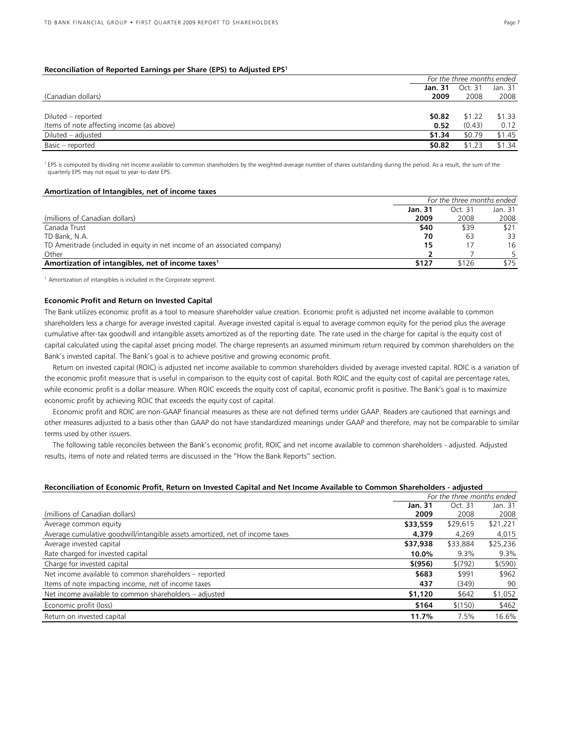**Reconciliation of Reported Earnings per Share (EPS) to Adjusted EPS[1]**

| | For the three months ended | | |
|---|---|---|---|
| (Canadian dollars) | **Jan. 31 2009** | Oct. 31 2008 | Jan. 31 2008 |
| Diluted – reported | **$0.82** | $1.22 | $1.33 |
| Items of note affecting income (as above) | **0.52** | (0.43) | 0.12 |
| Diluted – adjusted | **$1.34** | $0.79 | $1.45 |
| Basic – reported | **$0.82** | $1.23 | $1.34 |

[1] EPS is computed by dividing net income available to common shareholders by the weighted-average number of shares outstanding during the period. As a result, the sum of the quarterly EPS may not equal to year-to-date EPS.

**Amortization of Intangibles, net of income taxes**

| | For the three months ended | | |
|---|---|---|---|
| (millions of Canadian dollars) | **Jan. 31 2009** | Oct. 31 2008 | Jan. 31 2008 |
| Canada Trust | **$40** | $39 | $21 |
| TD Bank, N.A. | **70** | 63 | 33 |
| TD Ameritrade (included in equity in net income of an associated company) | **15** | 17 | 16 |
| Other | **2** | 7 | 5 |
| **Amortization of intangibles, net of income taxes[1]** | **$127** | $126 | $75 |

[1] Amortization of intangibles is included in the Corporate segment.

**Economic Profit and Return on Invested Capital**

The Bank utilizes economic profit as a tool to measure shareholder value creation. Economic profit is adjusted net income available to common shareholders less a charge for average invested capital. Average invested capital is equal to average common equity for the period plus the average cumulative after-tax goodwill and intangible assets amortized as of the reporting date. The rate used in the charge for capital is the equity cost of capital calculated using the capital asset pricing model. The charge represents an assumed minimum return required by common shareholders on the Bank's invested capital. The Bank's goal is to achieve positive and growing economic profit.

Return on invested capital (ROIC) is adjusted net income available to common shareholders divided by average invested capital. ROIC is a variation of the economic profit measure that is useful in comparison to the equity cost of capital. Both ROIC and the equity cost of capital are percentage rates, while economic profit is a dollar measure. When ROIC exceeds the equity cost of capital, economic profit is positive. The Bank's goal is to maximize economic profit by achieving ROIC that exceeds the equity cost of capital.

Economic profit and ROIC are non-GAAP financial measures as these are not defined terms under GAAP. Readers are cautioned that earnings and other measures adjusted to a basis other than GAAP do not have standardized meanings under GAAP and therefore, may not be comparable to similar terms used by other issuers.

The following table reconciles between the Bank's economic profit, ROIC and net income available to common shareholders - adjusted. Adjusted results, items of note and related terms are discussed in the "How the Bank Reports" section.

**Reconciliation of Economic Profit, Return on Invested Capital and Net Income Available to Common Shareholders - adjusted**

| | For the three months ended | | |
|---|---|---|---|
| (millions of Canadian dollars) | **Jan. 31 2009** | Oct. 31 2008 | Jan. 31 2008 |
| Average common equity | **$33,559** | $29,615 | $21,221 |
| Average cumulative goodwill/intangible assets amortized, net of income taxes | **4,379** | 4,269 | 4,015 |
| Average invested capital | **$37,938** | $33,884 | $25,236 |
| Rate charged for invested capital | **10.0%** | 9.3% | 9.3% |
| Charge for invested capital | **$(956)** | $(792) | $(590) |
| Net income available to common shareholders – reported | **$683** | $991 | $962 |
| Items of note impacting income, net of income taxes | **437** | (349) | 90 |
| Net income available to common shareholders – adjusted | **$1,120** | $642 | $1,052 |
| Economic profit (loss) | **$164** | $(150) | $462 |
| Return on invested capital | **11.7%** | 7.5% | 16.6% |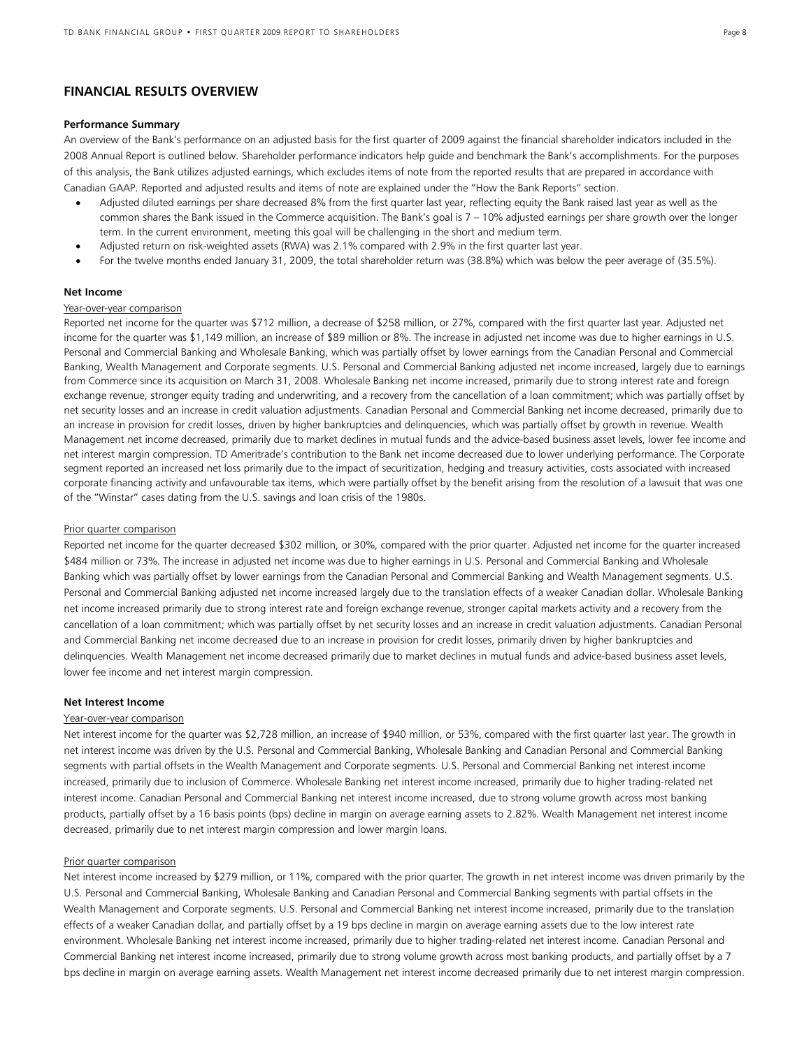## FINANCIAL RESULTS OVERVIEW

### Performance Summary

An overview of the Bank's performance on an adjusted basis for the first quarter of 2009 against the financial shareholder indicators included in the 2008 Annual Report is outlined below. Shareholder performance indicators help guide and benchmark the Bank's accomplishments. For the purposes of this analysis, the Bank utilizes adjusted earnings, which excludes items of note from the reported results that are prepared in accordance with Canadian GAAP. Reported and adjusted results and items of note are explained under the "How the Bank Reports" section.

- Adjusted diluted earnings per share decreased 8% from the first quarter last year, reflecting equity the Bank raised last year as well as the common shares the Bank issued in the Commerce acquisition. The Bank's goal is 7 – 10% adjusted earnings per share growth over the longer term. In the current environment, meeting this goal will be challenging in the short and medium term.
- Adjusted return on risk-weighted assets (RWA) was 2.1% compared with 2.9% in the first quarter last year.
- For the twelve months ended January 31, 2009, the total shareholder return was (38.8%) which was below the peer average of (35.5%).

### Net Income

Year-over-year comparison

Reported net income for the quarter was $712 million, a decrease of $258 million, or 27%, compared with the first quarter last year. Adjusted net income for the quarter was $1,149 million, an increase of $89 million or 8%. The increase in adjusted net income was due to higher earnings in U.S. Personal and Commercial Banking and Wholesale Banking, which was partially offset by lower earnings from the Canadian Personal and Commercial Banking, Wealth Management and Corporate segments. U.S. Personal and Commercial Banking adjusted net income increased, largely due to earnings from Commerce since its acquisition on March 31, 2008. Wholesale Banking net income increased, primarily due to strong interest rate and foreign exchange revenue, stronger equity trading and underwriting, and a recovery from the cancellation of a loan commitment; which was partially offset by net security losses and an increase in credit valuation adjustments. Canadian Personal and Commercial Banking net income decreased, primarily due to an increase in provision for credit losses, driven by higher bankruptcies and delinquencies, which was partially offset by growth in revenue. Wealth Management net income decreased, primarily due to market declines in mutual funds and the advice-based business asset levels, lower fee income and net interest margin compression. TD Ameritrade's contribution to the Bank net income decreased due to lower underlying performance. The Corporate segment reported an increased net loss primarily due to the impact of securitization, hedging and treasury activities, costs associated with increased corporate financing activity and unfavourable tax items, which were partially offset by the benefit arising from the resolution of a lawsuit that was one of the "Winstar" cases dating from the U.S. savings and loan crisis of the 1980s.

Prior quarter comparison

Reported net income for the quarter decreased $302 million, or 30%, compared with the prior quarter. Adjusted net income for the quarter increased $484 million or 73%. The increase in adjusted net income was due to higher earnings in U.S. Personal and Commercial Banking and Wholesale Banking which was partially offset by lower earnings from the Canadian Personal and Commercial Banking and Wealth Management segments. U.S. Personal and Commercial Banking adjusted net income increased largely due to the translation effects of a weaker Canadian dollar. Wholesale Banking net income increased primarily due to strong interest rate and foreign exchange revenue, stronger capital markets activity and a recovery from the cancellation of a loan commitment; which was partially offset by net security losses and an increase in credit valuation adjustments. Canadian Personal and Commercial Banking net income decreased due to an increase in provision for credit losses, primarily driven by higher bankruptcies and delinquencies. Wealth Management net income decreased primarily due to market declines in mutual funds and advice-based business asset levels, lower fee income and net interest margin compression.

### Net Interest Income

Year-over-year comparison

Net interest income for the quarter was $2,728 million, an increase of $940 million, or 53%, compared with the first quarter last year. The growth in net interest income was driven by the U.S. Personal and Commercial Banking, Wholesale Banking and Canadian Personal and Commercial Banking segments with partial offsets in the Wealth Management and Corporate segments. U.S. Personal and Commercial Banking net interest income increased, primarily due to inclusion of Commerce. Wholesale Banking net interest income increased, primarily due to higher trading-related net interest income. Canadian Personal and Commercial Banking net interest income increased, due to strong volume growth across most banking products, partially offset by a 16 basis points (bps) decline in margin on average earning assets to 2.82%. Wealth Management net interest income decreased, primarily due to net interest margin compression and lower margin loans.

Prior quarter comparison

Net interest income increased by $279 million, or 11%, compared with the prior quarter. The growth in net interest income was driven primarily by the U.S. Personal and Commercial Banking, Wholesale Banking and Canadian Personal and Commercial Banking segments with partial offsets in the Wealth Management and Corporate segments. U.S. Personal and Commercial Banking net interest income increased, primarily due to the translation effects of a weaker Canadian dollar, and partially offset by a 19 bps decline in margin on average earning assets due to the low interest rate environment. Wholesale Banking net interest income increased, primarily due to higher trading-related net interest income. Canadian Personal and Commercial Banking net interest income increased, primarily due to strong volume growth across most banking products, and partially offset by a 7 bps decline in margin on average earning assets. Wealth Management net interest income decreased primarily due to net interest margin compression.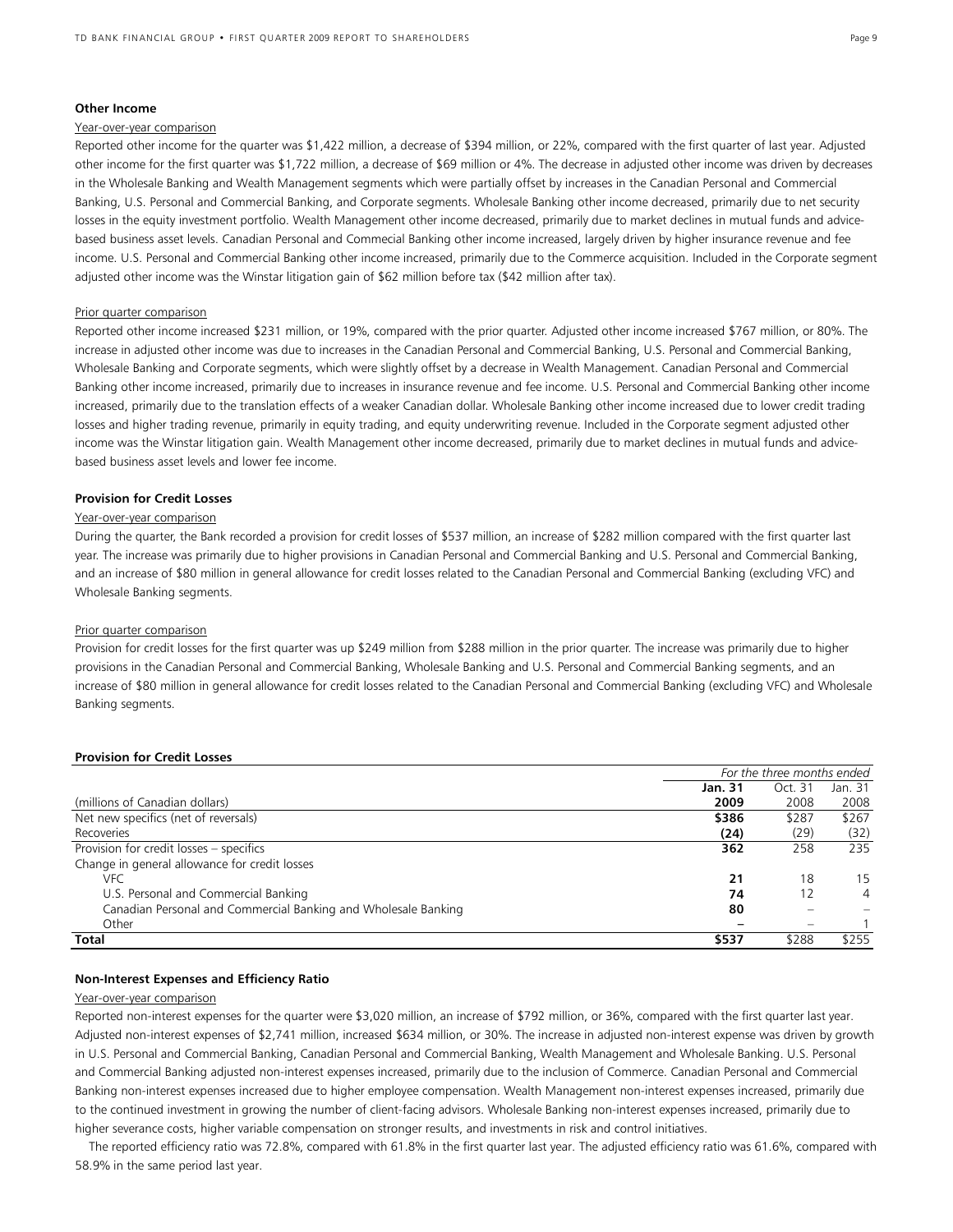### Other Income

Year-over-year comparison

Reported other income for the quarter was $1,422 million, a decrease of $394 million, or 22%, compared with the first quarter of last year. Adjusted other income for the first quarter was $1,722 million, a decrease of $69 million or 4%. The decrease in adjusted other income was driven by decreases in the Wholesale Banking and Wealth Management segments which were partially offset by increases in the Canadian Personal and Commercial Banking, U.S. Personal and Commercial Banking, and Corporate segments. Wholesale Banking other income decreased, primarily due to net security losses in the equity investment portfolio. Wealth Management other income decreased, primarily due to market declines in mutual funds and advice-based business asset levels. Canadian Personal and Commecial Banking other income increased, largely driven by higher insurance revenue and fee income. U.S. Personal and Commercial Banking other income increased, primarily due to the Commerce acquisition. Included in the Corporate segment adjusted other income was the Winstar litigation gain of $62 million before tax ($42 million after tax).

Prior quarter comparison

Reported other income increased $231 million, or 19%, compared with the prior quarter. Adjusted other income increased $767 million, or 80%. The increase in adjusted other income was due to increases in the Canadian Personal and Commercial Banking, U.S. Personal and Commercial Banking, Wholesale Banking and Corporate segments, which were slightly offset by a decrease in Wealth Management. Canadian Personal and Commercial Banking other income increased, primarily due to increases in insurance revenue and fee income. U.S. Personal and Commercial Banking other income increased, primarily due to the translation effects of a weaker Canadian dollar. Wholesale Banking other income increased due to lower credit trading losses and higher trading revenue, primarily in equity trading, and equity underwriting revenue. Included in the Corporate segment adjusted other income was the Winstar litigation gain. Wealth Management other income decreased, primarily due to market declines in mutual funds and advice-based business asset levels and lower fee income.

### Provision for Credit Losses

Year-over-year comparison

During the quarter, the Bank recorded a provision for credit losses of $537 million, an increase of $282 million compared with the first quarter last year. The increase was primarily due to higher provisions in Canadian Personal and Commercial Banking and U.S. Personal and Commercial Banking, and an increase of $80 million in general allowance for credit losses related to the Canadian Personal and Commercial Banking (excluding VFC) and Wholesale Banking segments.

Prior quarter comparison

Provision for credit losses for the first quarter was up $249 million from $288 million in the prior quarter. The increase was primarily due to higher provisions in the Canadian Personal and Commercial Banking, Wholesale Banking and U.S. Personal and Commercial Banking segments, and an increase of $80 million in general allowance for credit losses related to the Canadian Personal and Commercial Banking (excluding VFC) and Wholesale Banking segments.

**Provision for Credit Losses**

| | *For the three months ended* | | |
|---|---|---|---|
| (millions of Canadian dollars) | **Jan. 31 2009** | Oct. 31 2008 | Jan. 31 2008 |
| Net new specifics (net of reversals) | **$386** | $287 | $267 |
| Recoveries | **(24)** | (29) | (32) |
| Provision for credit losses – specifics | **362** | 258 | 235 |
| Change in general allowance for credit losses | | | |
| VFC | **21** | 18 | 15 |
| U.S. Personal and Commercial Banking | **74** | 12 | 4 |
| Canadian Personal and Commercial Banking and Wholesale Banking | **80** | – | – |
| Other | **–** | – | 1 |
| **Total** | **$537** | $288 | $255 |

### Non-Interest Expenses and Efficiency Ratio

Year-over-year comparison

Reported non-interest expenses for the quarter were $3,020 million, an increase of $792 million, or 36%, compared with the first quarter last year. Adjusted non-interest expenses of $2,741 million, increased $634 million, or 30%. The increase in adjusted non-interest expense was driven by growth in U.S. Personal and Commercial Banking, Canadian Personal and Commercial Banking, Wealth Management and Wholesale Banking. U.S. Personal and Commercial Banking adjusted non-interest expenses increased, primarily due to the inclusion of Commerce. Canadian Personal and Commercial Banking non-interest expenses increased due to higher employee compensation. Wealth Management non-interest expenses increased, primarily due to the continued investment in growing the number of client-facing advisors. Wholesale Banking non-interest expenses increased, primarily due to higher severance costs, higher variable compensation on stronger results, and investments in risk and control initiatives.

The reported efficiency ratio was 72.8%, compared with 61.8% in the first quarter last year. The adjusted efficiency ratio was 61.6%, compared with 58.9% in the same period last year.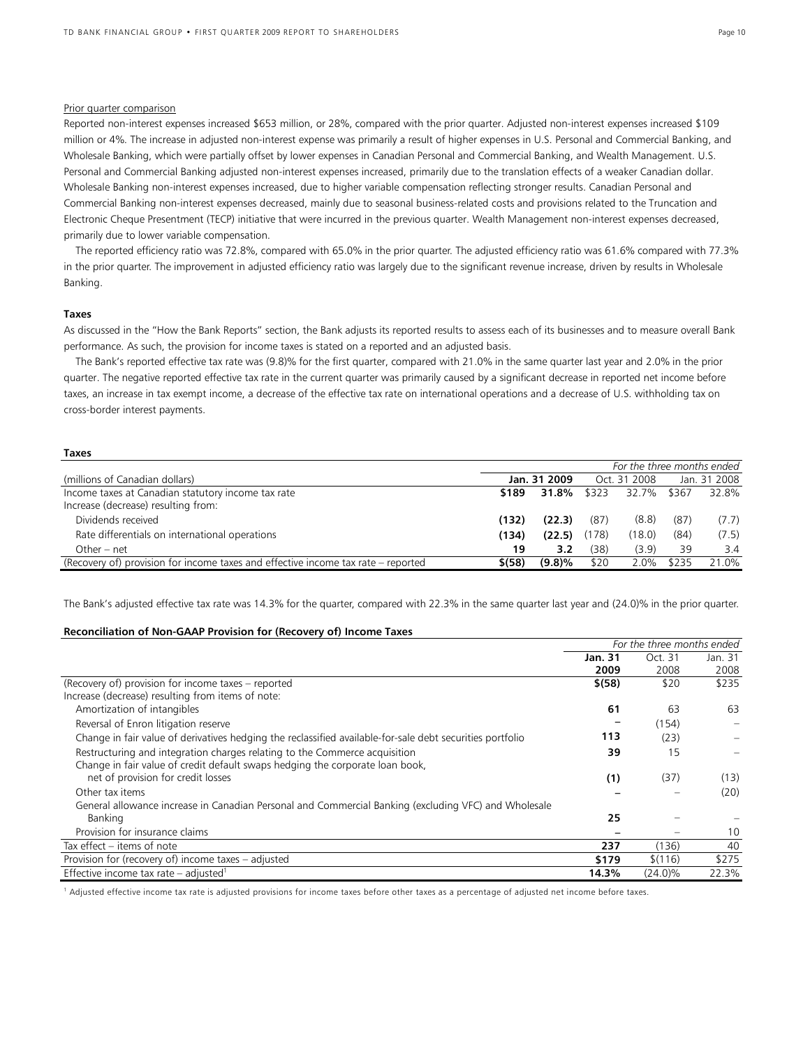Prior quarter comparison

Reported non-interest expenses increased $653 million, or 28%, compared with the prior quarter. Adjusted non-interest expenses increased $109 million or 4%. The increase in adjusted non-interest expense was primarily a result of higher expenses in U.S. Personal and Commercial Banking, and Wholesale Banking, which were partially offset by lower expenses in Canadian Personal and Commercial Banking, and Wealth Management. U.S. Personal and Commercial Banking adjusted non-interest expenses increased, primarily due to the translation effects of a weaker Canadian dollar. Wholesale Banking non-interest expenses increased, due to higher variable compensation reflecting stronger results. Canadian Personal and Commercial Banking non-interest expenses decreased, mainly due to seasonal business-related costs and provisions related to the Truncation and Electronic Cheque Presentment (TECP) initiative that were incurred in the previous quarter. Wealth Management non-interest expenses decreased, primarily due to lower variable compensation.

The reported efficiency ratio was 72.8%, compared with 65.0% in the prior quarter. The adjusted efficiency ratio was 61.6% compared with 77.3% in the prior quarter. The improvement in adjusted efficiency ratio was largely due to the significant revenue increase, driven by results in Wholesale Banking.

**Taxes**

As discussed in the "How the Bank Reports" section, the Bank adjusts its reported results to assess each of its businesses and to measure overall Bank performance. As such, the provision for income taxes is stated on a reported and an adjusted basis.

The Bank's reported effective tax rate was (9.8)% for the first quarter, compared with 21.0% in the same quarter last year and 2.0% in the prior quarter. The negative reported effective tax rate in the current quarter was primarily caused by a significant decrease in reported net income before taxes, an increase in tax exempt income, a decrease of the effective tax rate on international operations and a decrease of U.S. withholding tax on cross-border interest payments.

**Taxes**

| | *For the three months ended* | | | | | |
|---|---|---|---|---|---|---|
| (millions of Canadian dollars) | **Jan. 31 2009** | | Oct. 31 2008 | | Jan. 31 2008 | |
| Income taxes at Canadian statutory income tax rate | **$189** | **31.8%** | $323 | 32.7% | $367 | 32.8% |
| Increase (decrease) resulting from: | | | | | | |
| Dividends received | **(132)** | **(22.3)** | (87) | (8.8) | (87) | (7.7) |
| Rate differentials on international operations | **(134)** | **(22.5)** | (178) | (18.0) | (84) | (7.5) |
| Other – net | **19** | **3.2** | (38) | (3.9) | 39 | 3.4 |
| (Recovery of) provision for income taxes and effective income tax rate – reported | **$(58)** | **(9.8)%** | $20 | 2.0% | $235 | 21.0% |

The Bank's adjusted effective tax rate was 14.3% for the quarter, compared with 22.3% in the same quarter last year and (24.0)% in the prior quarter.

**Reconciliation of Non-GAAP Provision for (Recovery of) Income Taxes**

| | *For the three months ended* | | |
|---|---|---|---|
| | **Jan. 31 2009** | Oct. 31 2008 | Jan. 31 2008 |
| (Recovery of) provision for income taxes – reported | **$(58)** | $20 | $235 |
| Increase (decrease) resulting from items of note: | | | |
| Amortization of intangibles | **61** | 63 | 63 |
| Reversal of Enron litigation reserve | **–** | (154) | – |
| Change in fair value of derivatives hedging the reclassified available-for-sale debt securities portfolio | **113** | (23) | – |
| Restructuring and integration charges relating to the Commerce acquisition | **39** | 15 | – |
| Change in fair value of credit default swaps hedging the corporate loan book, net of provision for credit losses | **(1)** | (37) | (13) |
| Other tax items | **–** | – | (20) |
| General allowance increase in Canadian Personal and Commercial Banking (excluding VFC) and Wholesale Banking | **25** | – | – |
| Provision for insurance claims | **–** | – | 10 |
| Tax effect – items of note | **237** | (136) | 40 |
| Provision for (recovery of) income taxes – adjusted | **$179** | $(116) | $275 |
| Effective income tax rate – adjusted[1] | **14.3%** | (24.0)% | 22.3% |

[1] Adjusted effective income tax rate is adjusted provisions for income taxes before other taxes as a percentage of adjusted net income before taxes.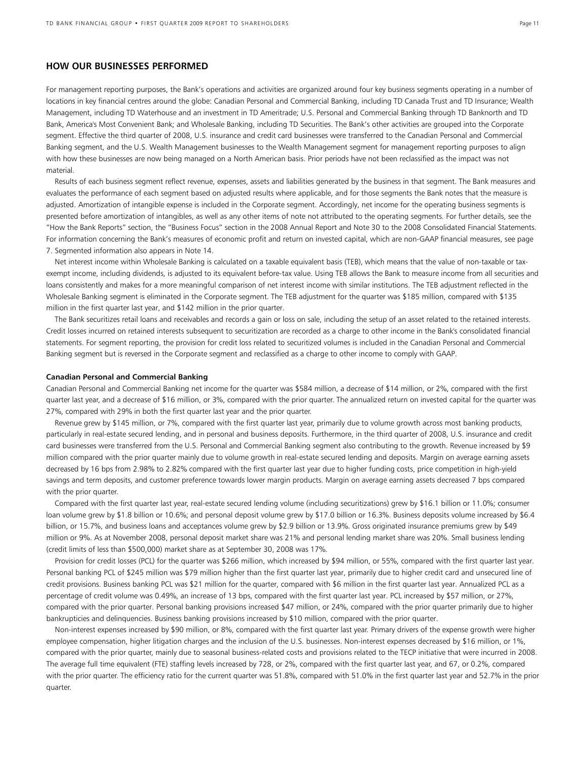## HOW OUR BUSINESSES PERFORMED

For management reporting purposes, the Bank's operations and activities are organized around four key business segments operating in a number of locations in key financial centres around the globe: Canadian Personal and Commercial Banking, including TD Canada Trust and TD Insurance; Wealth Management, including TD Waterhouse and an investment in TD Ameritrade; U.S. Personal and Commercial Banking through TD Banknorth and TD Bank, America's Most Convenient Bank; and Wholesale Banking, including TD Securities. The Bank's other activities are grouped into the Corporate segment. Effective the third quarter of 2008, U.S. insurance and credit card businesses were transferred to the Canadian Personal and Commercial Banking segment, and the U.S. Wealth Management businesses to the Wealth Management segment for management reporting purposes to align with how these businesses are now being managed on a North American basis. Prior periods have not been reclassified as the impact was not material.

Results of each business segment reflect revenue, expenses, assets and liabilities generated by the business in that segment. The Bank measures and evaluates the performance of each segment based on adjusted results where applicable, and for those segments the Bank notes that the measure is adjusted. Amortization of intangible expense is included in the Corporate segment. Accordingly, net income for the operating business segments is presented before amortization of intangibles, as well as any other items of note not attributed to the operating segments. For further details, see the "How the Bank Reports" section, the "Business Focus" section in the 2008 Annual Report and Note 30 to the 2008 Consolidated Financial Statements. For information concerning the Bank's measures of economic profit and return on invested capital, which are non-GAAP financial measures, see page 7. Segmented information also appears in Note 14.

Net interest income within Wholesale Banking is calculated on a taxable equivalent basis (TEB), which means that the value of non-taxable or tax-exempt income, including dividends, is adjusted to its equivalent before-tax value. Using TEB allows the Bank to measure income from all securities and loans consistently and makes for a more meaningful comparison of net interest income with similar institutions. The TEB adjustment reflected in the Wholesale Banking segment is eliminated in the Corporate segment. The TEB adjustment for the quarter was $185 million, compared with $135 million in the first quarter last year, and $142 million in the prior quarter.

The Bank securitizes retail loans and receivables and records a gain or loss on sale, including the setup of an asset related to the retained interests. Credit losses incurred on retained interests subsequent to securitization are recorded as a charge to other income in the Bank's consolidated financial statements. For segment reporting, the provision for credit loss related to securitized volumes is included in the Canadian Personal and Commercial Banking segment but is reversed in the Corporate segment and reclassified as a charge to other income to comply with GAAP.

### Canadian Personal and Commercial Banking

Canadian Personal and Commercial Banking net income for the quarter was $584 million, a decrease of $14 million, or 2%, compared with the first quarter last year, and a decrease of $16 million, or 3%, compared with the prior quarter. The annualized return on invested capital for the quarter was 27%, compared with 29% in both the first quarter last year and the prior quarter.

Revenue grew by $145 million, or 7%, compared with the first quarter last year, primarily due to volume growth across most banking products, particularly in real-estate secured lending, and in personal and business deposits. Furthermore, in the third quarter of 2008, U.S. insurance and credit card businesses were transferred from the U.S. Personal and Commercial Banking segment also contributing to the growth. Revenue increased by $9 million compared with the prior quarter mainly due to volume growth in real-estate secured lending and deposits. Margin on average earning assets decreased by 16 bps from 2.98% to 2.82% compared with the first quarter last year due to higher funding costs, price competition in high-yield savings and term deposits, and customer preference towards lower margin products. Margin on average earning assets decreased 7 bps compared with the prior quarter.

Compared with the first quarter last year, real-estate secured lending volume (including securitizations) grew by $16.1 billion or 11.0%; consumer loan volume grew by $1.8 billion or 10.6%; and personal deposit volume grew by $17.0 billion or 16.3%. Business deposits volume increased by $6.4 billion, or 15.7%, and business loans and acceptances volume grew by $2.9 billion or 13.9%. Gross originated insurance premiums grew by $49 million or 9%. As at November 2008, personal deposit market share was 21% and personal lending market share was 20%. Small business lending (credit limits of less than $500,000) market share as at September 30, 2008 was 17%.

Provision for credit losses (PCL) for the quarter was $266 million, which increased by $94 million, or 55%, compared with the first quarter last year. Personal banking PCL of $245 million was $79 million higher than the first quarter last year, primarily due to higher credit card and unsecured line of credit provisions. Business banking PCL was $21 million for the quarter, compared with $6 million in the first quarter last year. Annualized PCL as a percentage of credit volume was 0.49%, an increase of 13 bps, compared with the first quarter last year. PCL increased by $57 million, or 27%, compared with the prior quarter. Personal banking provisions increased $47 million, or 24%, compared with the prior quarter primarily due to higher bankruptcies and delinquencies. Business banking provisions increased by $10 million, compared with the prior quarter.

Non-interest expenses increased by $90 million, or 8%, compared with the first quarter last year. Primary drivers of the expense growth were higher employee compensation, higher litigation charges and the inclusion of the U.S. businesses. Non-interest expenses decreased by $16 million, or 1%, compared with the prior quarter, mainly due to seasonal business-related costs and provisions related to the TECP initiative that were incurred in 2008. The average full time equivalent (FTE) staffing levels increased by 728, or 2%, compared with the first quarter last year, and 67, or 0.2%, compared with the prior quarter. The efficiency ratio for the current quarter was 51.8%, compared with 51.0% in the first quarter last year and 52.7% in the prior quarter.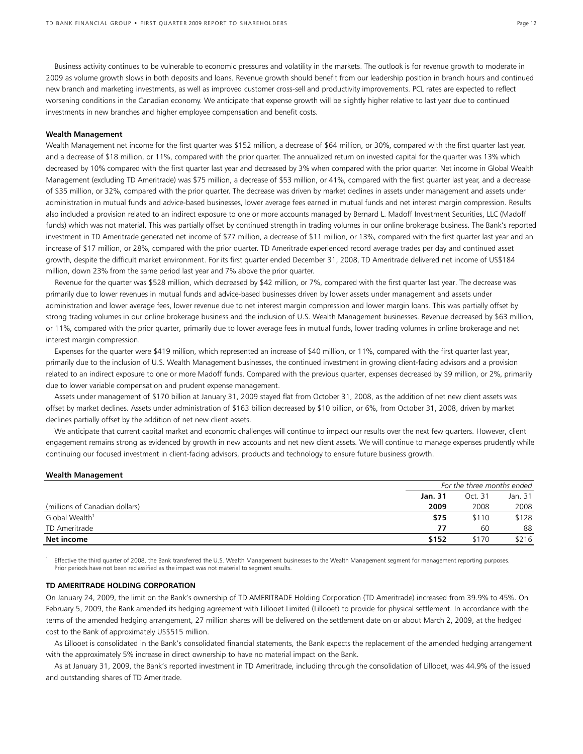Business activity continues to be vulnerable to economic pressures and volatility in the markets. The outlook is for revenue growth to moderate in 2009 as volume growth slows in both deposits and loans. Revenue growth should benefit from our leadership position in branch hours and continued new branch and marketing investments, as well as improved customer cross-sell and productivity improvements. PCL rates are expected to reflect worsening conditions in the Canadian economy. We anticipate that expense growth will be slightly higher relative to last year due to continued investments in new branches and higher employee compensation and benefit costs.

**Wealth Management**

Wealth Management net income for the first quarter was $152 million, a decrease of $64 million, or 30%, compared with the first quarter last year, and a decrease of $18 million, or 11%, compared with the prior quarter. The annualized return on invested capital for the quarter was 13% which decreased by 10% compared with the first quarter last year and decreased by 3% when compared with the prior quarter. Net income in Global Wealth Management (excluding TD Ameritrade) was $75 million, a decrease of $53 million, or 41%, compared with the first quarter last year, and a decrease of $35 million, or 32%, compared with the prior quarter. The decrease was driven by market declines in assets under management and assets under administration in mutual funds and advice-based businesses, lower average fees earned in mutual funds and net interest margin compression. Results also included a provision related to an indirect exposure to one or more accounts managed by Bernard L. Madoff Investment Securities, LLC (Madoff funds) which was not material. This was partially offset by continued strength in trading volumes in our online brokerage business. The Bank's reported investment in TD Ameritrade generated net income of $77 million, a decrease of $11 million, or 13%, compared with the first quarter last year and an increase of $17 million, or 28%, compared with the prior quarter. TD Ameritrade experienced record average trades per day and continued asset growth, despite the difficult market environment. For its first quarter ended December 31, 2008, TD Ameritrade delivered net income of US$184 million, down 23% from the same period last year and 7% above the prior quarter.

Revenue for the quarter was $528 million, which decreased by $42 million, or 7%, compared with the first quarter last year. The decrease was primarily due to lower revenues in mutual funds and advice-based businesses driven by lower assets under management and assets under administration and lower average fees, lower revenue due to net interest margin compression and lower margin loans. This was partially offset by strong trading volumes in our online brokerage business and the inclusion of U.S. Wealth Management businesses. Revenue decreased by $63 million, or 11%, compared with the prior quarter, primarily due to lower average fees in mutual funds, lower trading volumes in online brokerage and net interest margin compression.

Expenses for the quarter were $419 million, which represented an increase of $40 million, or 11%, compared with the first quarter last year, primarily due to the inclusion of U.S. Wealth Management businesses, the continued investment in growing client-facing advisors and a provision related to an indirect exposure to one or more Madoff funds. Compared with the previous quarter, expenses decreased by $9 million, or 2%, primarily due to lower variable compensation and prudent expense management.

Assets under management of $170 billion at January 31, 2009 stayed flat from October 31, 2008, as the addition of net new client assets was offset by market declines. Assets under administration of $163 billion decreased by $10 billion, or 6%, from October 31, 2008, driven by market declines partially offset by the addition of net new client assets.

We anticipate that current capital market and economic challenges will continue to impact our results over the next few quarters. However, client engagement remains strong as evidenced by growth in new accounts and net new client assets. We will continue to manage expenses prudently while continuing our focused investment in client-facing advisors, products and technology to ensure future business growth.

**Wealth Management**

| | *For the three months ended* | | |
|---|---|---|---|
| | **Jan. 31** | Oct. 31 | Jan. 31 |
| (millions of Canadian dollars) | **2009** | 2008 | 2008 |
| Global Wealth[1] | **$75** | $110 | $128 |
| TD Ameritrade | **77** | 60 | 88 |
| **Net income** | **$152** | $170 | $216 |

[1] Effective the third quarter of 2008, the Bank transferred the U.S. Wealth Management businesses to the Wealth Management segment for management reporting purposes. Prior periods have not been reclassified as the impact was not material to segment results.

**TD AMERITRADE HOLDING CORPORATION**

On January 24, 2009, the limit on the Bank's ownership of TD AMERITRADE Holding Corporation (TD Ameritrade) increased from 39.9% to 45%. On February 5, 2009, the Bank amended its hedging agreement with Lillooet Limited (Lillooet) to provide for physical settlement. In accordance with the terms of the amended hedging arrangement, 27 million shares will be delivered on the settlement date on or about March 2, 2009, at the hedged cost to the Bank of approximately US$515 million.

As Lillooet is consolidated in the Bank's consolidated financial statements, the Bank expects the replacement of the amended hedging arrangement with the approximately 5% increase in direct ownership to have no material impact on the Bank.

As at January 31, 2009, the Bank's reported investment in TD Ameritrade, including through the consolidation of Lillooet, was 44.9% of the issued and outstanding shares of TD Ameritrade.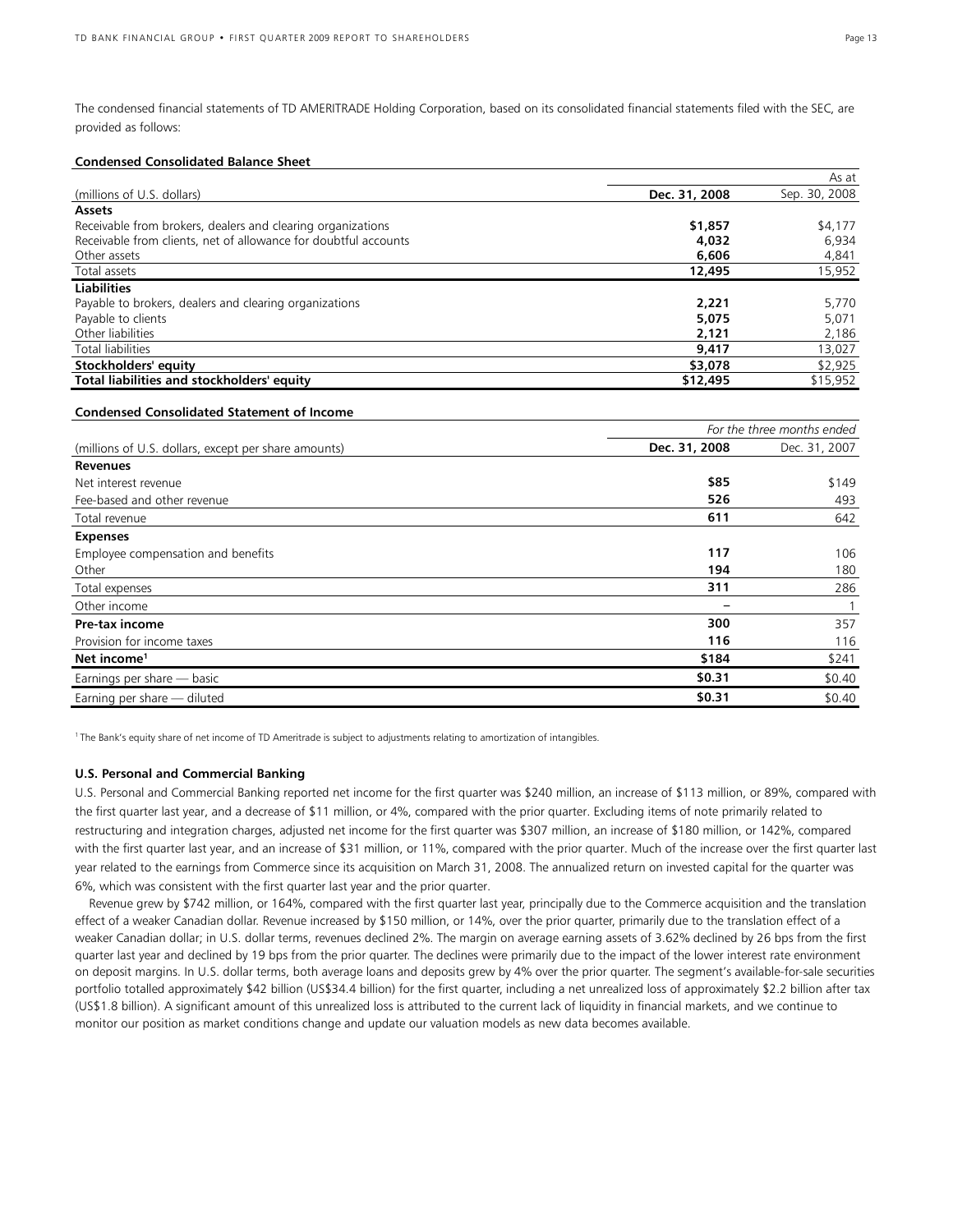The condensed financial statements of TD AMERITRADE Holding Corporation, based on its consolidated financial statements filed with the SEC, are provided as follows:

**Condensed Consolidated Balance Sheet**

| | | As at |
|---|---|---|
| (millions of U.S. dollars) | **Dec. 31, 2008** | Sep. 30, 2008 |
| **Assets** | | |
| Receivable from brokers, dealers and clearing organizations | **$1,857** | $4,177 |
| Receivable from clients, net of allowance for doubtful accounts | **4,032** | 6,934 |
| Other assets | **6,606** | 4,841 |
| Total assets | **12,495** | 15,952 |
| **Liabilities** | | |
| Payable to brokers, dealers and clearing organizations | **2,221** | 5,770 |
| Payable to clients | **5,075** | 5,071 |
| Other liabilities | **2,121** | 2,186 |
| Total liabilities | **9,417** | 13,027 |
| **Stockholders' equity** | **$3,078** | $2,925 |
| **Total liabilities and stockholders' equity** | **$12,495** | $15,952 |

**Condensed Consolidated Statement of Income**

| | | *For the three months ended* |
|---|---|---|
| (millions of U.S. dollars, except per share amounts) | **Dec. 31, 2008** | Dec. 31, 2007 |
| **Revenues** | | |
| Net interest revenue | **$85** | $149 |
| Fee-based and other revenue | **526** | 493 |
| Total revenue | **611** | 642 |
| **Expenses** | | |
| Employee compensation and benefits | **117** | 106 |
| Other | **194** | 180 |
| Total expenses | **311** | 286 |
| Other income | – | 1 |
| **Pre-tax income** | **300** | 357 |
| Provision for income taxes | **116** | 116 |
| **Net income**[1] | **$184** | $241 |
| Earnings per share — basic | **$0.31** | $0.40 |
| Earning per share — diluted | **$0.31** | $0.40 |

[1] The Bank's equity share of net income of TD Ameritrade is subject to adjustments relating to amortization of intangibles.

#### U.S. Personal and Commercial Banking

U.S. Personal and Commercial Banking reported net income for the first quarter was $240 million, an increase of $113 million, or 89%, compared with the first quarter last year, and a decrease of $11 million, or 4%, compared with the prior quarter. Excluding items of note primarily related to restructuring and integration charges, adjusted net income for the first quarter was $307 million, an increase of $180 million, or 142%, compared with the first quarter last year, and an increase of $31 million, or 11%, compared with the prior quarter. Much of the increase over the first quarter last year related to the earnings from Commerce since its acquisition on March 31, 2008. The annualized return on invested capital for the quarter was 6%, which was consistent with the first quarter last year and the prior quarter.

Revenue grew by $742 million, or 164%, compared with the first quarter last year, principally due to the Commerce acquisition and the translation effect of a weaker Canadian dollar. Revenue increased by $150 million, or 14%, over the prior quarter, primarily due to the translation effect of a weaker Canadian dollar; in U.S. dollar terms, revenues declined 2%. The margin on average earning assets of 3.62% declined by 26 bps from the first quarter last year and declined by 19 bps from the prior quarter. The declines were primarily due to the impact of the lower interest rate environment on deposit margins. In U.S. dollar terms, both average loans and deposits grew by 4% over the prior quarter. The segment's available-for-sale securities portfolio totalled approximately $42 billion (US$34.4 billion) for the first quarter, including a net unrealized loss of approximately $2.2 billion after tax (US$1.8 billion). A significant amount of this unrealized loss is attributed to the current lack of liquidity in financial markets, and we continue to monitor our position as market conditions change and update our valuation models as new data becomes available.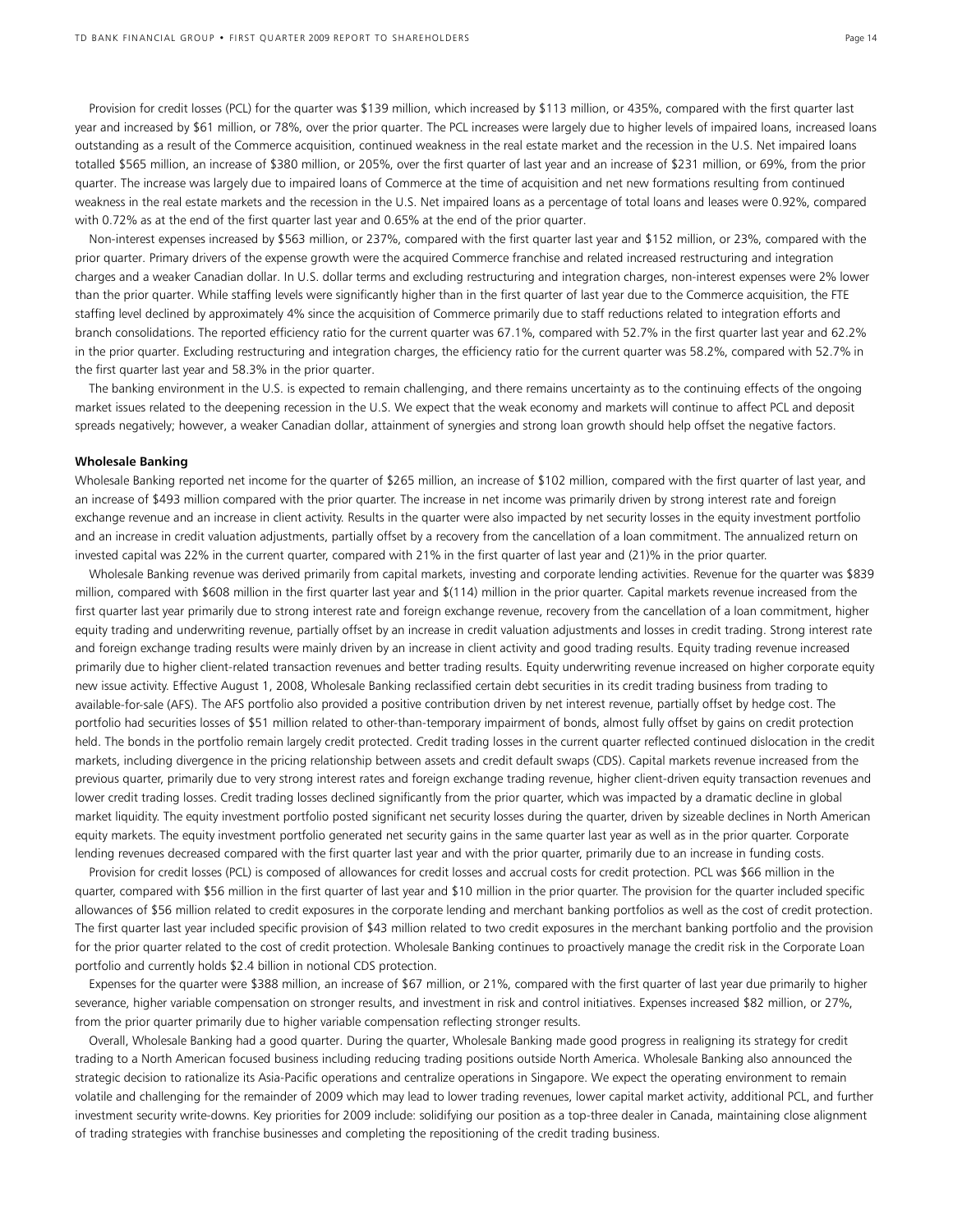Provision for credit losses (PCL) for the quarter was $139 million, which increased by $113 million, or 435%, compared with the first quarter last year and increased by $61 million, or 78%, over the prior quarter. The PCL increases were largely due to higher levels of impaired loans, increased loans outstanding as a result of the Commerce acquisition, continued weakness in the real estate market and the recession in the U.S. Net impaired loans totalled $565 million, an increase of $380 million, or 205%, over the first quarter of last year and an increase of $231 million, or 69%, from the prior quarter. The increase was largely due to impaired loans of Commerce at the time of acquisition and net new formations resulting from continued weakness in the real estate markets and the recession in the U.S. Net impaired loans as a percentage of total loans and leases were 0.92%, compared with 0.72% as at the end of the first quarter last year and 0.65% at the end of the prior quarter.

Non-interest expenses increased by $563 million, or 237%, compared with the first quarter last year and $152 million, or 23%, compared with the prior quarter. Primary drivers of the expense growth were the acquired Commerce franchise and related increased restructuring and integration charges and a weaker Canadian dollar. In U.S. dollar terms and excluding restructuring and integration charges, non-interest expenses were 2% lower than the prior quarter. While staffing levels were significantly higher than in the first quarter of last year due to the Commerce acquisition, the FTE staffing level declined by approximately 4% since the acquisition of Commerce primarily due to staff reductions related to integration efforts and branch consolidations. The reported efficiency ratio for the current quarter was 67.1%, compared with 52.7% in the first quarter last year and 62.2% in the prior quarter. Excluding restructuring and integration charges, the efficiency ratio for the current quarter was 58.2%, compared with 52.7% in the first quarter last year and 58.3% in the prior quarter.

The banking environment in the U.S. is expected to remain challenging, and there remains uncertainty as to the continuing effects of the ongoing market issues related to the deepening recession in the U.S. We expect that the weak economy and markets will continue to affect PCL and deposit spreads negatively; however, a weaker Canadian dollar, attainment of synergies and strong loan growth should help offset the negative factors.

**Wholesale Banking**

Wholesale Banking reported net income for the quarter of $265 million, an increase of $102 million, compared with the first quarter of last year, and an increase of $493 million compared with the prior quarter. The increase in net income was primarily driven by strong interest rate and foreign exchange revenue and an increase in client activity. Results in the quarter were also impacted by net security losses in the equity investment portfolio and an increase in credit valuation adjustments, partially offset by a recovery from the cancellation of a loan commitment. The annualized return on invested capital was 22% in the current quarter, compared with 21% in the first quarter of last year and (21)% in the prior quarter.

Wholesale Banking revenue was derived primarily from capital markets, investing and corporate lending activities. Revenue for the quarter was $839 million, compared with $608 million in the first quarter last year and $(114) million in the prior quarter. Capital markets revenue increased from the first quarter last year primarily due to strong interest rate and foreign exchange revenue, recovery from the cancellation of a loan commitment, higher equity trading and underwriting revenue, partially offset by an increase in credit valuation adjustments and losses in credit trading. Strong interest rate and foreign exchange trading results were mainly driven by an increase in client activity and good trading results. Equity trading revenue increased primarily due to higher client-related transaction revenues and better trading results. Equity underwriting revenue increased on higher corporate equity new issue activity. Effective August 1, 2008, Wholesale Banking reclassified certain debt securities in its credit trading business from trading to available-for-sale (AFS). The AFS portfolio also provided a positive contribution driven by net interest revenue, partially offset by hedge cost. The portfolio had securities losses of $51 million related to other-than-temporary impairment of bonds, almost fully offset by gains on credit protection held. The bonds in the portfolio remain largely credit protected. Credit trading losses in the current quarter reflected continued dislocation in the credit markets, including divergence in the pricing relationship between assets and credit default swaps (CDS). Capital markets revenue increased from the previous quarter, primarily due to very strong interest rates and foreign exchange trading revenue, higher client-driven equity transaction revenues and lower credit trading losses. Credit trading losses declined significantly from the prior quarter, which was impacted by a dramatic decline in global market liquidity. The equity investment portfolio posted significant net security losses during the quarter, driven by sizeable declines in North American equity markets. The equity investment portfolio generated net security gains in the same quarter last year as well as in the prior quarter. Corporate lending revenues decreased compared with the first quarter last year and with the prior quarter, primarily due to an increase in funding costs.

Provision for credit losses (PCL) is composed of allowances for credit losses and accrual costs for credit protection. PCL was $66 million in the quarter, compared with $56 million in the first quarter of last year and $10 million in the prior quarter. The provision for the quarter included specific allowances of $56 million related to credit exposures in the corporate lending and merchant banking portfolios as well as the cost of credit protection. The first quarter last year included specific provision of $43 million related to two credit exposures in the merchant banking portfolio and the provision for the prior quarter related to the cost of credit protection. Wholesale Banking continues to proactively manage the credit risk in the Corporate Loan portfolio and currently holds $2.4 billion in notional CDS protection.

Expenses for the quarter were $388 million, an increase of $67 million, or 21%, compared with the first quarter of last year due primarily to higher severance, higher variable compensation on stronger results, and investment in risk and control initiatives. Expenses increased $82 million, or 27%, from the prior quarter primarily due to higher variable compensation reflecting stronger results.

Overall, Wholesale Banking had a good quarter. During the quarter, Wholesale Banking made good progress in realigning its strategy for credit trading to a North American focused business including reducing trading positions outside North America. Wholesale Banking also announced the strategic decision to rationalize its Asia-Pacific operations and centralize operations in Singapore. We expect the operating environment to remain volatile and challenging for the remainder of 2009 which may lead to lower trading revenues, lower capital market activity, additional PCL, and further investment security write-downs. Key priorities for 2009 include: solidifying our position as a top-three dealer in Canada, maintaining close alignment of trading strategies with franchise businesses and completing the repositioning of the credit trading business.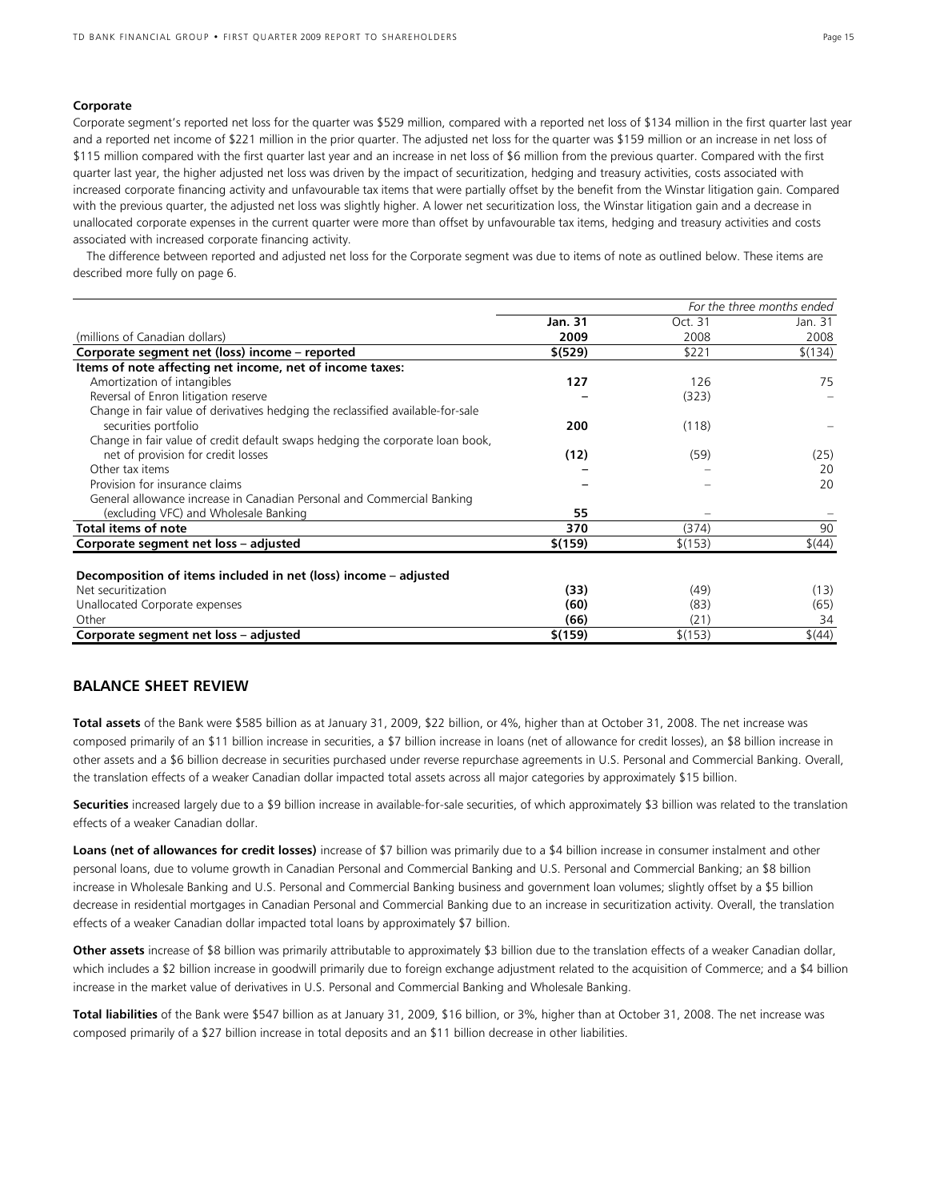**Corporate**

Corporate segment's reported net loss for the quarter was $529 million, compared with a reported net loss of $134 million in the first quarter last year and a reported net income of $221 million in the prior quarter. The adjusted net loss for the quarter was $159 million or an increase in net loss of $115 million compared with the first quarter last year and an increase in net loss of $6 million from the previous quarter. Compared with the first quarter last year, the higher adjusted net loss was driven by the impact of securitization, hedging and treasury activities, costs associated with increased corporate financing activity and unfavourable tax items that were partially offset by the benefit from the Winstar litigation gain. Compared with the previous quarter, the adjusted net loss was slightly higher. A lower net securitization loss, the Winstar litigation gain and a decrease in unallocated corporate expenses in the current quarter were more than offset by unfavourable tax items, hedging and treasury activities and costs associated with increased corporate financing activity.

The difference between reported and adjusted net loss for the Corporate segment was due to items of note as outlined below. These items are described more fully on page 6.

| | *For the three months ended* | | |
|---|---|---|---|
| | **Jan. 31** | Oct. 31 | Jan. 31 |
| (millions of Canadian dollars) | **2009** | 2008 | 2008 |
| **Corporate segment net (loss) income – reported** | **$(529)** | $221 | $(134) |
| **Items of note affecting net income, net of income taxes:** | | | |
| Amortization of intangibles | **127** | 126 | 75 |
| Reversal of Enron litigation reserve | **–** | (323) | – |
| Change in fair value of derivatives hedging the reclassified available-for-sale securities portfolio | **200** | (118) | – |
| Change in fair value of credit default swaps hedging the corporate loan book, net of provision for credit losses | **(12)** | (59) | (25) |
| Other tax items | **–** | – | 20 |
| Provision for insurance claims | **–** | – | 20 |
| General allowance increase in Canadian Personal and Commercial Banking (excluding VFC) and Wholesale Banking | **55** | – | – |
| **Total items of note** | **370** | (374) | 90 |
| **Corporate segment net loss – adjusted** | **$(159)** | $(153) | $(44) |
| | | | |
| **Decomposition of items included in net (loss) income – adjusted** | | | |
| Net securitization | **(33)** | (49) | (13) |
| Unallocated Corporate expenses | **(60)** | (83) | (65) |
| Other | **(66)** | (21) | 34 |
| **Corporate segment net loss – adjusted** | **$(159)** | $(153) | $(44) |

## BALANCE SHEET REVIEW

**Total assets** of the Bank were $585 billion as at January 31, 2009, $22 billion, or 4%, higher than at October 31, 2008. The net increase was composed primarily of an $11 billion increase in securities, a $7 billion increase in loans (net of allowance for credit losses), an $8 billion increase in other assets and a $6 billion decrease in securities purchased under reverse repurchase agreements in U.S. Personal and Commercial Banking. Overall, the translation effects of a weaker Canadian dollar impacted total assets across all major categories by approximately $15 billion.

**Securities** increased largely due to a $9 billion increase in available-for-sale securities, of which approximately $3 billion was related to the translation effects of a weaker Canadian dollar.

**Loans (net of allowances for credit losses)** increase of $7 billion was primarily due to a $4 billion increase in consumer instalment and other personal loans, due to volume growth in Canadian Personal and Commercial Banking and U.S. Personal and Commercial Banking; an $8 billion increase in Wholesale Banking and U.S. Personal and Commercial Banking business and government loan volumes; slightly offset by a $5 billion decrease in residential mortgages in Canadian Personal and Commercial Banking due to an increase in securitization activity. Overall, the translation effects of a weaker Canadian dollar impacted total loans by approximately $7 billion.

**Other assets** increase of $8 billion was primarily attributable to approximately $3 billion due to the translation effects of a weaker Canadian dollar, which includes a $2 billion increase in goodwill primarily due to foreign exchange adjustment related to the acquisition of Commerce; and a $4 billion increase in the market value of derivatives in U.S. Personal and Commercial Banking and Wholesale Banking.

**Total liabilities** of the Bank were $547 billion as at January 31, 2009, $16 billion, or 3%, higher than at October 31, 2008. The net increase was composed primarily of a $27 billion increase in total deposits and an $11 billion decrease in other liabilities.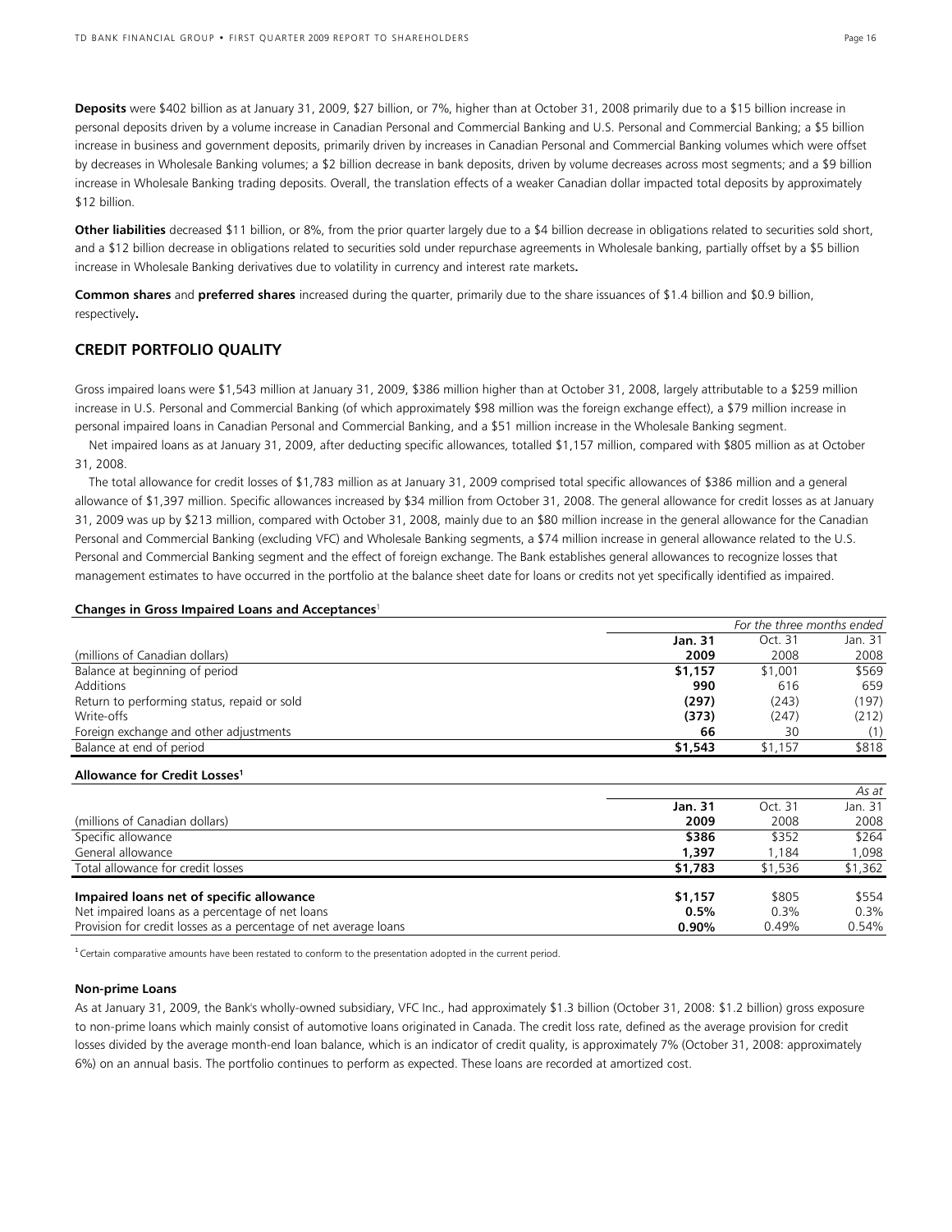**Deposits** were $402 billion as at January 31, 2009, $27 billion, or 7%, higher than at October 31, 2008 primarily due to a $15 billion increase in personal deposits driven by a volume increase in Canadian Personal and Commercial Banking and U.S. Personal and Commercial Banking; a $5 billion increase in business and government deposits, primarily driven by increases in Canadian Personal and Commercial Banking volumes which were offset by decreases in Wholesale Banking volumes; a $2 billion decrease in bank deposits, driven by volume decreases across most segments; and a $9 billion increase in Wholesale Banking trading deposits. Overall, the translation effects of a weaker Canadian dollar impacted total deposits by approximately $12 billion.

**Other liabilities** decreased $11 billion, or 8%, from the prior quarter largely due to a $4 billion decrease in obligations related to securities sold short, and a $12 billion decrease in obligations related to securities sold under repurchase agreements in Wholesale banking, partially offset by a $5 billion increase in Wholesale Banking derivatives due to volatility in currency and interest rate markets**.**

**Common shares** and **preferred shares** increased during the quarter, primarily due to the share issuances of $1.4 billion and $0.9 billion, respectively**.**

## CREDIT PORTFOLIO QUALITY

Gross impaired loans were $1,543 million at January 31, 2009, $386 million higher than at October 31, 2008, largely attributable to a $259 million increase in U.S. Personal and Commercial Banking (of which approximately $98 million was the foreign exchange effect), a $79 million increase in personal impaired loans in Canadian Personal and Commercial Banking, and a $51 million increase in the Wholesale Banking segment.

Net impaired loans as at January 31, 2009, after deducting specific allowances, totalled $1,157 million, compared with $805 million as at October 31, 2008.

The total allowance for credit losses of $1,783 million as at January 31, 2009 comprised total specific allowances of $386 million and a general allowance of $1,397 million. Specific allowances increased by $34 million from October 31, 2008. The general allowance for credit losses as at January 31, 2009 was up by $213 million, compared with October 31, 2008, mainly due to an $80 million increase in the general allowance for the Canadian Personal and Commercial Banking (excluding VFC) and Wholesale Banking segments, a $74 million increase in general allowance related to the U.S. Personal and Commercial Banking segment and the effect of foreign exchange. The Bank establishes general allowances to recognize losses that management estimates to have occurred in the portfolio at the balance sheet date for loans or credits not yet specifically identified as impaired.

**Changes in Gross Impaired Loans and Acceptances**[1]

| | *For the three months ended* | | |
|---|---|---|---|
| | **Jan. 31** | Oct. 31 | Jan. 31 |
| (millions of Canadian dollars) | **2009** | 2008 | 2008 |
| Balance at beginning of period | **$1,157** | $1,001 | $569 |
| Additions | **990** | 616 | 659 |
| Return to performing status, repaid or sold | **(297)** | (243) | (197) |
| Write-offs | **(373)** | (247) | (212) |
| Foreign exchange and other adjustments | **66** | 30 | (1) |
| Balance at end of period | **$1,543** | $1,157 | $818 |

**Allowance for Credit Losses**[1]

| | | | *As at* |
|---|---|---|---|
| | **Jan. 31** | Oct. 31 | Jan. 31 |
| (millions of Canadian dollars) | **2009** | 2008 | 2008 |
| Specific allowance | **$386** | $352 | $264 |
| General allowance | **1,397** | 1,184 | 1,098 |
| Total allowance for credit losses | **$1,783** | $1,536 | $1,362 |
| **Impaired loans net of specific allowance** | **$1,157** | $805 | $554 |
| Net impaired loans as a percentage of net loans | **0.5%** | 0.3% | 0.3% |
| Provision for credit losses as a percentage of net average loans | **0.90%** | 0.49% | 0.54% |

[1] Certain comparative amounts have been restated to conform to the presentation adopted in the current period.

**Non-prime Loans**

As at January 31, 2009, the Bank's wholly-owned subsidiary, VFC Inc., had approximately $1.3 billion (October 31, 2008: $1.2 billion) gross exposure to non-prime loans which mainly consist of automotive loans originated in Canada. The credit loss rate, defined as the average provision for credit losses divided by the average month-end loan balance, which is an indicator of credit quality, is approximately 7% (October 31, 2008: approximately 6%) on an annual basis. The portfolio continues to perform as expected. These loans are recorded at amortized cost.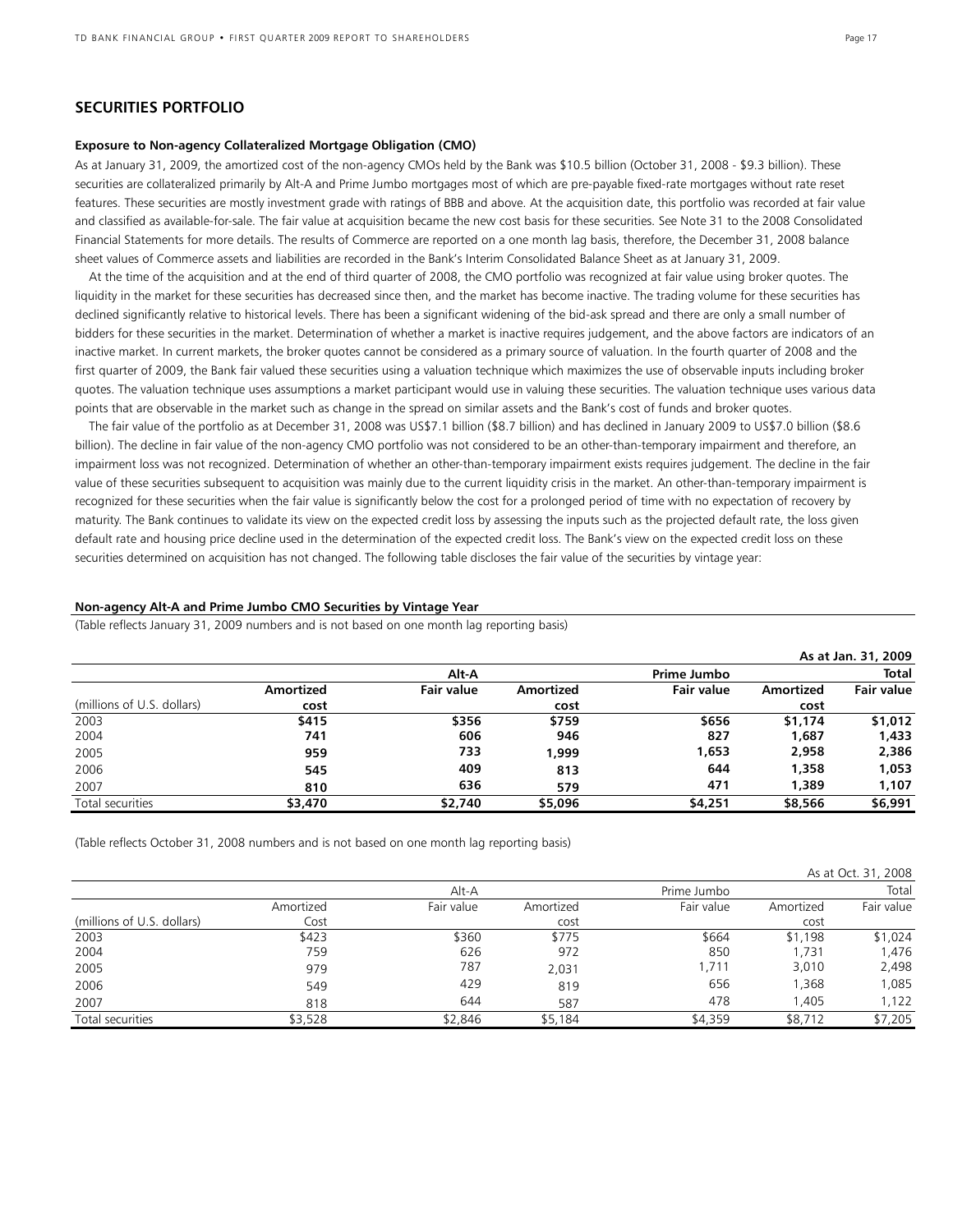## SECURITIES PORTFOLIO

### Exposure to Non-agency Collateralized Mortgage Obligation (CMO)

As at January 31, 2009, the amortized cost of the non-agency CMOs held by the Bank was $10.5 billion (October 31, 2008 - $9.3 billion). These securities are collateralized primarily by Alt-A and Prime Jumbo mortgages most of which are pre-payable fixed-rate mortgages without rate reset features. These securities are mostly investment grade with ratings of BBB and above. At the acquisition date, this portfolio was recorded at fair value and classified as available-for-sale. The fair value at acquisition became the new cost basis for these securities. See Note 31 to the 2008 Consolidated Financial Statements for more details. The results of Commerce are reported on a one month lag basis, therefore, the December 31, 2008 balance sheet values of Commerce assets and liabilities are recorded in the Bank's Interim Consolidated Balance Sheet as at January 31, 2009.

At the time of the acquisition and at the end of third quarter of 2008, the CMO portfolio was recognized at fair value using broker quotes. The liquidity in the market for these securities has decreased since then, and the market has become inactive. The trading volume for these securities has declined significantly relative to historical levels. There has been a significant widening of the bid-ask spread and there are only a small number of bidders for these securities in the market. Determination of whether a market is inactive requires judgement, and the above factors are indicators of an inactive market. In current markets, the broker quotes cannot be considered as a primary source of valuation. In the fourth quarter of 2008 and the first quarter of 2009, the Bank fair valued these securities using a valuation technique which maximizes the use of observable inputs including broker quotes. The valuation technique uses assumptions a market participant would use in valuing these securities. The valuation technique uses various data points that are observable in the market such as change in the spread on similar assets and the Bank's cost of funds and broker quotes.

The fair value of the portfolio as at December 31, 2008 was US$7.1 billion ($8.7 billion) and has declined in January 2009 to US$7.0 billion ($8.6 billion). The decline in fair value of the non-agency CMO portfolio was not considered to be an other-than-temporary impairment and therefore, an impairment loss was not recognized. Determination of whether an other-than-temporary impairment exists requires judgement. The decline in the fair value of these securities subsequent to acquisition was mainly due to the current liquidity crisis in the market. An other-than-temporary impairment is recognized for these securities when the fair value is significantly below the cost for a prolonged period of time with no expectation of recovery by maturity. The Bank continues to validate its view on the expected credit loss by assessing the inputs such as the projected default rate, the loss given default rate and housing price decline used in the determination of the expected credit loss. The Bank's view on the expected credit loss on these securities determined on acquisition has not changed. The following table discloses the fair value of the securities by vintage year:

### Non-agency Alt-A and Prime Jumbo CMO Securities by Vintage Year

(Table reflects January 31, 2009 numbers and is not based on one month lag reporting basis)

| | | | | | | **As at Jan. 31, 2009** |
|---|---|---|---|---|---|---|
| | **Alt-A** | | **Prime Jumbo** | | **Total** | |
| (millions of U.S. dollars) | **Amortized cost** | **Fair value** | **Amortized cost** | **Fair value** | **Amortized cost** | **Fair value** |
| 2003 | **$415** | **$356** | **$759** | **$656** | **$1,174** | **$1,012** |
| 2004 | **741** | **606** | **946** | **827** | **1,687** | **1,433** |
| 2005 | **959** | **733** | **1,999** | **1,653** | **2,958** | **2,386** |
| 2006 | **545** | **409** | **813** | **644** | **1,358** | **1,053** |
| 2007 | **810** | **636** | **579** | **471** | **1,389** | **1,107** |
| Total securities | **$3,470** | **$2,740** | **$5,096** | **$4,251** | **$8,566** | **$6,991** |

(Table reflects October 31, 2008 numbers and is not based on one month lag reporting basis)

| | | | | | | As at Oct. 31, 2008 |
|---|---|---|---|---|---|---|
| | Alt-A | | Prime Jumbo | | Total | |
| (millions of U.S. dollars) | Amortized Cost | Fair value | Amortized cost | Fair value | Amortized cost | Fair value |
| 2003 | $423 | $360 | $775 | $664 | $1,198 | $1,024 |
| 2004 | 759 | 626 | 972 | 850 | 1,731 | 1,476 |
| 2005 | 979 | 787 | 2,031 | 1,711 | 3,010 | 2,498 |
| 2006 | 549 | 429 | 819 | 656 | 1,368 | 1,085 |
| 2007 | 818 | 644 | 587 | 478 | 1,405 | 1,122 |
| Total securities | $3,528 | $2,846 | $5,184 | $4,359 | $8,712 | $7,205 |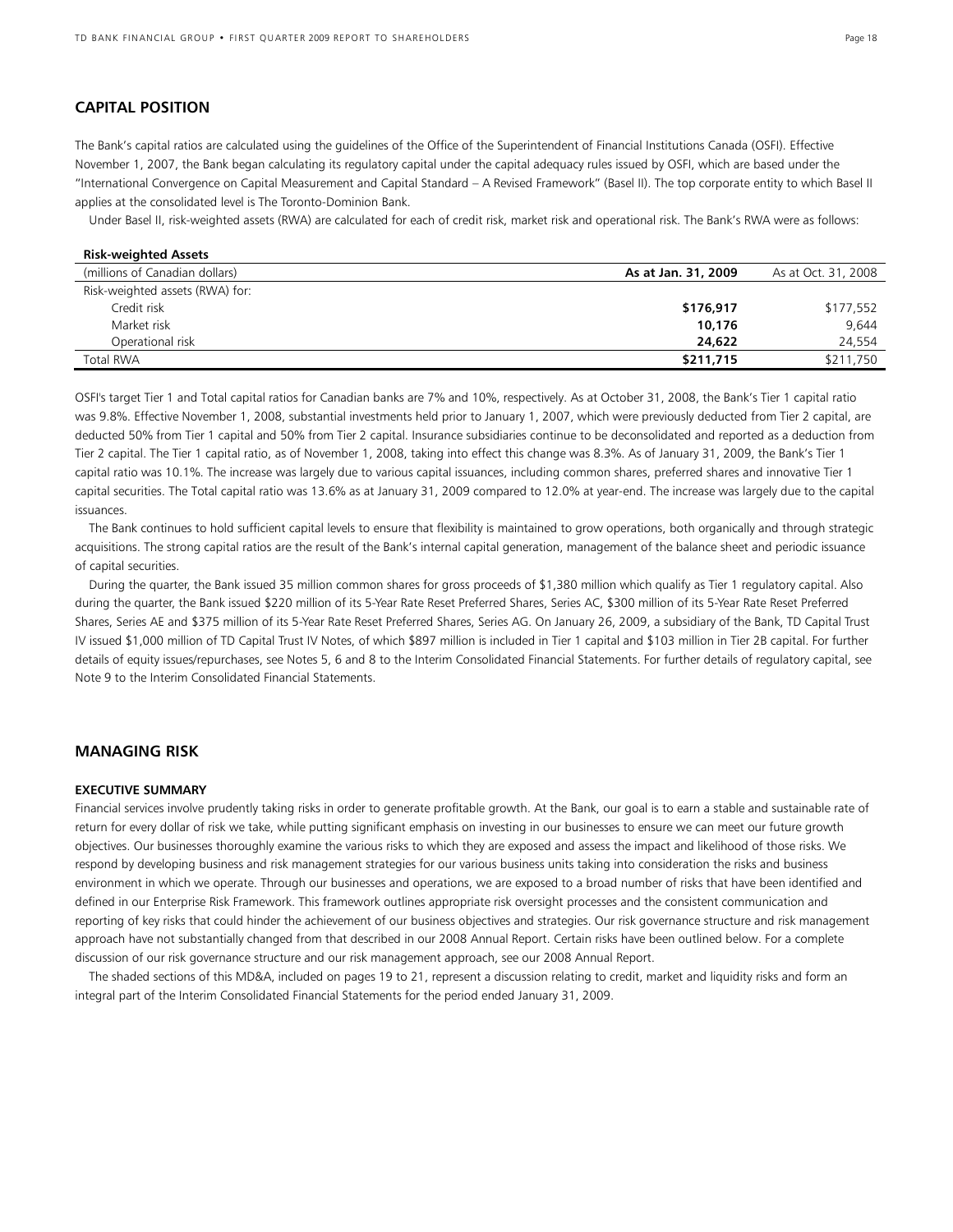## CAPITAL POSITION

The Bank's capital ratios are calculated using the guidelines of the Office of the Superintendent of Financial Institutions Canada (OSFI). Effective November 1, 2007, the Bank began calculating its regulatory capital under the capital adequacy rules issued by OSFI, which are based under the "International Convergence on Capital Measurement and Capital Standard – A Revised Framework" (Basel II). The top corporate entity to which Basel II applies at the consolidated level is The Toronto-Dominion Bank.

Under Basel II, risk-weighted assets (RWA) are calculated for each of credit risk, market risk and operational risk. The Bank's RWA were as follows:

**Risk-weighted Assets**

| (millions of Canadian dollars) | **As at Jan. 31, 2009** | As at Oct. 31, 2008 |
|---|---|---|
| Risk-weighted assets (RWA) for: | | |
| Credit risk | **$176,917** | $177,552 |
| Market risk | **10,176** | 9,644 |
| Operational risk | **24,622** | 24,554 |
| Total RWA | **$211,715** | $211,750 |

OSFI's target Tier 1 and Total capital ratios for Canadian banks are 7% and 10%, respectively. As at October 31, 2008, the Bank's Tier 1 capital ratio was 9.8%. Effective November 1, 2008, substantial investments held prior to January 1, 2007, which were previously deducted from Tier 2 capital, are deducted 50% from Tier 1 capital and 50% from Tier 2 capital. Insurance subsidiaries continue to be deconsolidated and reported as a deduction from Tier 2 capital. The Tier 1 capital ratio, as of November 1, 2008, taking into effect this change was 8.3%. As of January 31, 2009, the Bank's Tier 1 capital ratio was 10.1%. The increase was largely due to various capital issuances, including common shares, preferred shares and innovative Tier 1 capital securities. The Total capital ratio was 13.6% as at January 31, 2009 compared to 12.0% at year-end. The increase was largely due to the capital issuances.

The Bank continues to hold sufficient capital levels to ensure that flexibility is maintained to grow operations, both organically and through strategic acquisitions. The strong capital ratios are the result of the Bank's internal capital generation, management of the balance sheet and periodic issuance of capital securities.

During the quarter, the Bank issued 35 million common shares for gross proceeds of $1,380 million which qualify as Tier 1 regulatory capital. Also during the quarter, the Bank issued $220 million of its 5-Year Rate Reset Preferred Shares, Series AC, $300 million of its 5-Year Rate Reset Preferred Shares, Series AE and $375 million of its 5-Year Rate Reset Preferred Shares, Series AG. On January 26, 2009, a subsidiary of the Bank, TD Capital Trust IV issued $1,000 million of TD Capital Trust IV Notes, of which $897 million is included in Tier 1 capital and $103 million in Tier 2B capital. For further details of equity issues/repurchases, see Notes 5, 6 and 8 to the Interim Consolidated Financial Statements. For further details of regulatory capital, see Note 9 to the Interim Consolidated Financial Statements.

## MANAGING RISK

### EXECUTIVE SUMMARY

Financial services involve prudently taking risks in order to generate profitable growth. At the Bank, our goal is to earn a stable and sustainable rate of return for every dollar of risk we take, while putting significant emphasis on investing in our businesses to ensure we can meet our future growth objectives. Our businesses thoroughly examine the various risks to which they are exposed and assess the impact and likelihood of those risks. We respond by developing business and risk management strategies for our various business units taking into consideration the risks and business environment in which we operate. Through our businesses and operations, we are exposed to a broad number of risks that have been identified and defined in our Enterprise Risk Framework. This framework outlines appropriate risk oversight processes and the consistent communication and reporting of key risks that could hinder the achievement of our business objectives and strategies. Our risk governance structure and risk management approach have not substantially changed from that described in our 2008 Annual Report. Certain risks have been outlined below. For a complete discussion of our risk governance structure and our risk management approach, see our 2008 Annual Report.

The shaded sections of this MD&A, included on pages 19 to 21, represent a discussion relating to credit, market and liquidity risks and form an integral part of the Interim Consolidated Financial Statements for the period ended January 31, 2009.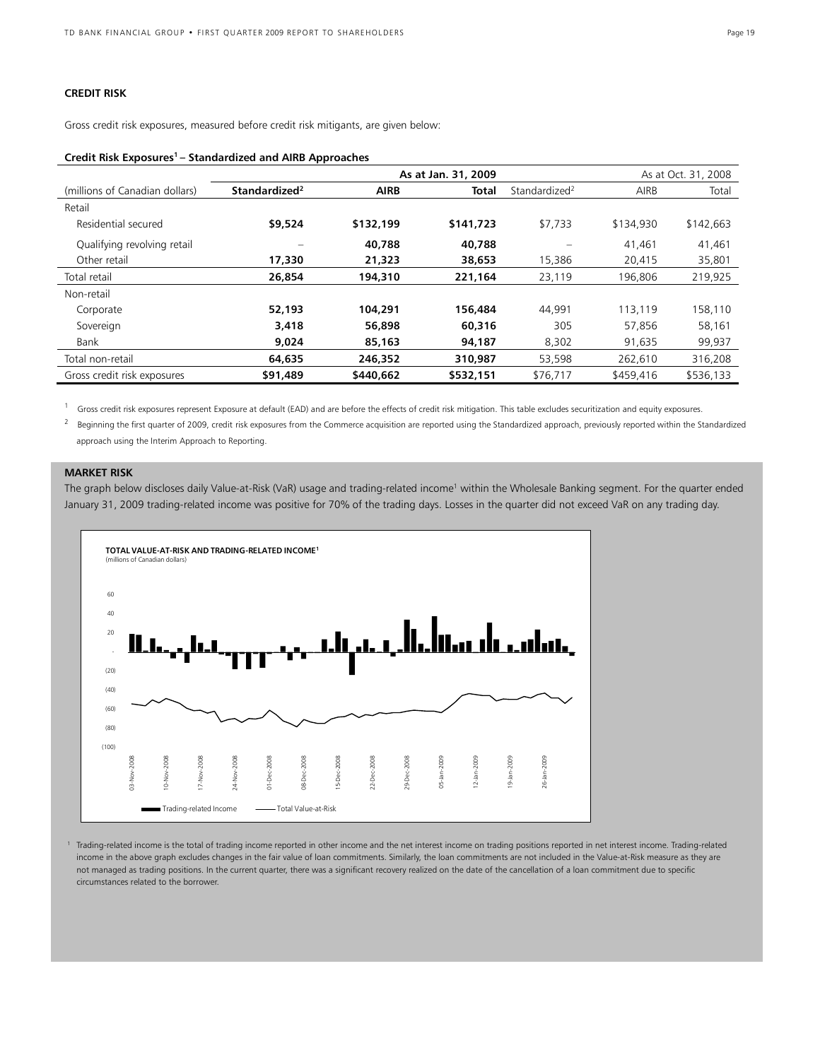## CREDIT RISK

Gross credit risk exposures, measured before credit risk mitigants, are given below:

**Credit Risk Exposures[1] – Standardized and AIRB Approaches**

| (millions of Canadian dollars) | As at Jan. 31, 2009 | | | As at Oct. 31, 2008 | | |
|---|---|---|---|---|---|---|
| | **Standardized[2]** | **AIRB** | **Total** | Standardized[2] | AIRB | Total |
| Retail | | | | | | |
| Residential secured | **$9,524** | **$132,199** | **$141,723** | $7,733 | $134,930 | $142,663 |
| Qualifying revolving retail | – | **40,788** | **40,788** | – | 41,461 | 41,461 |
| Other retail | **17,330** | **21,323** | **38,653** | 15,386 | 20,415 | 35,801 |
| Total retail | **26,854** | **194,310** | **221,164** | 23,119 | 196,806 | 219,925 |
| Non-retail | | | | | | |
| Corporate | **52,193** | **104,291** | **156,484** | 44,991 | 113,119 | 158,110 |
| Sovereign | **3,418** | **56,898** | **60,316** | 305 | 57,856 | 58,161 |
| Bank | **9,024** | **85,163** | **94,187** | 8,302 | 91,635 | 99,937 |
| Total non-retail | **64,635** | **246,352** | **310,987** | 53,598 | 262,610 | 316,208 |
| Gross credit risk exposures | **$91,489** | **$440,662** | **$532,151** | $76,717 | $459,416 | $536,133 |

[1] Gross credit risk exposures represent Exposure at default (EAD) and are before the effects of credit risk mitigation. This table excludes securitization and equity exposures.

[2] Beginning the first quarter of 2009, credit risk exposures from the Commerce acquisition are reported using the Standardized approach, previously reported within the Standardized approach using the Interim Approach to Reporting.

## MARKET RISK

The graph below discloses daily Value-at-Risk (VaR) usage and trading-related income[1] within the Wholesale Banking segment. For the quarter ended January 31, 2009 trading-related income was positive for 70% of the trading days. Losses in the quarter did not exceed VaR on any trading day.

**TOTAL VALUE-AT-RISK AND TRADING-RELATED INCOME[1]**
(millions of Canadian dollars)

[1] Trading-related income is the total of trading income reported in other income and the net interest income on trading positions reported in net interest income. Trading-related income in the above graph excludes changes in the fair value of loan commitments. Similarly, the loan commitments are not included in the Value-at-Risk measure as they are not managed as trading positions. In the current quarter, there was a significant recovery realized on the date of the cancellation of a loan commitment due to specific circumstances related to the borrower.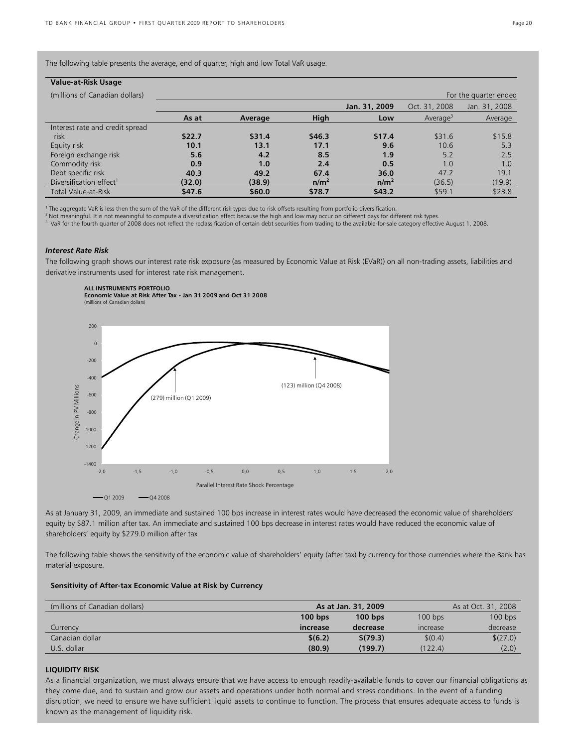The following table presents the average, end of quarter, high and low Total VaR usage.

**Value-at-Risk Usage**

| (millions of Canadian dollars) | | | | | For the quarter ended | |
|---|---|---|---|---|---|---|
| | | | | Jan. 31, 2009 | Oct. 31, 2008 | Jan. 31, 2008 |
| | **As at** | **Average** | **High** | **Low** | Average[3] | Average |
| Interest rate and credit spread risk | **$22.7** | **$31.4** | **$46.3** | **$17.4** | $31.6 | $15.8 |
| Equity risk | **10.1** | **13.1** | **17.1** | **9.6** | 10.6 | 5.3 |
| Foreign exchange risk | **5.6** | **4.2** | **8.5** | **1.9** | 5.2 | 2.5 |
| Commodity risk | **0.9** | **1.0** | **2.4** | **0.5** | 1.0 | 1.0 |
| Debt specific risk | **40.3** | **49.2** | **67.4** | **36.0** | 47.2 | 19.1 |
| Diversification effect[1] | **(32.0)** | **(38.9)** | **n/m[2]** | **n/m[2]** | (36.5) | (19.9) |
| Total Value-at-Risk | **$47.6** | **$60.0** | **$78.7** | **$43.2** | $59.1 | $23.8 |

[1] The aggregate VaR is less then the sum of the VaR of the different risk types due to risk offsets resulting from portfolio diversification.
[2] Not meaningful. It is not meaningful to compute a diversification effect because the high and low may occur on different days for different risk types.
[3] VaR for the fourth quarter of 2008 does not reflect the reclassification of certain debt securities from trading to the available-for-sale category effective August 1, 2008.

### *Interest Rate Risk*

The following graph shows our interest rate risk exposure (as measured by Economic Value at Risk (EVaR)) on all non-trading assets, liabilities and derivative instruments used for interest rate risk management.

**ALL INSTRUMENTS PORTFOLIO**
**Economic Value at Risk After Tax - Jan 31 2009 and Oct 31 2008**
(millions of Canadian dollars)

(279) million (Q1 2009)
(123) million (Q4 2008)

Change In PV Millions
Parallel Interest Rate Shock Percentage
Q1 2009 — Q4 2008

As at January 31, 2009, an immediate and sustained 100 bps increase in interest rates would have decreased the economic value of shareholders' equity by $87.1 million after tax. An immediate and sustained 100 bps decrease in interest rates would have reduced the economic value of shareholders' equity by $279.0 million after tax

The following table shows the sensitivity of the economic value of shareholders' equity (after tax) by currency for those currencies where the Bank has material exposure.

**Sensitivity of After-tax Economic Value at Risk by Currency**

| (millions of Canadian dollars) | As at Jan. 31, 2009 | | As at Oct. 31, 2008 | |
|---|---|---|---|---|
| Currency | **100 bps increase** | **100 bps decrease** | 100 bps increase | 100 bps decrease |
| Canadian dollar | **$(6.2)** | **$(79.3)** | $(0.4) | $(27.0) |
| U.S. dollar | **(80.9)** | **(199.7)** | (122.4) | (2.0) |

**LIQUIDITY RISK**

As a financial organization, we must always ensure that we have access to enough readily-available funds to cover our financial obligations as they come due, and to sustain and grow our assets and operations under both normal and stress conditions. In the event of a funding disruption, we need to ensure we have sufficient liquid assets to continue to function. The process that ensures adequate access to funds is known as the management of liquidity risk.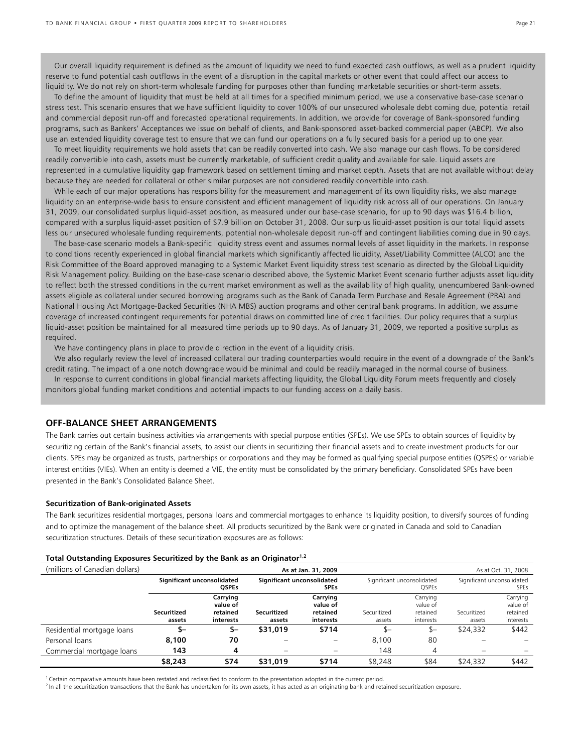Our overall liquidity requirement is defined as the amount of liquidity we need to fund expected cash outflows, as well as a prudent liquidity reserve to fund potential cash outflows in the event of a disruption in the capital markets or other event that could affect our access to liquidity. We do not rely on short-term wholesale funding for purposes other than funding marketable securities or short-term assets.

To define the amount of liquidity that must be held at all times for a specified minimum period, we use a conservative base-case scenario stress test. This scenario ensures that we have sufficient liquidity to cover 100% of our unsecured wholesale debt coming due, potential retail and commercial deposit run-off and forecasted operational requirements. In addition, we provide for coverage of Bank-sponsored funding programs, such as Bankers' Acceptances we issue on behalf of clients, and Bank-sponsored asset-backed commercial paper (ABCP). We also use an extended liquidity coverage test to ensure that we can fund our operations on a fully secured basis for a period up to one year.

To meet liquidity requirements we hold assets that can be readily converted into cash. We also manage our cash flows. To be considered readily convertible into cash, assets must be currently marketable, of sufficient credit quality and available for sale. Liquid assets are represented in a cumulative liquidity gap framework based on settlement timing and market depth. Assets that are not available without delay because they are needed for collateral or other similar purposes are not considered readily convertible into cash.

While each of our major operations has responsibility for the measurement and management of its own liquidity risks, we also manage liquidity on an enterprise-wide basis to ensure consistent and efficient management of liquidity risk across all of our operations. On January 31, 2009, our consolidated surplus liquid-asset position, as measured under our base-case scenario, for up to 90 days was $16.4 billion, compared with a surplus liquid-asset position of $7.9 billion on October 31, 2008. Our surplus liquid-asset position is our total liquid assets less our unsecured wholesale funding requirements, potential non-wholesale deposit run-off and contingent liabilities coming due in 90 days.

The base-case scenario models a Bank-specific liquidity stress event and assumes normal levels of asset liquidity in the markets. In response to conditions recently experienced in global financial markets which significantly affected liquidity, Asset/Liability Committee (ALCO) and the Risk Committee of the Board approved managing to a Systemic Market Event liquidity stress test scenario as directed by the Global Liquidity Risk Management policy. Building on the base-case scenario described above, the Systemic Market Event scenario further adjusts asset liquidity to reflect both the stressed conditions in the current market environment as well as the availability of high quality, unencumbered Bank-owned assets eligible as collateral under secured borrowing programs such as the Bank of Canada Term Purchase and Resale Agreement (PRA) and National Housing Act Mortgage-Backed Securities (NHA MBS) auction programs and other central bank programs. In addition, we assume coverage of increased contingent requirements for potential draws on committed line of credit facilities. Our policy requires that a surplus liquid-asset position be maintained for all measured time periods up to 90 days. As of January 31, 2009, we reported a positive surplus as required.

We have contingency plans in place to provide direction in the event of a liquidity crisis.

We also regularly review the level of increased collateral our trading counterparties would require in the event of a downgrade of the Bank's credit rating. The impact of a one notch downgrade would be minimal and could be readily managed in the normal course of business.

In response to current conditions in global financial markets affecting liquidity, the Global Liquidity Forum meets frequently and closely monitors global funding market conditions and potential impacts to our funding access on a daily basis.

## OFF-BALANCE SHEET ARRANGEMENTS

The Bank carries out certain business activities via arrangements with special purpose entities (SPEs). We use SPEs to obtain sources of liquidity by securitizing certain of the Bank's financial assets, to assist our clients in securitizing their financial assets and to create investment products for our clients. SPEs may be organized as trusts, partnerships or corporations and they may be formed as qualifying special purpose entities (QSPEs) or variable interest entities (VIEs). When an entity is deemed a VIE, the entity must be consolidated by the primary beneficiary. Consolidated SPEs have been presented in the Bank's Consolidated Balance Sheet.

### Securitization of Bank-originated Assets

The Bank securitizes residential mortgages, personal loans and commercial mortgages to enhance its liquidity position, to diversify sources of funding and to optimize the management of the balance sheet. All products securitized by the Bank were originated in Canada and sold to Canadian securitization structures. Details of these securitization exposures are as follows:

**Total Outstanding Exposures Securitized by the Bank as an Originator[1,2]**

| (millions of Canadian dollars) | **As at Jan. 31, 2009** | | | | As at Oct. 31, 2008 | | | |
|---|---|---|---|---|---|---|---|---|
| | **Significant unconsolidated QSPEs** | | **Significant unconsolidated SPEs** | | Significant unconsolidated QSPEs | | Significant unconsolidated SPEs | |
| | **Securitized assets** | **Carrying value of retained interests** | **Securitized assets** | **Carrying value of retained interests** | Securitized assets | Carrying value of retained interests | Securitized assets | Carrying value of retained interests |
| Residential mortgage loans | **$–** | **$–** | **$31,019** | **$714** | $– | $– | $24,332 | $442 |
| Personal loans | **8,100** | **70** | – | – | 8,100 | 80 | – | – |
| Commercial mortgage loans | **143** | **4** | – | – | 148 | 4 | – | – |
| | **$8,243** | **$74** | **$31,019** | **$714** | $8,248 | $84 | $24,332 | $442 |

[1] Certain comparative amounts have been restated and reclassified to conform to the presentation adopted in the current period.

[2] In all the securitization transactions that the Bank has undertaken for its own assets, it has acted as an originating bank and retained securitization exposure.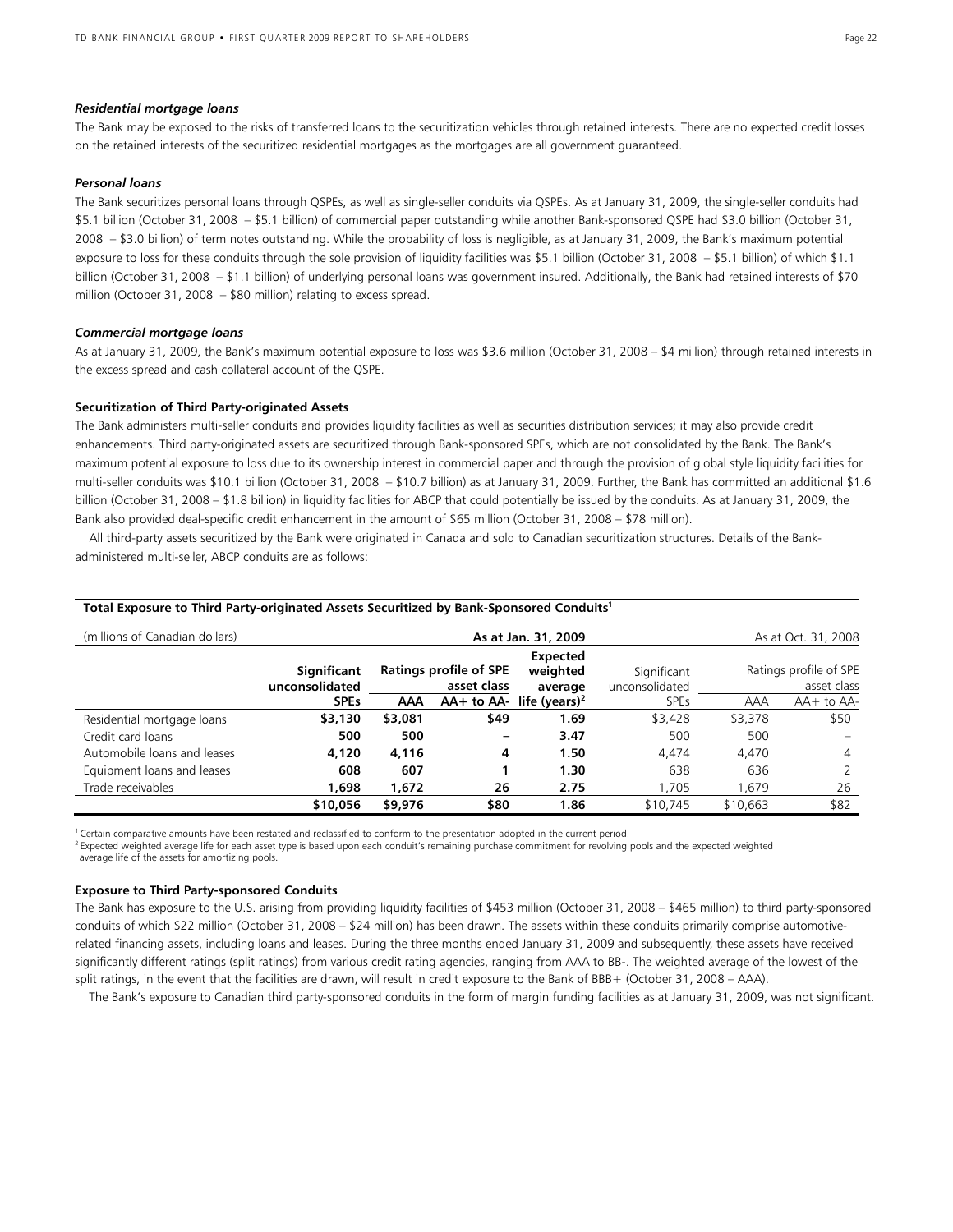***Residential mortgage loans***

The Bank may be exposed to the risks of transferred loans to the securitization vehicles through retained interests. There are no expected credit losses on the retained interests of the securitized residential mortgages as the mortgages are all government guaranteed.

***Personal loans***

The Bank securitizes personal loans through QSPEs, as well as single-seller conduits via QSPEs. As at January 31, 2009, the single-seller conduits had $5.1 billion (October 31, 2008 – $5.1 billion) of commercial paper outstanding while another Bank-sponsored QSPE had $3.0 billion (October 31, 2008 – $3.0 billion) of term notes outstanding. While the probability of loss is negligible, as at January 31, 2009, the Bank's maximum potential exposure to loss for these conduits through the sole provision of liquidity facilities was $5.1 billion (October 31, 2008 – $5.1 billion) of which $1.1 billion (October 31, 2008 – $1.1 billion) of underlying personal loans was government insured. Additionally, the Bank had retained interests of $70 million (October 31, 2008 – $80 million) relating to excess spread.

***Commercial mortgage loans***

As at January 31, 2009, the Bank's maximum potential exposure to loss was $3.6 million (October 31, 2008 – $4 million) through retained interests in the excess spread and cash collateral account of the QSPE.

**Securitization of Third Party-originated Assets**

The Bank administers multi-seller conduits and provides liquidity facilities as well as securities distribution services; it may also provide credit enhancements. Third party-originated assets are securitized through Bank-sponsored SPEs, which are not consolidated by the Bank. The Bank's maximum potential exposure to loss due to its ownership interest in commercial paper and through the provision of global style liquidity facilities for multi-seller conduits was $10.1 billion (October 31, 2008 – $10.7 billion) as at January 31, 2009. Further, the Bank has committed an additional $1.6 billion (October 31, 2008 – $1.8 billion) in liquidity facilities for ABCP that could potentially be issued by the conduits. As at January 31, 2009, the Bank also provided deal-specific credit enhancement in the amount of $65 million (October 31, 2008 – $78 million).

All third-party assets securitized by the Bank were originated in Canada and sold to Canadian securitization structures. Details of the Bank-administered multi-seller, ABCP conduits are as follows:

**Total Exposure to Third Party-originated Assets Securitized by Bank-Sponsored Conduits[1]**

| (millions of Canadian dollars) | As at Jan. 31, 2009 | | | | As at Oct. 31, 2008 | | |
|---|---|---|---|---|---|---|---|
| | **Significant unconsolidated SPEs** | **Ratings profile of SPE asset class** | | **Expected weighted average life (years)[2]** | Significant unconsolidated SPEs | Ratings profile of SPE asset class | |
| | | **AAA** | **AA+ to AA-** | | | AAA | AA+ to AA- |
| Residential mortgage loans | **$3,130** | **$3,081** | **$49** | **1.69** | $3,428 | $3,378 | $50 |
| Credit card loans | **500** | **500** | **–** | **3.47** | 500 | 500 | – |
| Automobile loans and leases | **4,120** | **4,116** | **4** | **1.50** | 4,474 | 4,470 | 4 |
| Equipment loans and leases | **608** | **607** | **1** | **1.30** | 638 | 636 | 2 |
| Trade receivables | **1,698** | **1,672** | **26** | **2.75** | 1,705 | 1,679 | 26 |
| | **$10,056** | **$9,976** | **$80** | **1.86** | $10,745 | $10,663 | $82 |

[1] Certain comparative amounts have been restated and reclassified to conform to the presentation adopted in the current period.
[2] Expected weighted average life for each asset type is based upon each conduit's remaining purchase commitment for revolving pools and the expected weighted average life of the assets for amortizing pools.

**Exposure to Third Party-sponsored Conduits**

The Bank has exposure to the U.S. arising from providing liquidity facilities of $453 million (October 31, 2008 – $465 million) to third party-sponsored conduits of which $22 million (October 31, 2008 – $24 million) has been drawn. The assets within these conduits primarily comprise automotive-related financing assets, including loans and leases. During the three months ended January 31, 2009 and subsequently, these assets have received significantly different ratings (split ratings) from various credit rating agencies, ranging from AAA to BB-. The weighted average of the lowest of the split ratings, in the event that the facilities are drawn, will result in credit exposure to the Bank of BBB+ (October 31, 2008 – AAA).

The Bank's exposure to Canadian third party-sponsored conduits in the form of margin funding facilities as at January 31, 2009, was not significant.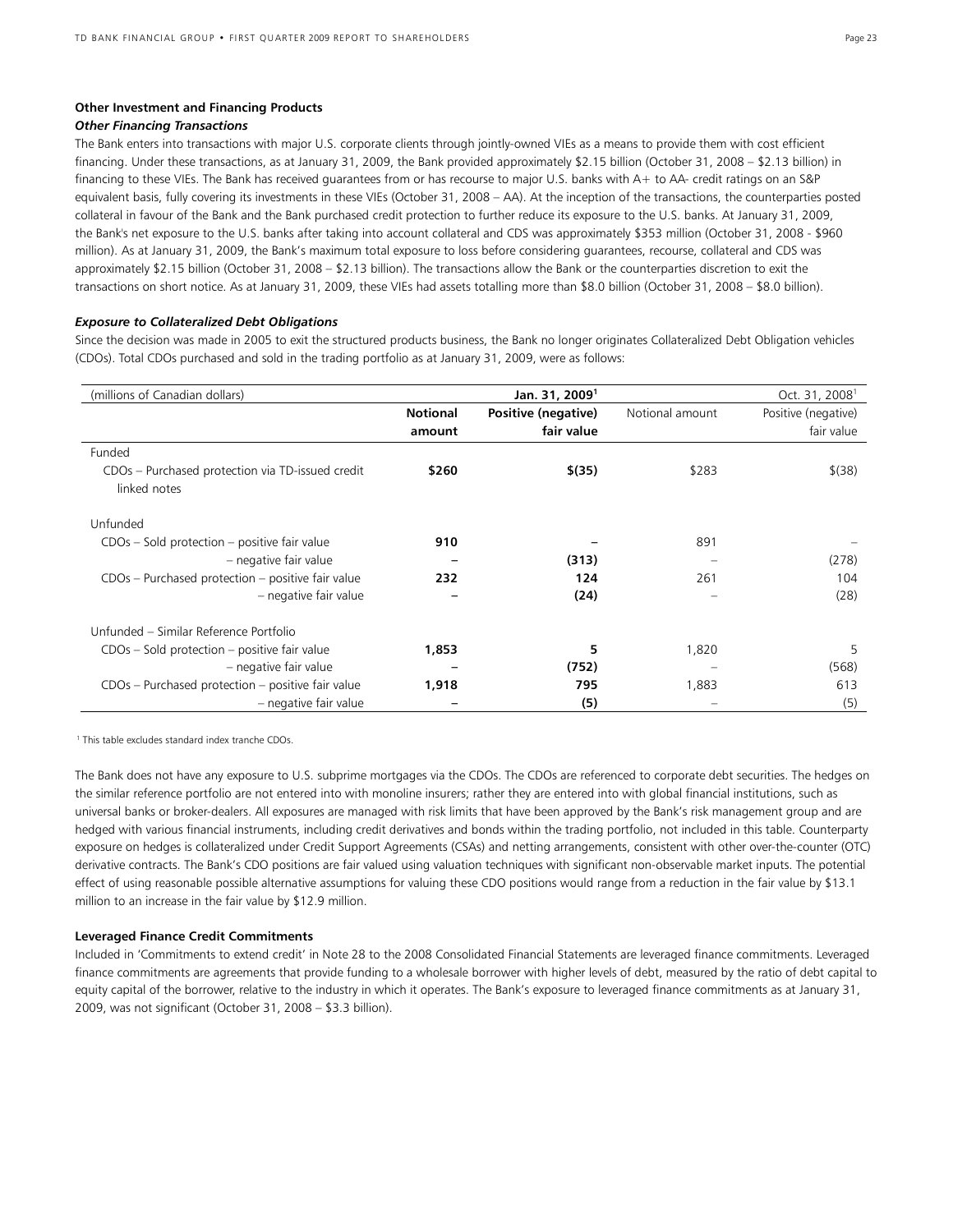### Other Investment and Financing Products

#### *Other Financing Transactions*

The Bank enters into transactions with major U.S. corporate clients through jointly-owned VIEs as a means to provide them with cost efficient financing. Under these transactions, as at January 31, 2009, the Bank provided approximately $2.15 billion (October 31, 2008 – $2.13 billion) in financing to these VIEs. The Bank has received guarantees from or has recourse to major U.S. banks with A+ to AA- credit ratings on an S&P equivalent basis, fully covering its investments in these VIEs (October 31, 2008 – AA). At the inception of the transactions, the counterparties posted collateral in favour of the Bank and the Bank purchased credit protection to further reduce its exposure to the U.S. banks. At January 31, 2009, the Bank's net exposure to the U.S. banks after taking into account collateral and CDS was approximately $353 million (October 31, 2008 - $960 million). As at January 31, 2009, the Bank's maximum total exposure to loss before considering guarantees, recourse, collateral and CDS was approximately $2.15 billion (October 31, 2008 – $2.13 billion). The transactions allow the Bank or the counterparties discretion to exit the transactions on short notice. As at January 31, 2009, these VIEs had assets totalling more than $8.0 billion (October 31, 2008 – $8.0 billion).

#### *Exposure to Collateralized Debt Obligations*

Since the decision was made in 2005 to exit the structured products business, the Bank no longer originates Collateralized Debt Obligation vehicles (CDOs). Total CDOs purchased and sold in the trading portfolio as at January 31, 2009, were as follows:

| (millions of Canadian dollars) | **Jan. 31, 2009[1]** | | Oct. 31, 2008[1] | |
|---|---|---|---|---|
| | **Notional amount** | **Positive (negative) fair value** | Notional amount | Positive (negative) fair value |
| Funded | | | | |
| CDOs – Purchased protection via TD-issued credit linked notes | **$260** | **$(35)** | $283 | $(38) |
| Unfunded | | | | |
| CDOs – Sold protection – positive fair value | **910** | **–** | 891 | – |
| – negative fair value | **–** | **(313)** | – | (278) |
| CDOs – Purchased protection – positive fair value | **232** | **124** | 261 | 104 |
| – negative fair value | **–** | **(24)** | – | (28) |
| Unfunded – Similar Reference Portfolio | | | | |
| CDOs – Sold protection – positive fair value | **1,853** | **5** | 1,820 | 5 |
| – negative fair value | **–** | **(752)** | – | (568) |
| CDOs – Purchased protection – positive fair value | **1,918** | **795** | 1,883 | 613 |
| – negative fair value | **–** | **(5)** | – | (5) |

[1] This table excludes standard index tranche CDOs.

The Bank does not have any exposure to U.S. subprime mortgages via the CDOs. The CDOs are referenced to corporate debt securities. The hedges on the similar reference portfolio are not entered into with monoline insurers; rather they are entered into with global financial institutions, such as universal banks or broker-dealers. All exposures are managed with risk limits that have been approved by the Bank's risk management group and are hedged with various financial instruments, including credit derivatives and bonds within the trading portfolio, not included in this table. Counterparty exposure on hedges is collateralized under Credit Support Agreements (CSAs) and netting arrangements, consistent with other over-the-counter (OTC) derivative contracts. The Bank's CDO positions are fair valued using valuation techniques with significant non-observable market inputs. The potential effect of using reasonable possible alternative assumptions for valuing these CDO positions would range from a reduction in the fair value by $13.1 million to an increase in the fair value by $12.9 million.

### Leveraged Finance Credit Commitments

Included in 'Commitments to extend credit' in Note 28 to the 2008 Consolidated Financial Statements are leveraged finance commitments. Leveraged finance commitments are agreements that provide funding to a wholesale borrower with higher levels of debt, measured by the ratio of debt capital to equity capital of the borrower, relative to the industry in which it operates. The Bank's exposure to leveraged finance commitments as at January 31, 2009, was not significant (October 31, 2008 – $3.3 billion).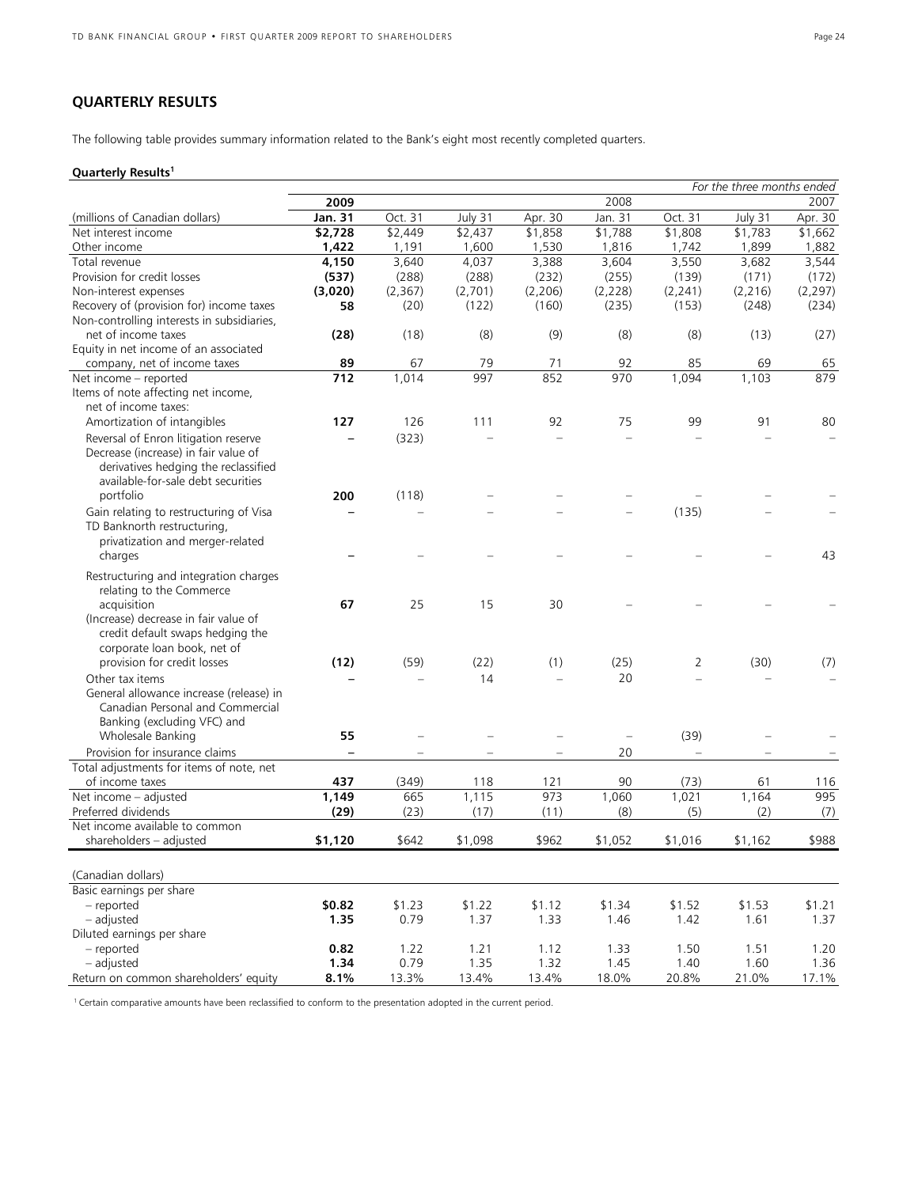## QUARTERLY RESULTS

The following table provides summary information related to the Bank's eight most recently completed quarters.

**Quarterly Results**[1]

| | | | | | | | | *For the three months ended* |
|---|---|---|---|---|---|---|---|---|
| | **2009** | | | | 2008 | | | 2007 |
| (millions of Canadian dollars) | **Jan. 31** | Oct. 31 | July 31 | Apr. 30 | Jan. 31 | Oct. 31 | July 31 | Apr. 30 |
| Net interest income | **$2,728** | $2,449 | $2,437 | $1,858 | $1,788 | $1,808 | $1,783 | $1,662 |
| Other income | **1,422** | 1,191 | 1,600 | 1,530 | 1,816 | 1,742 | 1,899 | 1,882 |
| Total revenue | **4,150** | 3,640 | 4,037 | 3,388 | 3,604 | 3,550 | 3,682 | 3,544 |
| Provision for credit losses | **(537)** | (288) | (288) | (232) | (255) | (139) | (171) | (172) |
| Non-interest expenses | **(3,020)** | (2,367) | (2,701) | (2,206) | (2,228) | (2,241) | (2,216) | (2,297) |
| Recovery of (provision for) income taxes | **58** | (20) | (122) | (160) | (235) | (153) | (248) | (234) |
| Non-controlling interests in subsidiaries, net of income taxes | **(28)** | (18) | (8) | (9) | (8) | (8) | (13) | (27) |
| Equity in net income of an associated company, net of income taxes | **89** | 67 | 79 | 71 | 92 | 85 | 69 | 65 |
| Net income – reported | **712** | 1,014 | 997 | 852 | 970 | 1,094 | 1,103 | 879 |
| Items of note affecting net income, net of income taxes: | | | | | | | | |
| Amortization of intangibles | **127** | 126 | 111 | 92 | 75 | 99 | 91 | 80 |
| Reversal of Enron litigation reserve | **–** | (323) | – | – | – | – | – | – |
| Decrease (increase) in fair value of derivatives hedging the reclassified available-for-sale debt securities portfolio | **200** | (118) | – | – | – | – | – | – |
| Gain relating to restructuring of Visa | **–** | – | – | – | – | (135) | – | – |
| TD Banknorth restructuring, privatization and merger-related charges | **–** | – | – | – | – | – | – | 43 |
| Restructuring and integration charges relating to the Commerce acquisition | **67** | 25 | 15 | 30 | – | – | – | – |
| (Increase) decrease in fair value of credit default swaps hedging the corporate loan book, net of provision for credit losses | **(12)** | (59) | (22) | (1) | (25) | 2 | (30) | (7) |
| Other tax items | **–** | – | 14 | – | 20 | – | – | – |
| General allowance increase (release) in Canadian Personal and Commercial Banking (excluding VFC) and Wholesale Banking | **55** | – | – | – | – | (39) | – | – |
| Provision for insurance claims | **–** | – | – | – | 20 | – | – | – |
| Total adjustments for items of note, net of income taxes | **437** | (349) | 118 | 121 | 90 | (73) | 61 | 116 |
| Net income – adjusted | **1,149** | 665 | 1,115 | 973 | 1,060 | 1,021 | 1,164 | 995 |
| Preferred dividends | **(29)** | (23) | (17) | (11) | (8) | (5) | (2) | (7) |
| Net income available to common shareholders – adjusted | **$1,120** | $642 | $1,098 | $962 | $1,052 | $1,016 | $1,162 | $988 |
| | | | | | | | | |
| (Canadian dollars) | | | | | | | | |
| Basic earnings per share | | | | | | | | |
| – reported | **$0.82** | $1.23 | $1.22 | $1.12 | $1.34 | $1.52 | $1.53 | $1.21 |
| – adjusted | **1.35** | 0.79 | 1.37 | 1.33 | 1.46 | 1.42 | 1.61 | 1.37 |
| Diluted earnings per share | | | | | | | | |
| – reported | **0.82** | 1.22 | 1.21 | 1.12 | 1.33 | 1.50 | 1.51 | 1.20 |
| – adjusted | **1.34** | 0.79 | 1.35 | 1.32 | 1.45 | 1.40 | 1.60 | 1.36 |
| Return on common shareholders' equity | **8.1%** | 13.3% | 13.4% | 13.4% | 18.0% | 20.8% | 21.0% | 17.1% |

[1] Certain comparative amounts have been reclassified to conform to the presentation adopted in the current period.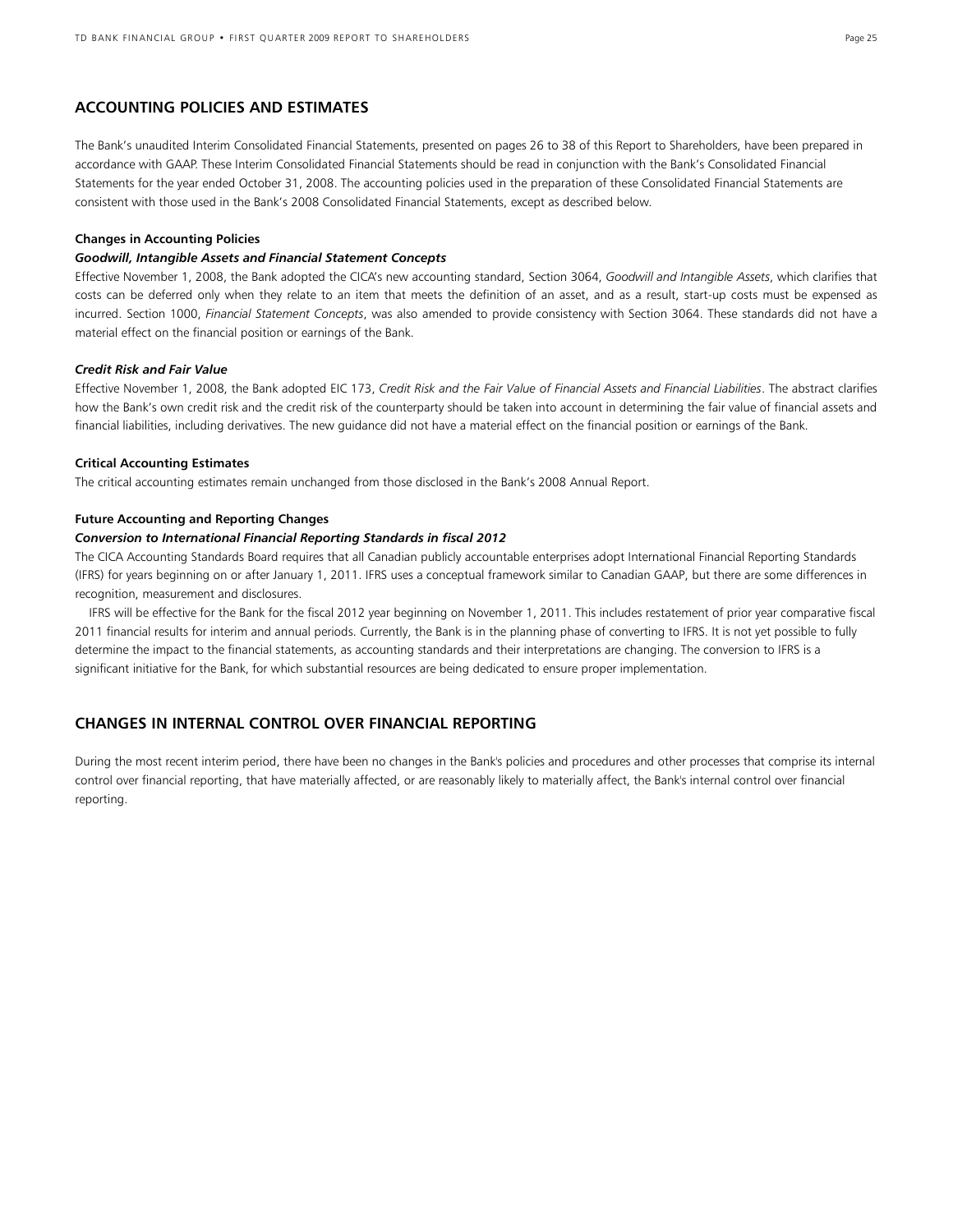## ACCOUNTING POLICIES AND ESTIMATES

The Bank's unaudited Interim Consolidated Financial Statements, presented on pages 26 to 38 of this Report to Shareholders, have been prepared in accordance with GAAP. These Interim Consolidated Financial Statements should be read in conjunction with the Bank's Consolidated Financial Statements for the year ended October 31, 2008. The accounting policies used in the preparation of these Consolidated Financial Statements are consistent with those used in the Bank's 2008 Consolidated Financial Statements, except as described below.

**Changes in Accounting Policies**

***Goodwill, Intangible Assets and Financial Statement Concepts***

Effective November 1, 2008, the Bank adopted the CICA's new accounting standard, Section 3064, *Goodwill and Intangible Assets*, which clarifies that costs can be deferred only when they relate to an item that meets the definition of an asset, and as a result, start-up costs must be expensed as incurred. Section 1000, *Financial Statement Concepts*, was also amended to provide consistency with Section 3064. These standards did not have a material effect on the financial position or earnings of the Bank.

***Credit Risk and Fair Value***

Effective November 1, 2008, the Bank adopted EIC 173, *Credit Risk and the Fair Value of Financial Assets and Financial Liabilities*. The abstract clarifies how the Bank's own credit risk and the credit risk of the counterparty should be taken into account in determining the fair value of financial assets and financial liabilities, including derivatives. The new guidance did not have a material effect on the financial position or earnings of the Bank.

**Critical Accounting Estimates**

The critical accounting estimates remain unchanged from those disclosed in the Bank's 2008 Annual Report.

**Future Accounting and Reporting Changes**

***Conversion to International Financial Reporting Standards in fiscal 2012***

The CICA Accounting Standards Board requires that all Canadian publicly accountable enterprises adopt International Financial Reporting Standards (IFRS) for years beginning on or after January 1, 2011. IFRS uses a conceptual framework similar to Canadian GAAP, but there are some differences in recognition, measurement and disclosures.

IFRS will be effective for the Bank for the fiscal 2012 year beginning on November 1, 2011. This includes restatement of prior year comparative fiscal 2011 financial results for interim and annual periods. Currently, the Bank is in the planning phase of converting to IFRS. It is not yet possible to fully determine the impact to the financial statements, as accounting standards and their interpretations are changing. The conversion to IFRS is a significant initiative for the Bank, for which substantial resources are being dedicated to ensure proper implementation.

## CHANGES IN INTERNAL CONTROL OVER FINANCIAL REPORTING

During the most recent interim period, there have been no changes in the Bank's policies and procedures and other processes that comprise its internal control over financial reporting, that have materially affected, or are reasonably likely to materially affect, the Bank's internal control over financial reporting.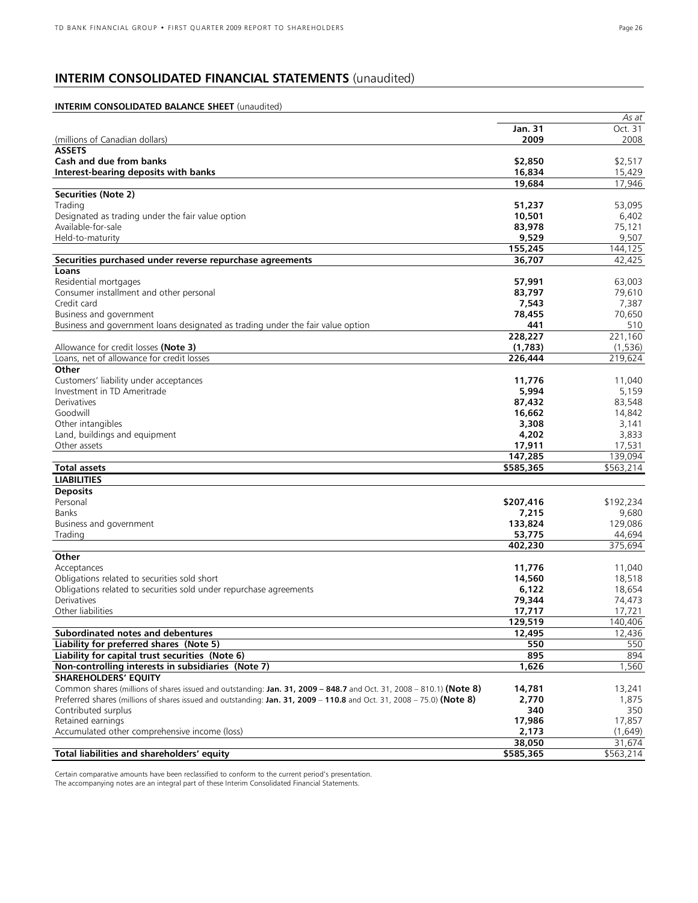# INTERIM CONSOLIDATED FINANCIAL STATEMENTS (unaudited)

**INTERIM CONSOLIDATED BALANCE SHEET** (unaudited)

| | | *As at* |
|---|---|---|
| | **Jan. 31** | Oct. 31 |
| (millions of Canadian dollars) | **2009** | 2008 |
| **ASSETS** | | |
| **Cash and due from banks** | **\$2,850** | \$2,517 |
| **Interest-bearing deposits with banks** | **16,834** | 15,429 |
| | **19,684** | 17,946 |
| **Securities (Note 2)** | | |
| Trading | **51,237** | 53,095 |
| Designated as trading under the fair value option | **10,501** | 6,402 |
| Available-for-sale | **83,978** | 75,121 |
| Held-to-maturity | **9,529** | 9,507 |
| | **155,245** | 144,125 |
| **Securities purchased under reverse repurchase agreements** | **36,707** | 42,425 |
| **Loans** | | |
| Residential mortgages | **57,991** | 63,003 |
| Consumer installment and other personal | **83,797** | 79,610 |
| Credit card | **7,543** | 7,387 |
| Business and government | **78,455** | 70,650 |
| Business and government loans designated as trading under the fair value option | **441** | 510 |
| | **228,227** | 221,160 |
| Allowance for credit losses **(Note 3)** | **(1,783)** | (1,536) |
| Loans, net of allowance for credit losses | **226,444** | 219,624 |
| **Other** | | |
| Customers' liability under acceptances | **11,776** | 11,040 |
| Investment in TD Ameritrade | **5,994** | 5,159 |
| Derivatives | **87,432** | 83,548 |
| Goodwill | **16,662** | 14,842 |
| Other intangibles | **3,308** | 3,141 |
| Land, buildings and equipment | **4,202** | 3,833 |
| Other assets | **17,911** | 17,531 |
| | **147,285** | 139,094 |
| **Total assets** | **\$585,365** | \$563,214 |
| **LIABILITIES** | | |
| **Deposits** | | |
| Personal | **\$207,416** | \$192,234 |
| Banks | **7,215** | 9,680 |
| Business and government | **133,824** | 129,086 |
| Trading | **53,775** | 44,694 |
| | **402,230** | 375,694 |
| **Other** | | |
| Acceptances | **11,776** | 11,040 |
| Obligations related to securities sold short | **14,560** | 18,518 |
| Obligations related to securities sold under repurchase agreements | **6,122** | 18,654 |
| Derivatives | **79,344** | 74,473 |
| Other liabilities | **17,717** | 17,721 |
| | **129,519** | 140,406 |
| **Subordinated notes and debentures** | **12,495** | 12,436 |
| **Liability for preferred shares (Note 5)** | **550** | 550 |
| **Liability for capital trust securities (Note 6)** | **895** | 894 |
| **Non-controlling interests in subsidiaries (Note 7)** | **1,626** | 1,560 |
| **SHAREHOLDERS' EQUITY** | | |
| Common shares (millions of shares issued and outstanding: **Jan. 31, 2009 – 848.7** and Oct. 31, 2008 – 810.1) **(Note 8)** | **14,781** | 13,241 |
| Preferred shares (millions of shares issued and outstanding: **Jan. 31, 2009** – **110.8** and Oct. 31, 2008 – 75.0) **(Note 8)** | **2,770** | 1,875 |
| Contributed surplus | **340** | 350 |
| Retained earnings | **17,986** | 17,857 |
| Accumulated other comprehensive income (loss) | **2,173** | (1,649) |
| | **38,050** | 31,674 |
| **Total liabilities and shareholders' equity** | **\$585,365** | \$563,214 |

Certain comparative amounts have been reclassified to conform to the current period's presentation.
The accompanying notes are an integral part of these Interim Consolidated Financial Statements.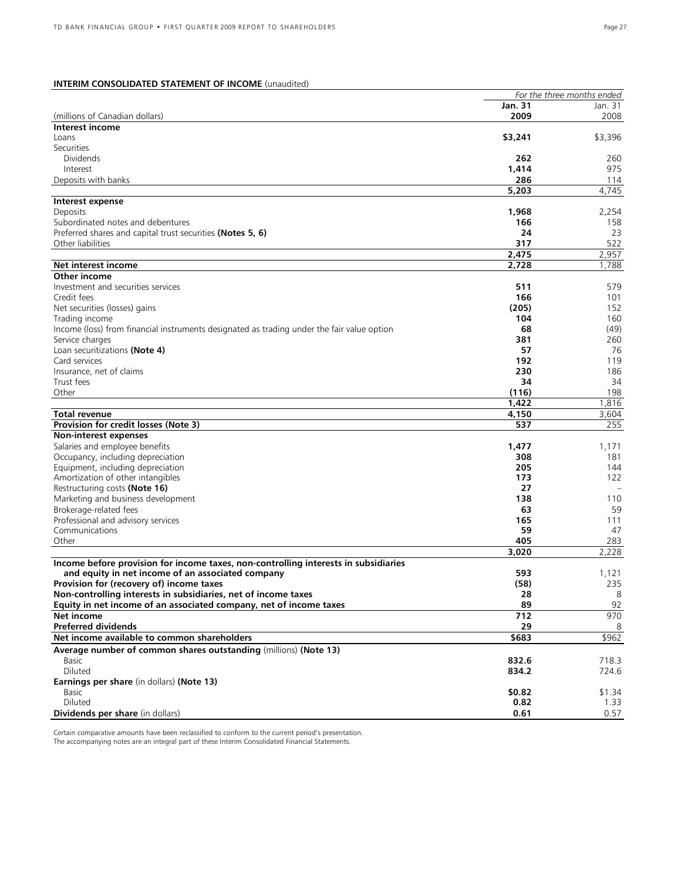**INTERIM CONSOLIDATED STATEMENT OF INCOME** (unaudited)

| (millions of Canadian dollars) | *For the three months ended* **Jan. 31 2009** | Jan. 31 2008 |
|---|---|---|
| **Interest income** | | |
| Loans | **$3,241** | $3,396 |
| Securities | | |
| Dividends | **262** | 260 |
| Interest | **1,414** | 975 |
| Deposits with banks | **286** | 114 |
| | **5,203** | 4,745 |
| **Interest expense** | | |
| Deposits | **1,968** | 2,254 |
| Subordinated notes and debentures | **166** | 158 |
| Preferred shares and capital trust securities **(Notes 5, 6)** | **24** | 23 |
| Other liabilities | **317** | 522 |
| | **2,475** | 2,957 |
| **Net interest income** | **2,728** | 1,788 |
| **Other income** | | |
| Investment and securities services | **511** | 579 |
| Credit fees | **166** | 101 |
| Net securities (losses) gains | **(205)** | 152 |
| Trading income | **104** | 160 |
| Income (loss) from financial instruments designated as trading under the fair value option | **68** | (49) |
| Service charges | **381** | 260 |
| Loan securitizations **(Note 4)** | **57** | 76 |
| Card services | **192** | 119 |
| Insurance, net of claims | **230** | 186 |
| Trust fees | **34** | 34 |
| Other | **(116)** | 198 |
| | **1,422** | 1,816 |
| **Total revenue** | **4,150** | 3,604 |
| **Provision for credit losses (Note 3)** | **537** | 255 |
| **Non-interest expenses** | | |
| Salaries and employee benefits | **1,477** | 1,171 |
| Occupancy, including depreciation | **308** | 181 |
| Equipment, including depreciation | **205** | 144 |
| Amortization of other intangibles | **173** | 122 |
| Restructuring costs **(Note 16)** | **27** | – |
| Marketing and business development | **138** | 110 |
| Brokerage-related fees | **63** | 59 |
| Professional and advisory services | **165** | 111 |
| Communications | **59** | 47 |
| Other | **405** | 283 |
| | **3,020** | 2,228 |
| **Income before provision for income taxes, non-controlling interests in subsidiaries and equity in net income of an associated company** | **593** | 1,121 |
| **Provision for (recovery of) income taxes** | **(58)** | 235 |
| **Non-controlling interests in subsidiaries, net of income taxes** | **28** | 8 |
| **Equity in net income of an associated company, net of income taxes** | **89** | 92 |
| **Net income** | **712** | 970 |
| **Preferred dividends** | **29** | 8 |
| **Net income available to common shareholders** | **$683** | $962 |
| **Average number of common shares outstanding** (millions) **(Note 13)** | | |
| Basic | **832.6** | 718.3 |
| Diluted | **834.2** | 724.6 |
| **Earnings per share** (in dollars) **(Note 13)** | | |
| Basic | **$0.82** | $1.34 |
| Diluted | **0.82** | 1.33 |
| **Dividends per share** (in dollars) | **0.61** | 0.57 |

Certain comparative amounts have been reclassified to conform to the current period's presentation.
The accompanying notes are an integral part of these Interim Consolidated Financial Statements.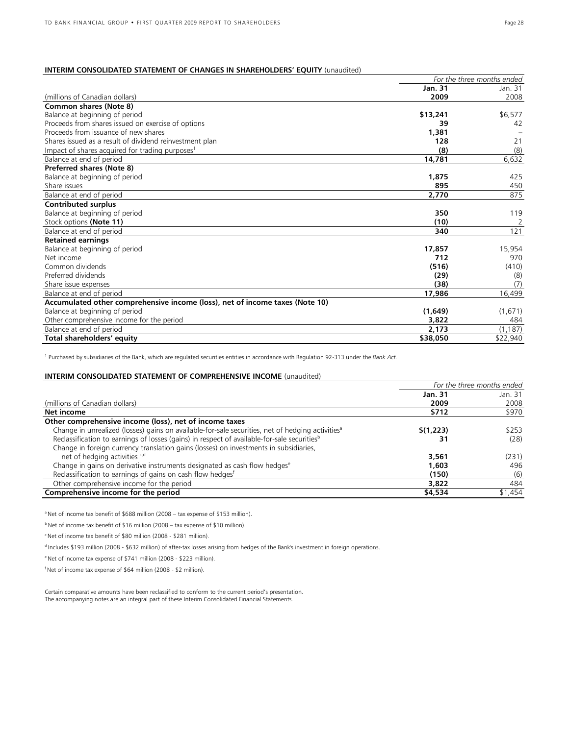**INTERIM CONSOLIDATED STATEMENT OF CHANGES IN SHAREHOLDERS' EQUITY** (unaudited)

| | *For the three months ended* | |
|---|---|---|
| | **Jan. 31** | Jan. 31 |
| (millions of Canadian dollars) | **2009** | 2008 |
| **Common shares (Note 8)** | | |
| Balance at beginning of period | **$13,241** | $6,577 |
| Proceeds from shares issued on exercise of options | **39** | 42 |
| Proceeds from issuance of new shares | **1,381** | – |
| Shares issued as a result of dividend reinvestment plan | **128** | 21 |
| Impact of shares acquired for trading purposes[1] | **(8)** | (8) |
| Balance at end of period | **14,781** | 6,632 |
| **Preferred shares (Note 8)** | | |
| Balance at beginning of period | **1,875** | 425 |
| Share issues | **895** | 450 |
| Balance at end of period | **2,770** | 875 |
| **Contributed surplus** | | |
| Balance at beginning of period | **350** | 119 |
| Stock options **(Note 11)** | **(10)** | 2 |
| Balance at end of period | **340** | 121 |
| **Retained earnings** | | |
| Balance at beginning of period | **17,857** | 15,954 |
| Net income | **712** | 970 |
| Common dividends | **(516)** | (410) |
| Preferred dividends | **(29)** | (8) |
| Share issue expenses | **(38)** | (7) |
| Balance at end of period | **17,986** | 16,499 |
| **Accumulated other comprehensive income (loss), net of income taxes (Note 10)** | | |
| Balance at beginning of period | **(1,649)** | (1,671) |
| Other comprehensive income for the period | **3,822** | 484 |
| Balance at end of period | **2,173** | (1,187) |
| **Total shareholders' equity** | **$38,050** | $22,940 |

[1] Purchased by subsidiaries of the Bank, which are regulated securities entities in accordance with Regulation 92-313 under the *Bank Act*.

**INTERIM CONSOLIDATED STATEMENT OF COMPREHENSIVE INCOME** (unaudited)

| | *For the three months ended* | |
|---|---|---|
| | **Jan. 31** | Jan. 31 |
| (millions of Canadian dollars) | **2009** | 2008 |
| **Net income** | **$712** | $970 |
| **Other comprehensive income (loss), net of income taxes** | | |
| Change in unrealized (losses) gains on available-for-sale securities, net of hedging activities[a] | **$(1,223)** | $253 |
| Reclassification to earnings of losses (gains) in respect of available-for-sale securities[b] | **31** | (28) |
| Change in foreign currency translation gains (losses) on investments in subsidiaries, net of hedging activities[c,d] | **3,561** | (231) |
| Change in gains on derivative instruments designated as cash flow hedges[e] | **1,603** | 496 |
| Reclassification to earnings of gains on cash flow hedges[f] | **(150)** | (6) |
| Other comprehensive income for the period | **3,822** | 484 |
| **Comprehensive income for the period** | **$4,534** | $1,454 |

[a] Net of income tax benefit of $688 million (2008 – tax expense of $153 million).

[b] Net of income tax benefit of $16 million (2008 – tax expense of $10 million).

[c] Net of income tax benefit of $80 million (2008 - $281 million).

[d] Includes $193 million (2008 - $632 million) of after-tax losses arising from hedges of the Bank's investment in foreign operations.

[e] Net of income tax expense of $741 million (2008 - $223 million).

[f] Net of income tax expense of $64 million (2008 - $2 million).

Certain comparative amounts have been reclassified to conform to the current period's presentation.
The accompanying notes are an integral part of these Interim Consolidated Financial Statements.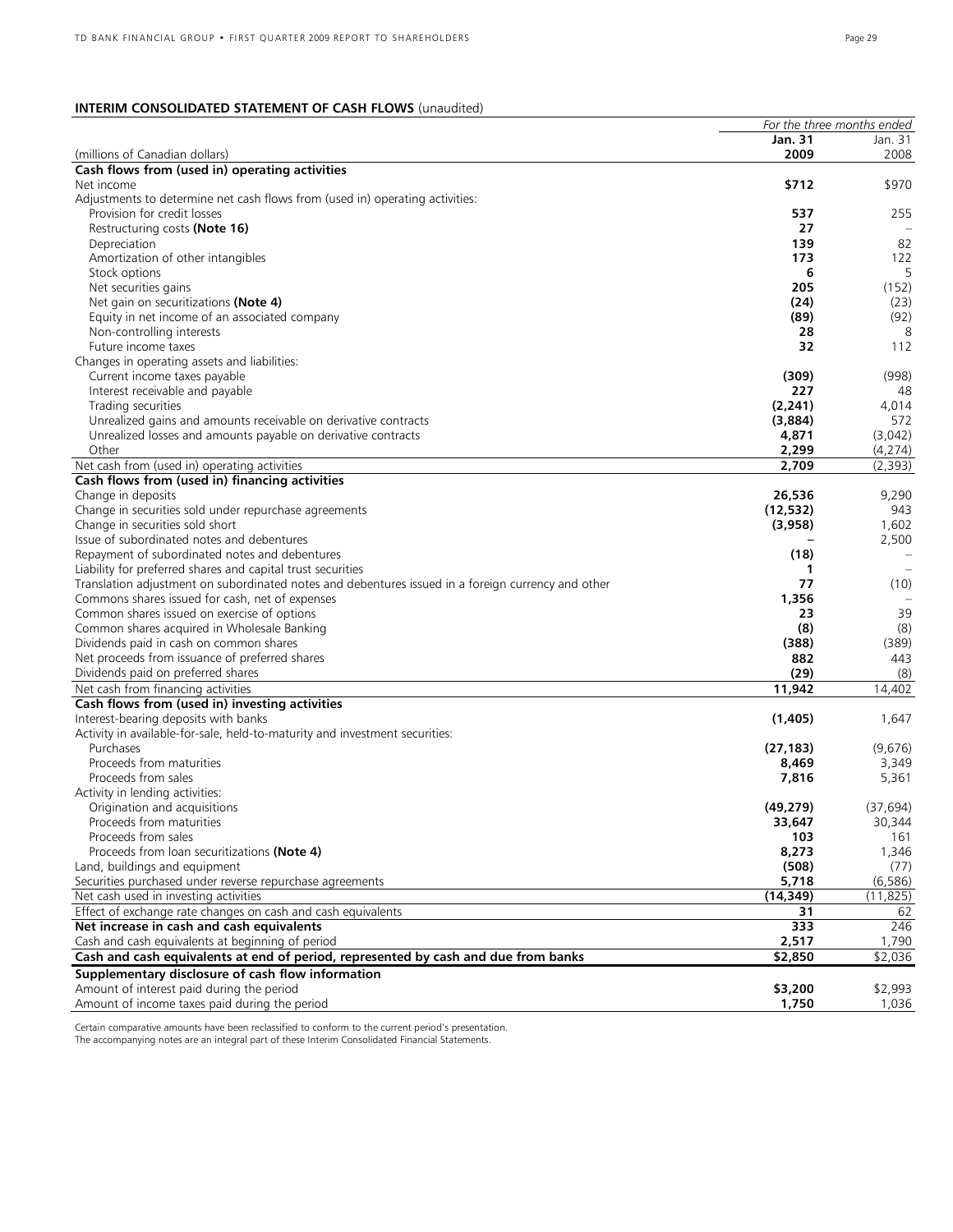## INTERIM CONSOLIDATED STATEMENT OF CASH FLOWS (unaudited)

| (millions of Canadian dollars) | *For the three months ended* **Jan. 31 2009** | Jan. 31 2008 |
|---|---|---|
| **Cash flows from (used in) operating activities** | | |
| Net income | **$712** | $970 |
| Adjustments to determine net cash flows from (used in) operating activities: | | |
| Provision for credit losses | **537** | 255 |
| Restructuring costs **(Note 16)** | **27** | – |
| Depreciation | **139** | 82 |
| Amortization of other intangibles | **173** | 122 |
| Stock options | **6** | 5 |
| Net securities gains | **205** | (152) |
| Net gain on securitizations **(Note 4)** | **(24)** | (23) |
| Equity in net income of an associated company | **(89)** | (92) |
| Non-controlling interests | **28** | 8 |
| Future income taxes | **32** | 112 |
| Changes in operating assets and liabilities: | | |
| Current income taxes payable | **(309)** | (998) |
| Interest receivable and payable | **227** | 48 |
| Trading securities | **(2,241)** | 4,014 |
| Unrealized gains and amounts receivable on derivative contracts | **(3,884)** | 572 |
| Unrealized losses and amounts payable on derivative contracts | **4,871** | (3,042) |
| Other | **2,299** | (4,274) |
| Net cash from (used in) operating activities | **2,709** | (2,393) |
| **Cash flows from (used in) financing activities** | | |
| Change in deposits | **26,536** | 9,290 |
| Change in securities sold under repurchase agreements | **(12,532)** | 943 |
| Change in securities sold short | **(3,958)** | 1,602 |
| Issue of subordinated notes and debentures | **–** | 2,500 |
| Repayment of subordinated notes and debentures | **(18)** | – |
| Liability for preferred shares and capital trust securities | **1** | – |
| Translation adjustment on subordinated notes and debentures issued in a foreign currency and other | **77** | (10) |
| Commons shares issued for cash, net of expenses | **1,356** | – |
| Common shares issued on exercise of options | **23** | 39 |
| Common shares acquired in Wholesale Banking | **(8)** | (8) |
| Dividends paid in cash on common shares | **(388)** | (389) |
| Net proceeds from issuance of preferred shares | **882** | 443 |
| Dividends paid on preferred shares | **(29)** | (8) |
| Net cash from financing activities | **11,942** | 14,402 |
| **Cash flows from (used in) investing activities** | | |
| Interest-bearing deposits with banks | **(1,405)** | 1,647 |
| Activity in available-for-sale, held-to-maturity and investment securities: | | |
| Purchases | **(27,183)** | (9,676) |
| Proceeds from maturities | **8,469** | 3,349 |
| Proceeds from sales | **7,816** | 5,361 |
| Activity in lending activities: | | |
| Origination and acquisitions | **(49,279)** | (37,694) |
| Proceeds from maturities | **33,647** | 30,344 |
| Proceeds from sales | **103** | 161 |
| Proceeds from loan securitizations **(Note 4)** | **8,273** | 1,346 |
| Land, buildings and equipment | **(508)** | (77) |
| Securities purchased under reverse repurchase agreements | **5,718** | (6,586) |
| Net cash used in investing activities | **(14,349)** | (11,825) |
| Effect of exchange rate changes on cash and cash equivalents | **31** | 62 |
| **Net increase in cash and cash equivalents** | **333** | 246 |
| Cash and cash equivalents at beginning of period | **2,517** | 1,790 |
| **Cash and cash equivalents at end of period, represented by cash and due from banks** | **$2,850** | $2,036 |
| **Supplementary disclosure of cash flow information** | | |
| Amount of interest paid during the period | **$3,200** | $2,993 |
| Amount of income taxes paid during the period | **1,750** | 1,036 |

Certain comparative amounts have been reclassified to conform to the current period's presentation.
The accompanying notes are an integral part of these Interim Consolidated Financial Statements.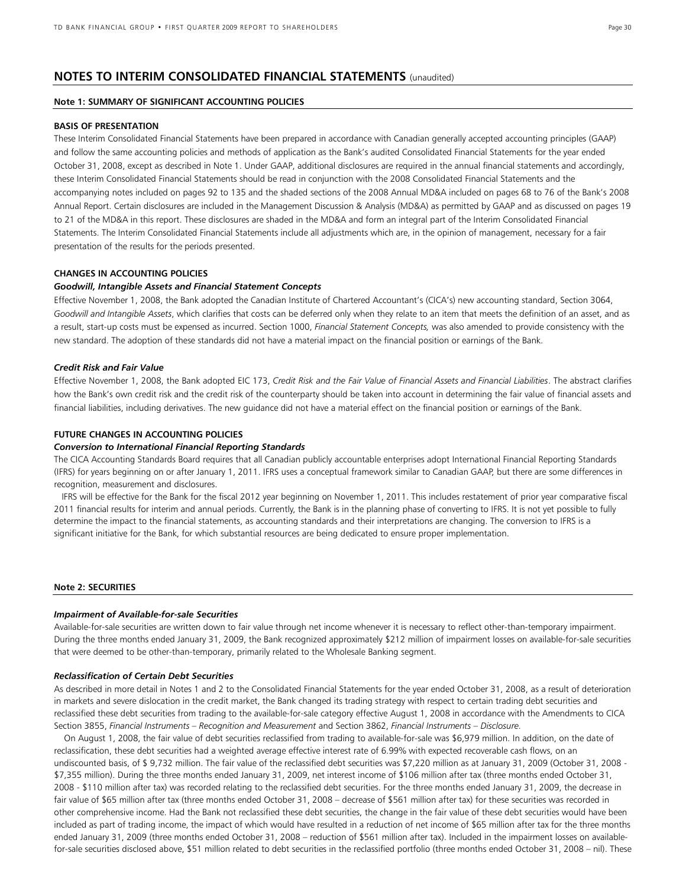# NOTES TO INTERIM CONSOLIDATED FINANCIAL STATEMENTS (unaudited)

## Note 1: SUMMARY OF SIGNIFICANT ACCOUNTING POLICIES

### BASIS OF PRESENTATION

These Interim Consolidated Financial Statements have been prepared in accordance with Canadian generally accepted accounting principles (GAAP) and follow the same accounting policies and methods of application as the Bank's audited Consolidated Financial Statements for the year ended October 31, 2008, except as described in Note 1. Under GAAP, additional disclosures are required in the annual financial statements and accordingly, these Interim Consolidated Financial Statements should be read in conjunction with the 2008 Consolidated Financial Statements and the accompanying notes included on pages 92 to 135 and the shaded sections of the 2008 Annual MD&A included on pages 68 to 76 of the Bank's 2008 Annual Report. Certain disclosures are included in the Management Discussion & Analysis (MD&A) as permitted by GAAP and as discussed on pages 19 to 21 of the MD&A in this report. These disclosures are shaded in the MD&A and form an integral part of the Interim Consolidated Financial Statements. The Interim Consolidated Financial Statements include all adjustments which are, in the opinion of management, necessary for a fair presentation of the results for the periods presented.

### CHANGES IN ACCOUNTING POLICIES

***Goodwill, Intangible Assets and Financial Statement Concepts***

Effective November 1, 2008, the Bank adopted the Canadian Institute of Chartered Accountant's (CICA's) new accounting standard, Section 3064, *Goodwill and Intangible Assets*, which clarifies that costs can be deferred only when they relate to an item that meets the definition of an asset, and as a result, start-up costs must be expensed as incurred. Section 1000, *Financial Statement Concepts,* was also amended to provide consistency with the new standard. The adoption of these standards did not have a material impact on the financial position or earnings of the Bank.

***Credit Risk and Fair Value***

Effective November 1, 2008, the Bank adopted EIC 173, *Credit Risk and the Fair Value of Financial Assets and Financial Liabilities*. The abstract clarifies how the Bank's own credit risk and the credit risk of the counterparty should be taken into account in determining the fair value of financial assets and financial liabilities, including derivatives. The new guidance did not have a material effect on the financial position or earnings of the Bank.

### FUTURE CHANGES IN ACCOUNTING POLICIES

***Conversion to International Financial Reporting Standards***

The CICA Accounting Standards Board requires that all Canadian publicly accountable enterprises adopt International Financial Reporting Standards (IFRS) for years beginning on or after January 1, 2011. IFRS uses a conceptual framework similar to Canadian GAAP, but there are some differences in recognition, measurement and disclosures.

IFRS will be effective for the Bank for the fiscal 2012 year beginning on November 1, 2011. This includes restatement of prior year comparative fiscal 2011 financial results for interim and annual periods. Currently, the Bank is in the planning phase of converting to IFRS. It is not yet possible to fully determine the impact to the financial statements, as accounting standards and their interpretations are changing. The conversion to IFRS is a significant initiative for the Bank, for which substantial resources are being dedicated to ensure proper implementation.

## Note 2: SECURITIES

***Impairment of Available-for-sale Securities***

Available-for-sale securities are written down to fair value through net income whenever it is necessary to reflect other-than-temporary impairment. During the three months ended January 31, 2009, the Bank recognized approximately $212 million of impairment losses on available-for-sale securities that were deemed to be other-than-temporary, primarily related to the Wholesale Banking segment.

***Reclassification of Certain Debt Securities***

As described in more detail in Notes 1 and 2 to the Consolidated Financial Statements for the year ended October 31, 2008, as a result of deterioration in markets and severe dislocation in the credit market, the Bank changed its trading strategy with respect to certain trading debt securities and reclassified these debt securities from trading to the available-for-sale category effective August 1, 2008 in accordance with the Amendments to CICA Section 3855, *Financial Instruments – Recognition and Measurement* and Section 3862, *Financial Instruments – Disclosure*.

On August 1, 2008, the fair value of debt securities reclassified from trading to available-for-sale was $6,979 million. In addition, on the date of reclassification, these debt securities had a weighted average effective interest rate of 6.99% with expected recoverable cash flows, on an undiscounted basis, of $ 9,732 million. The fair value of the reclassified debt securities was $7,220 million as at January 31, 2009 (October 31, 2008 - $7,355 million). During the three months ended January 31, 2009, net interest income of $106 million after tax (three months ended October 31, 2008 - $110 million after tax) was recorded relating to the reclassified debt securities. For the three months ended January 31, 2009, the decrease in fair value of $65 million after tax (three months ended October 31, 2008 – decrease of $561 million after tax) for these securities was recorded in other comprehensive income. Had the Bank not reclassified these debt securities, the change in the fair value of these debt securities would have been included as part of trading income, the impact of which would have resulted in a reduction of net income of $65 million after tax for the three months ended January 31, 2009 (three months ended October 31, 2008 – reduction of $561 million after tax). Included in the impairment losses on available-for-sale securities disclosed above, $51 million related to debt securities in the reclassified portfolio (three months ended October 31, 2008 – nil). These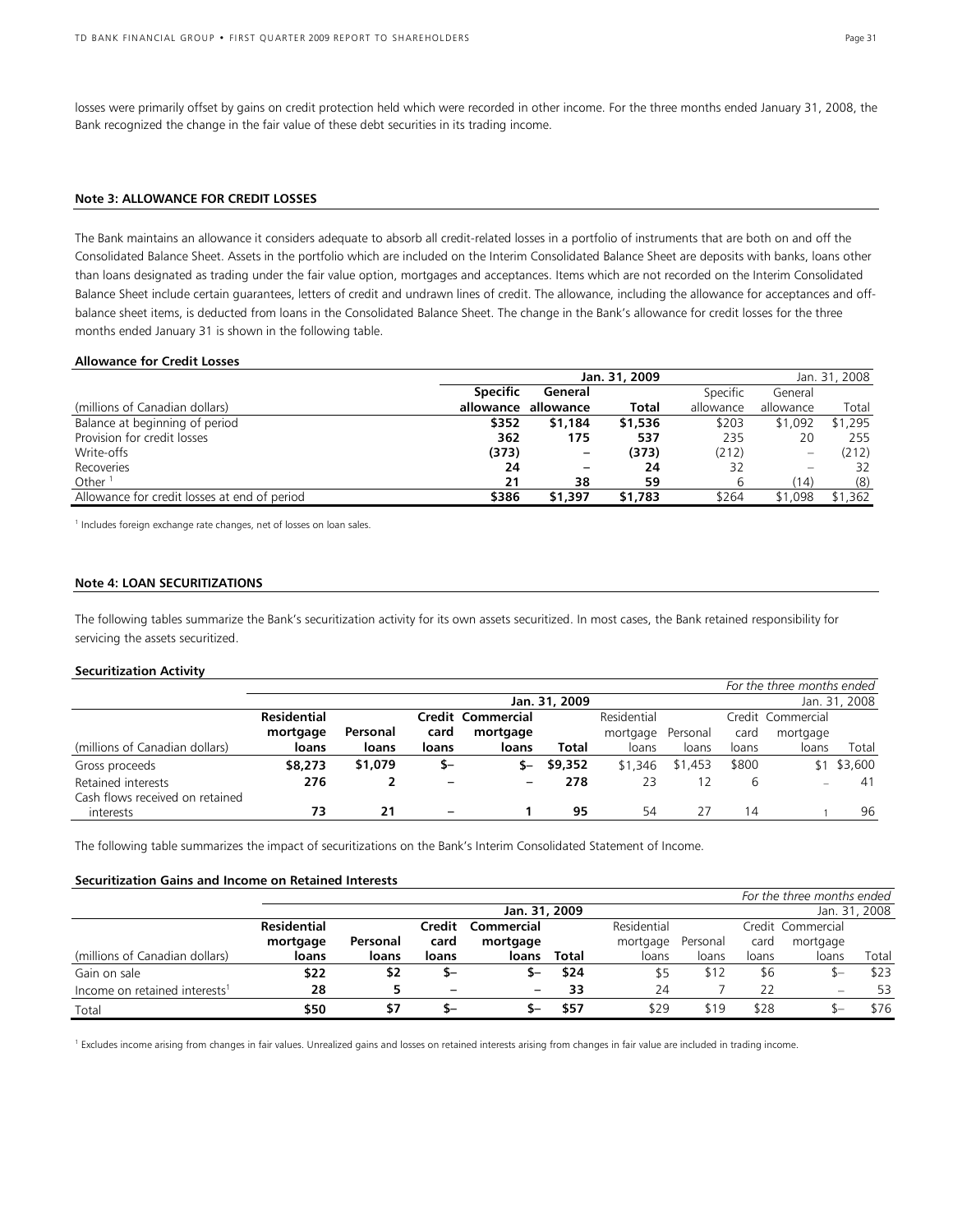losses were primarily offset by gains on credit protection held which were recorded in other income. For the three months ended January 31, 2008, the Bank recognized the change in the fair value of these debt securities in its trading income.

#### Note 3: ALLOWANCE FOR CREDIT LOSSES

The Bank maintains an allowance it considers adequate to absorb all credit-related losses in a portfolio of instruments that are both on and off the Consolidated Balance Sheet. Assets in the portfolio which are included on the Interim Consolidated Balance Sheet are deposits with banks, loans other than loans designated as trading under the fair value option, mortgages and acceptances. Items which are not recorded on the Interim Consolidated Balance Sheet include certain guarantees, letters of credit and undrawn lines of credit. The allowance, including the allowance for acceptances and off-balance sheet items, is deducted from loans in the Consolidated Balance Sheet. The change in the Bank's allowance for credit losses for the three months ended January 31 is shown in the following table.

**Allowance for Credit Losses**

| | Jan. 31, 2009 | | | Jan. 31, 2008 | | |
|---|---|---|---|---|---|---|
| (millions of Canadian dollars) | **Specific allowance** | **General allowance** | **Total** | Specific allowance | General allowance | Total |
| Balance at beginning of period | **$352** | **$1,184** | **$1,536** | $203 | $1,092 | $1,295 |
| Provision for credit losses | **362** | **175** | **537** | 235 | 20 | 255 |
| Write-offs | **(373)** | **–** | **(373)** | (212) | – | (212) |
| Recoveries | **24** | **–** | **24** | 32 | – | 32 |
| Other [1] | **21** | **38** | **59** | 6 | (14) | (8) |
| Allowance for credit losses at end of period | **$386** | **$1,397** | **$1,783** | $264 | $1,098 | $1,362 |

[1] Includes foreign exchange rate changes, net of losses on loan sales.

#### Note 4: LOAN SECURITIZATIONS

The following tables summarize the Bank's securitization activity for its own assets securitized. In most cases, the Bank retained responsibility for servicing the assets securitized.

**Securitization Activity**

| | *For the three months ended* | | | | | | | | | |
|---|---|---|---|---|---|---|---|---|---|---|
| | Jan. 31, 2009 | | | | | Jan. 31, 2008 | | | | |
| (millions of Canadian dollars) | **Residential mortgage loans** | **Personal loans** | **Credit card loans** | **Commercial mortgage loans** | **Total** | Residential mortgage loans | Personal loans | Credit card loans | Commercial mortgage loans | Total |
| Gross proceeds | **$8,273** | **$1,079** | **$–** | **$–** | **$9,352** | $1,346 | $1,453 | $800 | $1 | $3,600 |
| Retained interests | **276** | **2** | **–** | **–** | **278** | 23 | 12 | 6 | – | 41 |
| Cash flows received on retained interests | **73** | **21** | **–** | **1** | **95** | 54 | 27 | 14 | 1 | 96 |

The following table summarizes the impact of securitizations on the Bank's Interim Consolidated Statement of Income.

**Securitization Gains and Income on Retained Interests**

| | *For the three months ended* | | | | | | | | | |
|---|---|---|---|---|---|---|---|---|---|---|
| | Jan. 31, 2009 | | | | | Jan. 31, 2008 | | | | |
| (millions of Canadian dollars) | **Residential mortgage loans** | **Personal loans** | **Credit card loans** | **Commercial mortgage loans** | **Total** | Residential mortgage loans | Personal loans | Credit card loans | Commercial mortgage loans | Total |
| Gain on sale | **$22** | **$2** | **$–** | **$–** | **$24** | $5 | $12 | $6 | $– | $23 |
| Income on retained interests[1] | **28** | **5** | **–** | **–** | **33** | 24 | 7 | 22 | – | 53 |
| Total | **$50** | **$7** | **$–** | **$–** | **$57** | $29 | $19 | $28 | $– | $76 |

[1] Excludes income arising from changes in fair values. Unrealized gains and losses on retained interests arising from changes in fair value are included in trading income.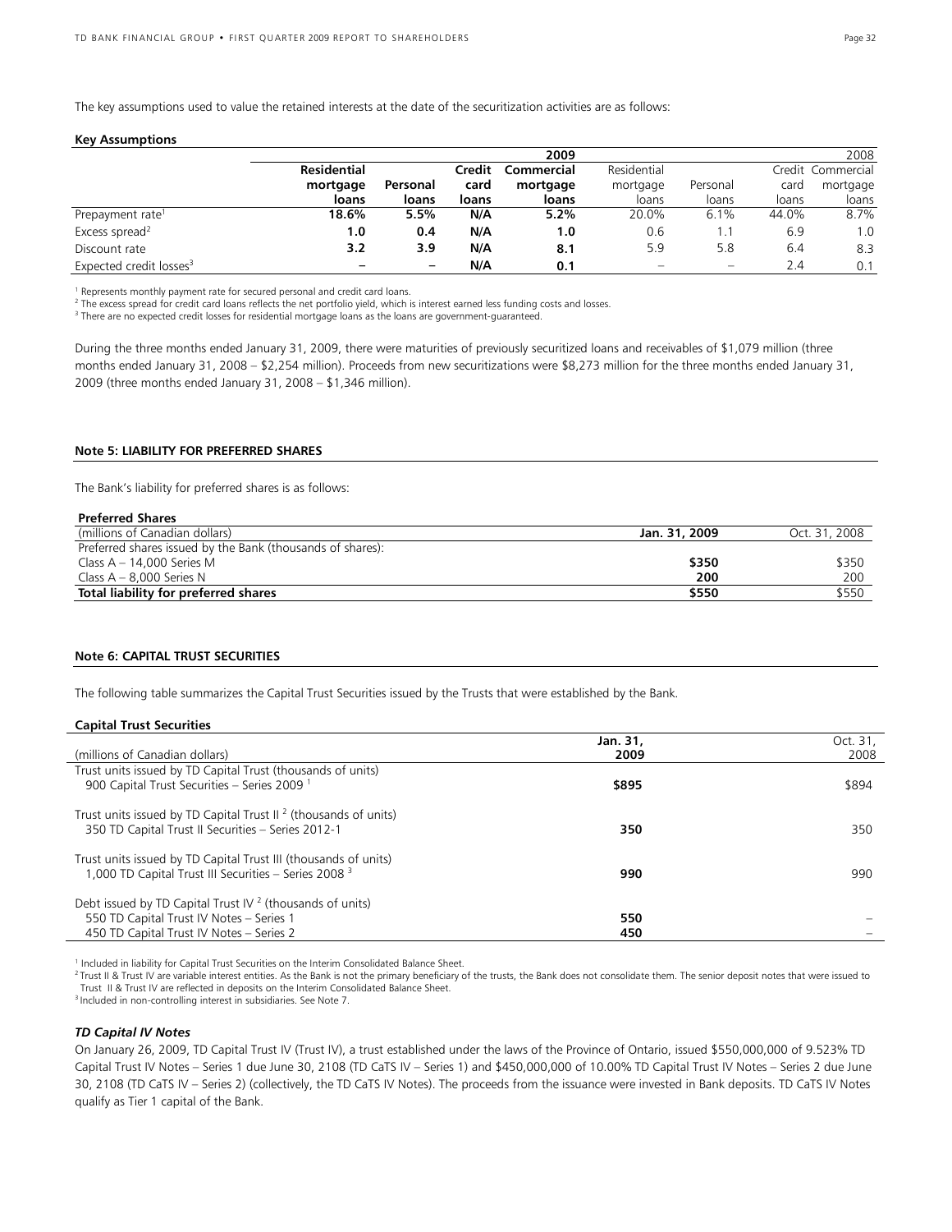The key assumptions used to value the retained interests at the date of the securitization activities are as follows:

**Key Assumptions**

| | | | | 2009 | | | | 2008 |
|---|---|---|---|---|---|---|---|---|
| | **Residential mortgage loans** | **Personal loans** | **Credit card loans** | **Commercial mortgage loans** | Residential mortgage loans | Personal loans | Credit card loans | Commercial mortgage loans |
| Prepayment rate[1] | **18.6%** | **5.5%** | **N/A** | **5.2%** | 20.0% | 6.1% | 44.0% | 8.7% |
| Excess spread[2] | **1.0** | **0.4** | **N/A** | **1.0** | 0.6 | 1.1 | 6.9 | 1.0 |
| Discount rate | **3.2** | **3.9** | **N/A** | **8.1** | 5.9 | 5.8 | 6.4 | 8.3 |
| Expected credit losses[3] | **–** | **–** | **N/A** | **0.1** | – | – | 2.4 | 0.1 |

[1] Represents monthly payment rate for secured personal and credit card loans.
[2] The excess spread for credit card loans reflects the net portfolio yield, which is interest earned less funding costs and losses.
[3] There are no expected credit losses for residential mortgage loans as the loans are government-guaranteed.

During the three months ended January 31, 2009, there were maturities of previously securitized loans and receivables of $1,079 million (three months ended January 31, 2008 – $2,254 million). Proceeds from new securitizations were $8,273 million for the three months ended January 31, 2009 (three months ended January 31, 2008 – $1,346 million).

## Note 5: LIABILITY FOR PREFERRED SHARES

The Bank's liability for preferred shares is as follows:

**Preferred Shares**

| (millions of Canadian dollars) | **Jan. 31, 2009** | Oct. 31, 2008 |
|---|---|---|
| Preferred shares issued by the Bank (thousands of shares): | | |
| Class A – 14,000 Series M | **$350** | $350 |
| Class A – 8,000 Series N | **200** | 200 |
| **Total liability for preferred shares** | **$550** | $550 |

## Note 6: CAPITAL TRUST SECURITIES

The following table summarizes the Capital Trust Securities issued by the Trusts that were established by the Bank.

**Capital Trust Securities**

| (millions of Canadian dollars) | **Jan. 31, 2009** | Oct. 31, 2008 |
|---|---|---|
| Trust units issued by TD Capital Trust (thousands of units) | | |
| 900 Capital Trust Securities – Series 2009 [1] | **$895** | $894 |
| Trust units issued by TD Capital Trust II [2] (thousands of units) | | |
| 350 TD Capital Trust II Securities – Series 2012-1 | **350** | 350 |
| Trust units issued by TD Capital Trust III (thousands of units) | | |
| 1,000 TD Capital Trust III Securities – Series 2008 [3] | **990** | 990 |
| Debt issued by TD Capital Trust IV [2] (thousands of units) | | |
| 550 TD Capital Trust IV Notes – Series 1 | **550** | – |
| 450 TD Capital Trust IV Notes – Series 2 | **450** | – |

[1] Included in liability for Capital Trust Securities on the Interim Consolidated Balance Sheet.
[2] Trust II & Trust IV are variable interest entities. As the Bank is not the primary beneficiary of the trusts, the Bank does not consolidate them. The senior deposit notes that were issued to Trust II & Trust IV are reflected in deposits on the Interim Consolidated Balance Sheet.
[3] Included in non-controlling interest in subsidiaries. See Note 7.

### *TD Capital IV Notes*

On January 26, 2009, TD Capital Trust IV (Trust IV), a trust established under the laws of the Province of Ontario, issued $550,000,000 of 9.523% TD Capital Trust IV Notes – Series 1 due June 30, 2108 (TD CaTS IV – Series 1) and $450,000,000 of 10.00% TD Capital Trust IV Notes – Series 2 due June 30, 2108 (TD CaTS IV – Series 2) (collectively, the TD CaTS IV Notes). The proceeds from the issuance were invested in Bank deposits. TD CaTS IV Notes qualify as Tier 1 capital of the Bank.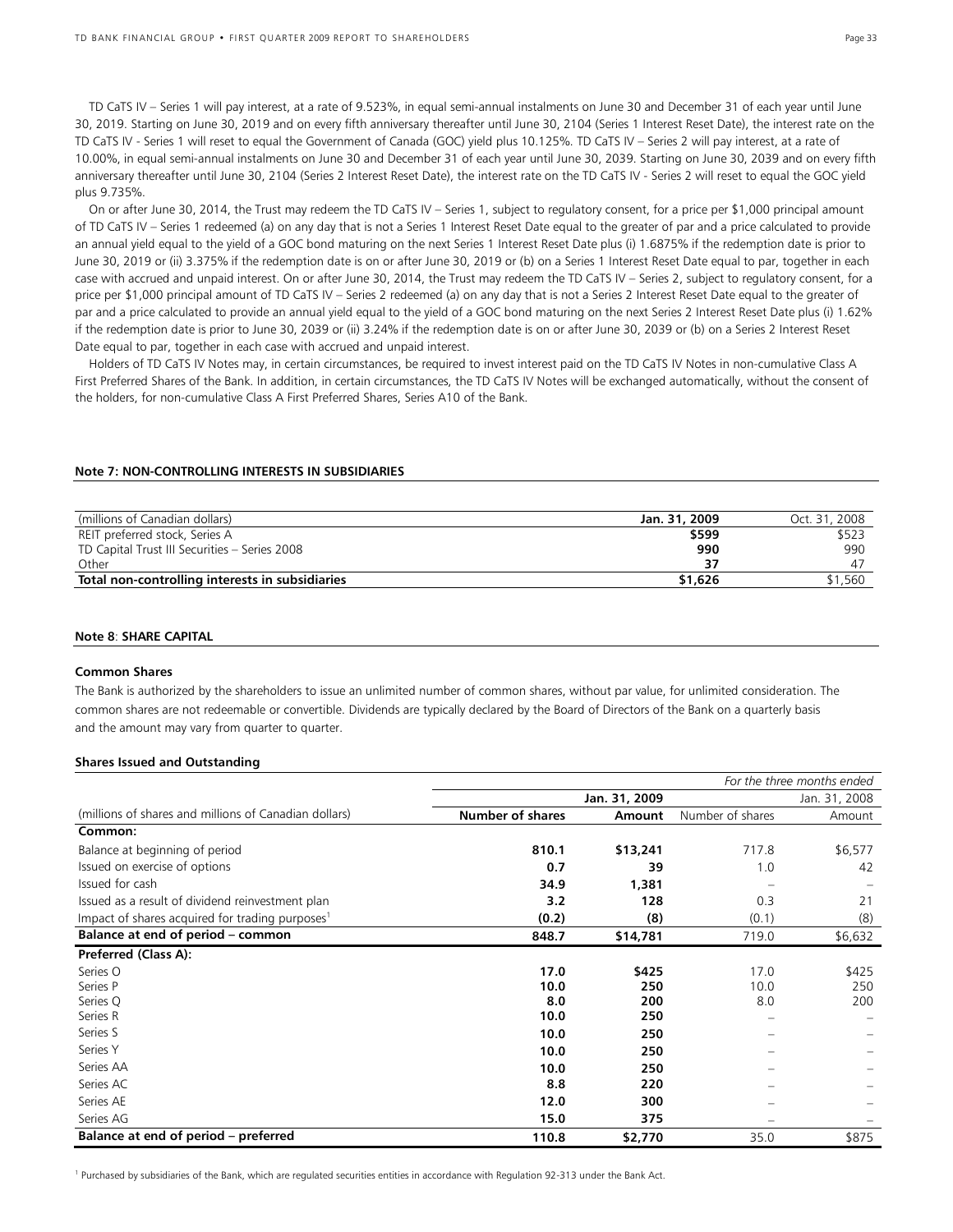TD CaTS IV – Series 1 will pay interest, at a rate of 9.523%, in equal semi-annual instalments on June 30 and December 31 of each year until June 30, 2019. Starting on June 30, 2019 and on every fifth anniversary thereafter until June 30, 2104 (Series 1 Interest Reset Date), the interest rate on the TD CaTS IV - Series 1 will reset to equal the Government of Canada (GOC) yield plus 10.125%. TD CaTS IV – Series 2 will pay interest, at a rate of 10.00%, in equal semi-annual instalments on June 30 and December 31 of each year until June 30, 2039. Starting on June 30, 2039 and on every fifth anniversary thereafter until June 30, 2104 (Series 2 Interest Reset Date), the interest rate on the TD CaTS IV - Series 2 will reset to equal the GOC yield plus 9.735%.

On or after June 30, 2014, the Trust may redeem the TD CaTS IV – Series 1, subject to regulatory consent, for a price per $1,000 principal amount of TD CaTS IV – Series 1 redeemed (a) on any day that is not a Series 1 Interest Reset Date equal to the greater of par and a price calculated to provide an annual yield equal to the yield of a GOC bond maturing on the next Series 1 Interest Reset Date plus (i) 1.6875% if the redemption date is prior to June 30, 2019 or (ii) 3.375% if the redemption date is on or after June 30, 2019 or (b) on a Series 1 Interest Reset Date equal to par, together in each case with accrued and unpaid interest. On or after June 30, 2014, the Trust may redeem the TD CaTS IV – Series 2, subject to regulatory consent, for a price per $1,000 principal amount of TD CaTS IV – Series 2 redeemed (a) on any day that is not a Series 2 Interest Reset Date equal to the greater of par and a price calculated to provide an annual yield equal to the yield of a GOC bond maturing on the next Series 2 Interest Reset Date plus (i) 1.62% if the redemption date is prior to June 30, 2039 or (ii) 3.24% if the redemption date is on or after June 30, 2039 or (b) on a Series 2 Interest Reset Date equal to par, together in each case with accrued and unpaid interest.

Holders of TD CaTS IV Notes may, in certain circumstances, be required to invest interest paid on the TD CaTS IV Notes in non-cumulative Class A First Preferred Shares of the Bank. In addition, in certain circumstances, the TD CaTS IV Notes will be exchanged automatically, without the consent of the holders, for non-cumulative Class A First Preferred Shares, Series A10 of the Bank.

## Note 7: NON-CONTROLLING INTERESTS IN SUBSIDIARIES

| (millions of Canadian dollars) | Jan. 31, 2009 | Oct. 31, 2008 |
|---|---|---|
| REIT preferred stock, Series A | **$599** | $523 |
| TD Capital Trust III Securities – Series 2008 | **990** | 990 |
| Other | **37** | 47 |
| **Total non-controlling interests in subsidiaries** | **$1,626** | $1,560 |

## Note 8: SHARE CAPITAL

### Common Shares

The Bank is authorized by the shareholders to issue an unlimited number of common shares, without par value, for unlimited consideration. The common shares are not redeemable or convertible. Dividends are typically declared by the Board of Directors of the Bank on a quarterly basis and the amount may vary from quarter to quarter.

### Shares Issued and Outstanding

| | | | | *For the three months ended* |
|---|---|---|---|---|
| | | Jan. 31, 2009 | | Jan. 31, 2008 |
| (millions of shares and millions of Canadian dollars) | **Number of shares** | **Amount** | Number of shares | Amount |
| **Common:** | | | | |
| Balance at beginning of period | **810.1** | **$13,241** | 717.8 | $6,577 |
| Issued on exercise of options | **0.7** | **39** | 1.0 | 42 |
| Issued for cash | **34.9** | **1,381** | – | – |
| Issued as a result of dividend reinvestment plan | **3.2** | **128** | 0.3 | 21 |
| Impact of shares acquired for trading purposes[1] | **(0.2)** | **(8)** | (0.1) | (8) |
| **Balance at end of period – common** | **848.7** | **$14,781** | 719.0 | $6,632 |
| **Preferred (Class A):** | | | | |
| Series O | **17.0** | **$425** | 17.0 | $425 |
| Series P | **10.0** | **250** | 10.0 | 250 |
| Series Q | **8.0** | **200** | 8.0 | 200 |
| Series R | **10.0** | **250** | – | – |
| Series S | **10.0** | **250** | – | – |
| Series Y | **10.0** | **250** | – | – |
| Series AA | **10.0** | **250** | – | – |
| Series AC | **8.8** | **220** | – | – |
| Series AE | **12.0** | **300** | – | – |
| Series AG | **15.0** | **375** | – | – |
| **Balance at end of period – preferred** | **110.8** | **$2,770** | 35.0 | $875 |

[1] Purchased by subsidiaries of the Bank, which are regulated securities entities in accordance with Regulation 92-313 under the Bank Act.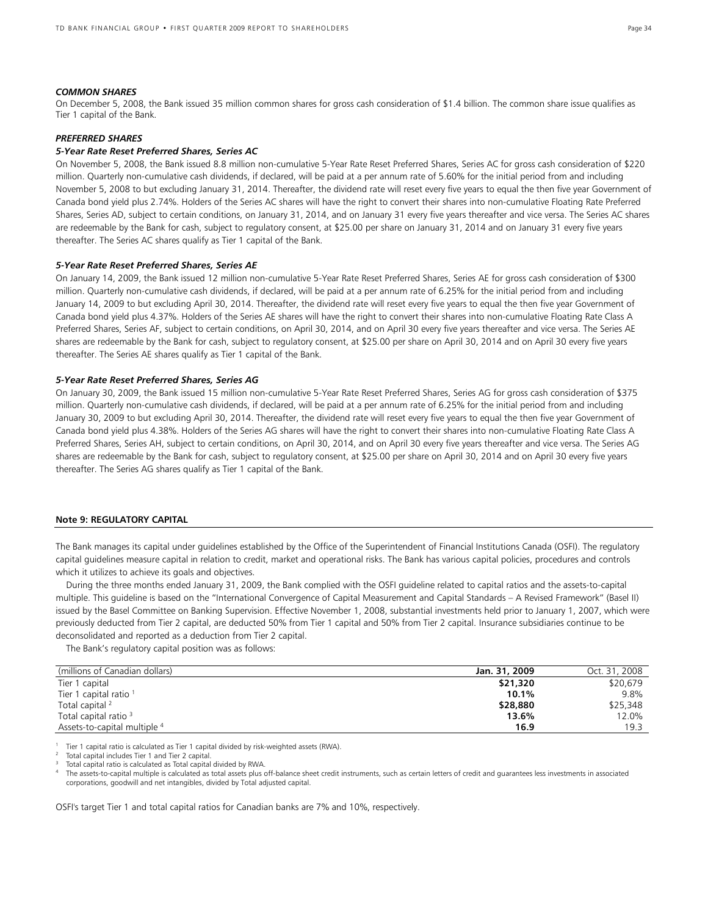***COMMON SHARES***

On December 5, 2008, the Bank issued 35 million common shares for gross cash consideration of $1.4 billion. The common share issue qualifies as Tier 1 capital of the Bank.

***PREFERRED SHARES***

***5-Year Rate Reset Preferred Shares, Series AC***

On November 5, 2008, the Bank issued 8.8 million non-cumulative 5-Year Rate Reset Preferred Shares, Series AC for gross cash consideration of $220 million. Quarterly non-cumulative cash dividends, if declared, will be paid at a per annum rate of 5.60% for the initial period from and including November 5, 2008 to but excluding January 31, 2014. Thereafter, the dividend rate will reset every five years to equal the then five year Government of Canada bond yield plus 2.74%. Holders of the Series AC shares will have the right to convert their shares into non-cumulative Floating Rate Preferred Shares, Series AD, subject to certain conditions, on January 31, 2014, and on January 31 every five years thereafter and vice versa. The Series AC shares are redeemable by the Bank for cash, subject to regulatory consent, at $25.00 per share on January 31, 2014 and on January 31 every five years thereafter. The Series AC shares qualify as Tier 1 capital of the Bank.

***5-Year Rate Reset Preferred Shares, Series AE***

On January 14, 2009, the Bank issued 12 million non-cumulative 5-Year Rate Reset Preferred Shares, Series AE for gross cash consideration of $300 million. Quarterly non-cumulative cash dividends, if declared, will be paid at a per annum rate of 6.25% for the initial period from and including January 14, 2009 to but excluding April 30, 2014. Thereafter, the dividend rate will reset every five years to equal the then five year Government of Canada bond yield plus 4.37%. Holders of the Series AE shares will have the right to convert their shares into non-cumulative Floating Rate Class A Preferred Shares, Series AF, subject to certain conditions, on April 30, 2014, and on April 30 every five years thereafter and vice versa. The Series AE shares are redeemable by the Bank for cash, subject to regulatory consent, at $25.00 per share on April 30, 2014 and on April 30 every five years thereafter. The Series AE shares qualify as Tier 1 capital of the Bank.

***5-Year Rate Reset Preferred Shares, Series AG***

On January 30, 2009, the Bank issued 15 million non-cumulative 5-Year Rate Reset Preferred Shares, Series AG for gross cash consideration of $375 million. Quarterly non-cumulative cash dividends, if declared, will be paid at a per annum rate of 6.25% for the initial period from and including January 30, 2009 to but excluding April 30, 2014. Thereafter, the dividend rate will reset every five years to equal the then five year Government of Canada bond yield plus 4.38%. Holders of the Series AG shares will have the right to convert their shares into non-cumulative Floating Rate Class A Preferred Shares, Series AH, subject to certain conditions, on April 30, 2014, and on April 30 every five years thereafter and vice versa. The Series AG shares are redeemable by the Bank for cash, subject to regulatory consent, at $25.00 per share on April 30, 2014 and on April 30 every five years thereafter. The Series AG shares qualify as Tier 1 capital of the Bank.

## Note 9: REGULATORY CAPITAL

The Bank manages its capital under guidelines established by the Office of the Superintendent of Financial Institutions Canada (OSFI). The regulatory capital guidelines measure capital in relation to credit, market and operational risks. The Bank has various capital policies, procedures and controls which it utilizes to achieve its goals and objectives.

During the three months ended January 31, 2009, the Bank complied with the OSFI guideline related to capital ratios and the assets-to-capital multiple. This guideline is based on the "International Convergence of Capital Measurement and Capital Standards – A Revised Framework" (Basel II) issued by the Basel Committee on Banking Supervision. Effective November 1, 2008, substantial investments held prior to January 1, 2007, which were previously deducted from Tier 2 capital, are deducted 50% from Tier 1 capital and 50% from Tier 2 capital. Insurance subsidiaries continue to be deconsolidated and reported as a deduction from Tier 2 capital.

The Bank's regulatory capital position was as follows:

| (millions of Canadian dollars) | **Jan. 31, 2009** | Oct. 31, 2008 |
|---|---|---|
| Tier 1 capital | **$21,320** | $20,679 |
| Tier 1 capital ratio [1] | **10.1%** | 9.8% |
| Total capital [2] | **$28,880** | $25,348 |
| Total capital ratio [3] | **13.6%** | 12.0% |
| Assets-to-capital multiple [4] | **16.9** | 19.3 |

[1] Tier 1 capital ratio is calculated as Tier 1 capital divided by risk-weighted assets (RWA).

[2] Total capital includes Tier 1 and Tier 2 capital.

[3] Total capital ratio is calculated as Total capital divided by RWA.

[4] The assets-to-capital multiple is calculated as total assets plus off-balance sheet credit instruments, such as certain letters of credit and guarantees less investments in associated corporations, goodwill and net intangibles, divided by Total adjusted capital.

OSFI's target Tier 1 and total capital ratios for Canadian banks are 7% and 10%, respectively.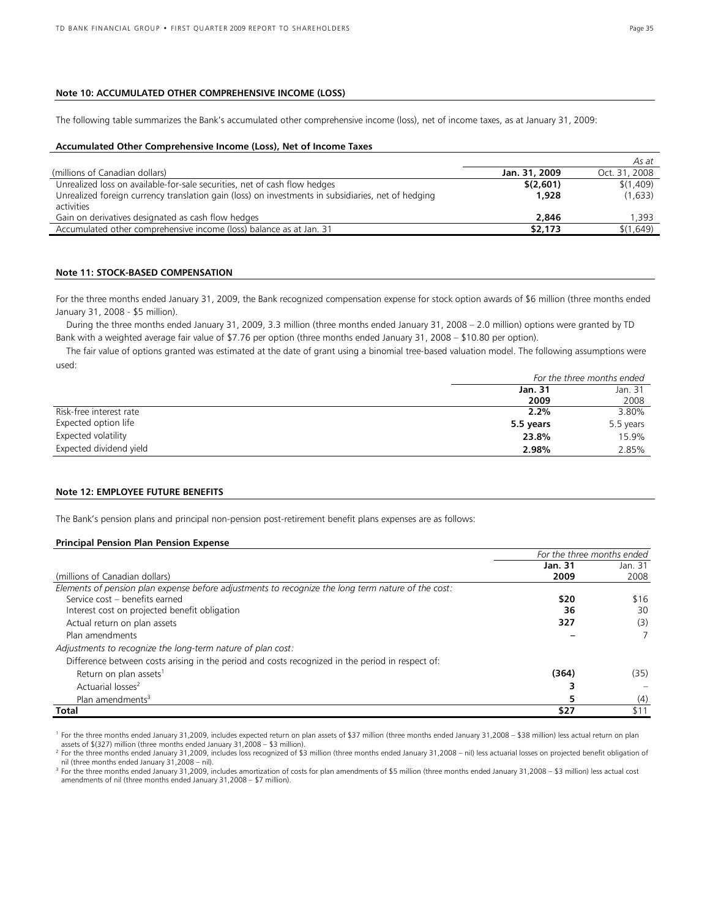### Note 10: ACCUMULATED OTHER COMPREHENSIVE INCOME (LOSS)

The following table summarizes the Bank's accumulated other comprehensive income (loss), net of income taxes, as at January 31, 2009:

**Accumulated Other Comprehensive Income (Loss), Net of Income Taxes**

| | | *As at* |
|---|---|---|
| (millions of Canadian dollars) | **Jan. 31, 2009** | Oct. 31, 2008 |
| Unrealized loss on available-for-sale securities, net of cash flow hedges | **$(2,601)** | $(1,409) |
| Unrealized foreign currency translation gain (loss) on investments in subsidiaries, net of hedging activities | **1,928** | (1,633) |
| Gain on derivatives designated as cash flow hedges | **2,846** | 1,393 |
| Accumulated other comprehensive income (loss) balance as at Jan. 31 | **$2,173** | $(1,649) |

### Note 11: STOCK-BASED COMPENSATION

For the three months ended January 31, 2009, the Bank recognized compensation expense for stock option awards of $6 million (three months ended January 31, 2008 - $5 million).

During the three months ended January 31, 2009, 3.3 million (three months ended January 31, 2008 – 2.0 million) options were granted by TD Bank with a weighted average fair value of $7.76 per option (three months ended January 31, 2008 – $10.80 per option).

The fair value of options granted was estimated at the date of grant using a binomial tree-based valuation model. The following assumptions were used:

| | *For the three months ended* | |
|---|---|---|
| | **Jan. 31 2009** | Jan. 31 2008 |
| Risk-free interest rate | **2.2%** | 3.80% |
| Expected option life | **5.5 years** | 5.5 years |
| Expected volatility | **23.8%** | 15.9% |
| Expected dividend yield | **2.98%** | 2.85% |

### Note 12: EMPLOYEE FUTURE BENEFITS

The Bank's pension plans and principal non-pension post-retirement benefit plans expenses are as follows:

**Principal Pension Plan Pension Expense**

| | *For the three months ended* | |
|---|---|---|
| (millions of Canadian dollars) | **Jan. 31 2009** | Jan. 31 2008 |
| *Elements of pension plan expense before adjustments to recognize the long term nature of the cost:* | | |
| Service cost – benefits earned | **$20** | $16 |
| Interest cost on projected benefit obligation | **36** | 30 |
| Actual return on plan assets | **327** | (3) |
| Plan amendments | **–** | 7 |
| *Adjustments to recognize the long-term nature of plan cost:* | | |
| Difference between costs arising in the period and costs recognized in the period in respect of: | | |
| Return on plan assets[1] | **(364)** | (35) |
| Actuarial losses[2] | **3** | – |
| Plan amendments[3] | **5** | (4) |
| **Total** | **$27** | $11 |

[1] For the three months ended January 31,2009, includes expected return on plan assets of $37 million (three months ended January 31,2008 – $38 million) less actual return on plan assets of $(327) million (three months ended January 31,2008 – $3 million).

[2] For the three months ended January 31,2009, includes loss recognized of $3 million (three months ended January 31,2008 – nil) less actuarial losses on projected benefit obligation of nil (three months ended January 31,2008 – nil).

[3] For the three months ended January 31,2009, includes amortization of costs for plan amendments of $5 million (three months ended January 31,2008 – $3 million) less actual cost amendments of nil (three months ended January 31,2008 – $7 million).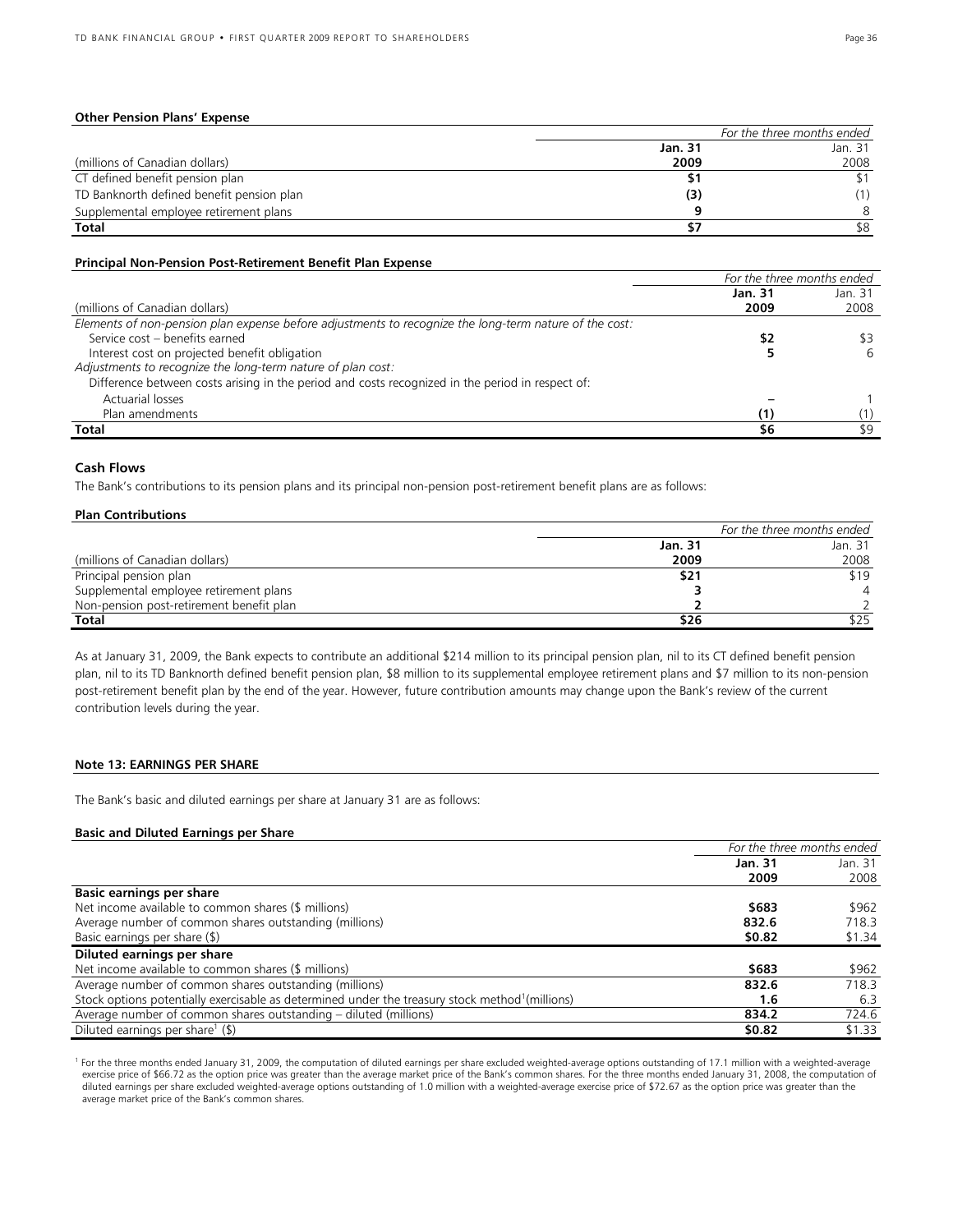**Other Pension Plans' Expense**

| (millions of Canadian dollars) | For the three months ended Jan. 31 2009 | Jan. 31 2008 |
|---|---|---|
| CT defined benefit pension plan | **$1** | $1 |
| TD Banknorth defined benefit pension plan | **(3)** | (1) |
| Supplemental employee retirement plans | **9** | 8 |
| **Total** | **$7** | $8 |

**Principal Non-Pension Post-Retirement Benefit Plan Expense**

| (millions of Canadian dollars) | For the three months ended Jan. 31 2009 | Jan. 31 2008 |
|---|---|---|
| *Elements of non-pension plan expense before adjustments to recognize the long-term nature of the cost:* | | |
| Service cost – benefits earned | **$2** | $3 |
| Interest cost on projected benefit obligation | **5** | 6 |
| *Adjustments to recognize the long-term nature of plan cost:* | | |
| Difference between costs arising in the period and costs recognized in the period in respect of: | | |
| Actuarial losses | **–** | 1 |
| Plan amendments | **(1)** | (1) |
| **Total** | **$6** | $9 |

### Cash Flows

The Bank's contributions to its pension plans and its principal non-pension post-retirement benefit plans are as follows:

**Plan Contributions**

| (millions of Canadian dollars) | For the three months ended Jan. 31 2009 | Jan. 31 2008 |
|---|---|---|
| Principal pension plan | **$21** | $19 |
| Supplemental employee retirement plans | **3** | 4 |
| Non-pension post-retirement benefit plan | **2** | 2 |
| **Total** | **$26** | $25 |

As at January 31, 2009, the Bank expects to contribute an additional $214 million to its principal pension plan, nil to its CT defined benefit pension plan, nil to its TD Banknorth defined benefit pension plan, $8 million to its supplemental employee retirement plans and $7 million to its non-pension post-retirement benefit plan by the end of the year. However, future contribution amounts may change upon the Bank's review of the current contribution levels during the year.

## Note 13: EARNINGS PER SHARE

The Bank's basic and diluted earnings per share at January 31 are as follows:

**Basic and Diluted Earnings per Share**

| | For the three months ended Jan. 31 2009 | Jan. 31 2008 |
|---|---|---|
| **Basic earnings per share** | | |
| Net income available to common shares ($ millions) | **$683** | $962 |
| Average number of common shares outstanding (millions) | **832.6** | 718.3 |
| Basic earnings per share ($) | **$0.82** | $1.34 |
| **Diluted earnings per share** | | |
| Net income available to common shares ($ millions) | **$683** | $962 |
| Average number of common shares outstanding (millions) | **832.6** | 718.3 |
| Stock options potentially exercisable as determined under the treasury stock method[1] (millions) | **1.6** | 6.3 |
| Average number of common shares outstanding – diluted (millions) | **834.2** | 724.6 |
| Diluted earnings per share[1] ($) | **$0.82** | $1.33 |

[1] For the three months ended January 31, 2009, the computation of diluted earnings per share excluded weighted-average options outstanding of 17.1 million with a weighted-average exercise price of $66.72 as the option price was greater than the average market price of the Bank's common shares. For the three months ended January 31, 2008, the computation of diluted earnings per share excluded weighted-average options outstanding of 1.0 million with a weighted-average exercise price of $72.67 as the option price was greater than the average market price of the Bank's common shares.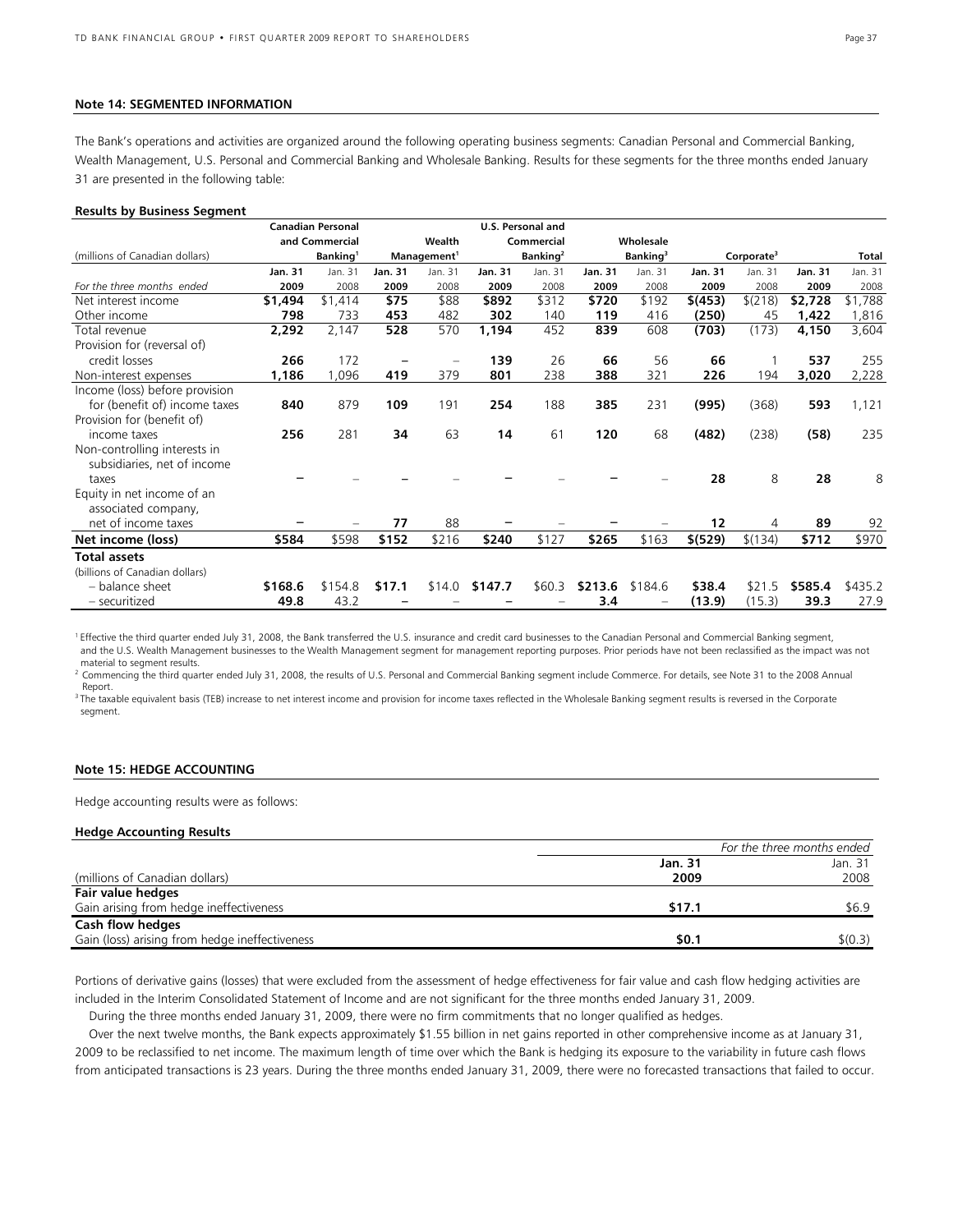#### Note 14: SEGMENTED INFORMATION

The Bank's operations and activities are organized around the following operating business segments: Canadian Personal and Commercial Banking, Wealth Management, U.S. Personal and Commercial Banking and Wholesale Banking. Results for these segments for the three months ended January 31 are presented in the following table:

**Results by Business Segment**

| (millions of Canadian dollars) | Canadian Personal and Commercial Banking[1] | | Wealth Management[1] | | U.S. Personal and Commercial Banking[2] | | Wholesale Banking[3] | | Corporate[3] | | Total | |
|---|---|---|---|---|---|---|---|---|---|---|---|---|
| *For the three months ended* | **Jan. 31 2009** | Jan. 31 2008 | **Jan. 31 2009** | Jan. 31 2008 | **Jan. 31 2009** | Jan. 31 2008 | **Jan. 31 2009** | Jan. 31 2008 | **Jan. 31 2009** | Jan. 31 2008 | **Jan. 31 2009** | Jan. 31 2008 |
| Net interest income | **$1,494** | $1,414 | **$75** | $88 | **$892** | $312 | **$720** | $192 | **$(453)** | $(218) | **$2,728** | $1,788 |
| Other income | **798** | 733 | **453** | 482 | **302** | 140 | **119** | 416 | **(250)** | 45 | **1,422** | 1,816 |
| Total revenue | **2,292** | 2,147 | **528** | 570 | **1,194** | 452 | **839** | 608 | **(703)** | (173) | **4,150** | 3,604 |
| Provision for (reversal of) credit losses | **266** | 172 | **–** | – | **139** | 26 | **66** | 56 | **66** | 1 | **537** | 255 |
| Non-interest expenses | **1,186** | 1,096 | **419** | 379 | **801** | 238 | **388** | 321 | **226** | 194 | **3,020** | 2,228 |
| Income (loss) before provision for (benefit of) income taxes | **840** | 879 | **109** | 191 | **254** | 188 | **385** | 231 | **(995)** | (368) | **593** | 1,121 |
| Provision for (benefit of) income taxes | **256** | 281 | **34** | 63 | **14** | 61 | **120** | 68 | **(482)** | (238) | **(58)** | 235 |
| Non-controlling interests in subsidiaries, net of income taxes | **–** | – | **–** | – | **–** | – | **–** | – | **28** | 8 | **28** | 8 |
| Equity in net income of an associated company, net of income taxes | **–** | – | **77** | 88 | **–** | – | **–** | – | **12** | 4 | **89** | 92 |
| **Net income (loss)** | **$584** | $598 | **$152** | $216 | **$240** | $127 | **$265** | $163 | **$(529)** | $(134) | **$712** | $970 |
| **Total assets** | | | | | | | | | | | | |
| (billions of Canadian dollars) | | | | | | | | | | | | |
| – balance sheet | **$168.6** | $154.8 | **$17.1** | $14.0 | **$147.7** | $60.3 | **$213.6** | $184.6 | **$38.4** | $21.5 | **$585.4** | $435.2 |
| – securitized | **49.8** | 43.2 | **–** | – | **–** | – | **3.4** | – | **(13.9)** | (15.3) | **39.3** | 27.9 |

[1] Effective the third quarter ended July 31, 2008, the Bank transferred the U.S. insurance and credit card businesses to the Canadian Personal and Commercial Banking segment, and the U.S. Wealth Management businesses to the Wealth Management segment for management reporting purposes. Prior periods have not been reclassified as the impact was not material to segment results.

[2] Commencing the third quarter ended July 31, 2008, the results of U.S. Personal and Commercial Banking segment include Commerce. For details, see Note 31 to the 2008 Annual Report.

[3] The taxable equivalent basis (TEB) increase to net interest income and provision for income taxes reflected in the Wholesale Banking segment results is reversed in the Corporate segment.

#### Note 15: HEDGE ACCOUNTING

Hedge accounting results were as follows:

**Hedge Accounting Results**

| | *For the three months ended* | |
|---|---|---|
| (millions of Canadian dollars) | **Jan. 31 2009** | Jan. 31 2008 |
| **Fair value hedges** | | |
| Gain arising from hedge ineffectiveness | **$17.1** | $6.9 |
| **Cash flow hedges** | | |
| Gain (loss) arising from hedge ineffectiveness | **$0.1** | $(0.3) |

Portions of derivative gains (losses) that were excluded from the assessment of hedge effectiveness for fair value and cash flow hedging activities are included in the Interim Consolidated Statement of Income and are not significant for the three months ended January 31, 2009.

During the three months ended January 31, 2009, there were no firm commitments that no longer qualified as hedges.

Over the next twelve months, the Bank expects approximately $1.55 billion in net gains reported in other comprehensive income as at January 31, 2009 to be reclassified to net income. The maximum length of time over which the Bank is hedging its exposure to the variability in future cash flows from anticipated transactions is 23 years. During the three months ended January 31, 2009, there were no forecasted transactions that failed to occur.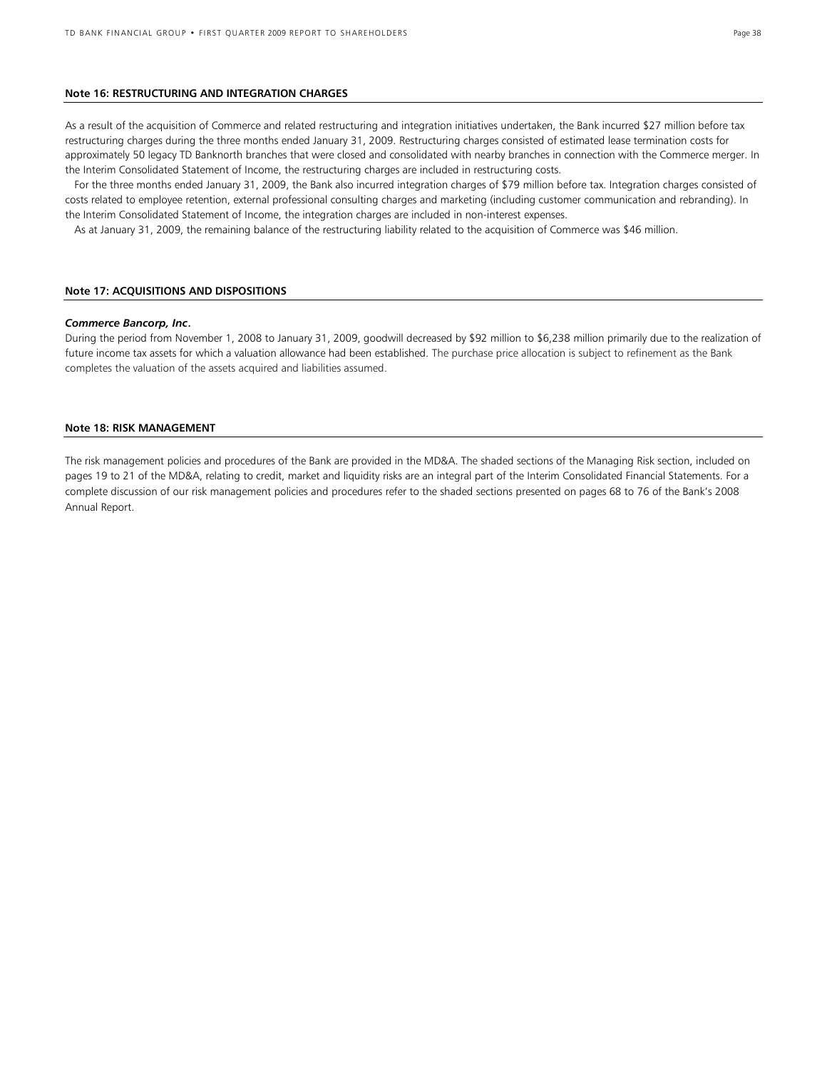#### Note 16: RESTRUCTURING AND INTEGRATION CHARGES

As a result of the acquisition of Commerce and related restructuring and integration initiatives undertaken, the Bank incurred $27 million before tax restructuring charges during the three months ended January 31, 2009. Restructuring charges consisted of estimated lease termination costs for approximately 50 legacy TD Banknorth branches that were closed and consolidated with nearby branches in connection with the Commerce merger. In the Interim Consolidated Statement of Income, the restructuring charges are included in restructuring costs.

For the three months ended January 31, 2009, the Bank also incurred integration charges of $79 million before tax. Integration charges consisted of costs related to employee retention, external professional consulting charges and marketing (including customer communication and rebranding). In the Interim Consolidated Statement of Income, the integration charges are included in non-interest expenses.

As at January 31, 2009, the remaining balance of the restructuring liability related to the acquisition of Commerce was $46 million.

#### Note 17: ACQUISITIONS AND DISPOSITIONS

***Commerce Bancorp, Inc.***

During the period from November 1, 2008 to January 31, 2009, goodwill decreased by $92 million to $6,238 million primarily due to the realization of future income tax assets for which a valuation allowance had been established. The purchase price allocation is subject to refinement as the Bank completes the valuation of the assets acquired and liabilities assumed.

#### Note 18: RISK MANAGEMENT

The risk management policies and procedures of the Bank are provided in the MD&A. The shaded sections of the Managing Risk section, included on pages 19 to 21 of the MD&A, relating to credit, market and liquidity risks are an integral part of the Interim Consolidated Financial Statements. For a complete discussion of our risk management policies and procedures refer to the shaded sections presented on pages 68 to 76 of the Bank's 2008 Annual Report.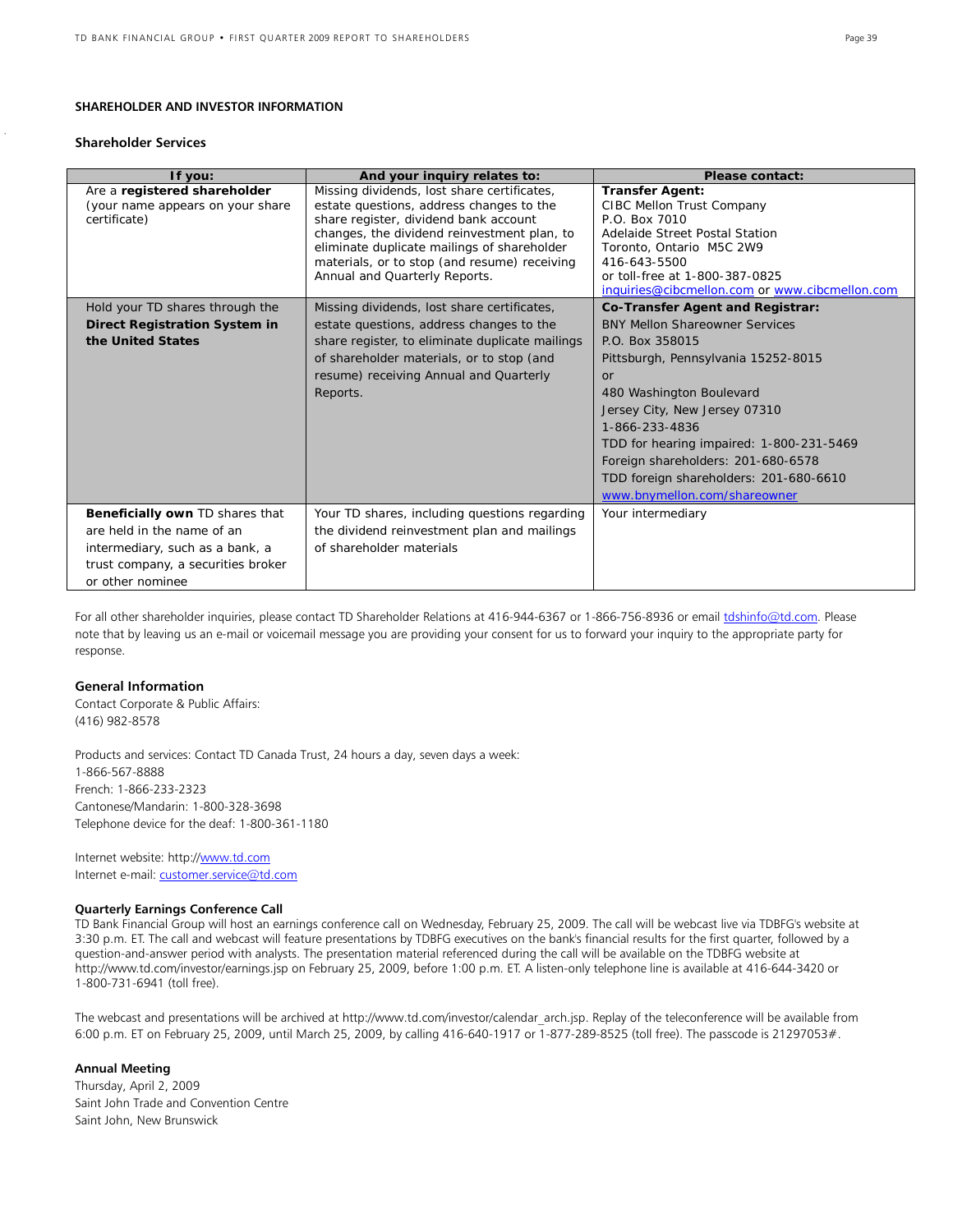## SHAREHOLDER AND INVESTOR INFORMATION

### Shareholder Services

| If you: | And your inquiry relates to: | Please contact: |
|---|---|---|
| Are a **registered shareholder** (your name appears on your share certificate) | Missing dividends, lost share certificates, estate questions, address changes to the share register, dividend bank account changes, the dividend reinvestment plan, to eliminate duplicate mailings of shareholder materials, or to stop (and resume) receiving Annual and Quarterly Reports. | **Transfer Agent:**<br>CIBC Mellon Trust Company<br>P.O. Box 7010<br>Adelaide Street Postal Station<br>Toronto, Ontario M5C 2W9<br>416-643-5500<br>or toll-free at 1-800-387-0825<br>inquiries@cibcmellon.com or www.cibcmellon.com |
| Hold your TD shares through the **Direct Registration System in the United States** | Missing dividends, lost share certificates, estate questions, address changes to the share register, to eliminate duplicate mailings of shareholder materials, or to stop (and resume) receiving Annual and Quarterly Reports. | **Co-Transfer Agent and Registrar:**<br>BNY Mellon Shareowner Services<br>P.O. Box 358015<br>Pittsburgh, Pennsylvania 15252-8015<br>or<br>480 Washington Boulevard<br>Jersey City, New Jersey 07310<br>1-866-233-4836<br>TDD for hearing impaired: 1-800-231-5469<br>Foreign shareholders: 201-680-6578<br>TDD foreign shareholders: 201-680-6610<br>www.bnymellon.com/shareowner |
| **Beneficially own** TD shares that are held in the name of an intermediary, such as a bank, a trust company, a securities broker or other nominee | Your TD shares, including questions regarding the dividend reinvestment plan and mailings of shareholder materials | Your intermediary |

For all other shareholder inquiries, please contact TD Shareholder Relations at 416-944-6367 or 1-866-756-8936 or email tdshinfo@td.com. Please note that by leaving us an e-mail or voicemail message you are providing your consent for us to forward your inquiry to the appropriate party for response.

### General Information

Contact Corporate & Public Affairs:
(416) 982-8578

Products and services: Contact TD Canada Trust, 24 hours a day, seven days a week:
1-866-567-8888
French: 1-866-233-2323
Cantonese/Mandarin: 1-800-328-3698
Telephone device for the deaf: 1-800-361-1180

Internet website: http://www.td.com
Internet e-mail: customer.service@td.com

### Quarterly Earnings Conference Call

TD Bank Financial Group will host an earnings conference call on Wednesday, February 25, 2009. The call will be webcast live via TDBFG's website at 3:30 p.m. ET. The call and webcast will feature presentations by TDBFG executives on the bank's financial results for the first quarter, followed by a question-and-answer period with analysts. The presentation material referenced during the call will be available on the TDBFG website at http://www.td.com/investor/earnings.jsp on February 25, 2009, before 1:00 p.m. ET. A listen-only telephone line is available at 416-644-3420 or 1-800-731-6941 (toll free).

The webcast and presentations will be archived at http://www.td.com/investor/calendar_arch.jsp. Replay of the teleconference will be available from 6:00 p.m. ET on February 25, 2009, until March 25, 2009, by calling 416-640-1917 or 1-877-289-8525 (toll free). The passcode is 21297053#.

### Annual Meeting

Thursday, April 2, 2009
Saint John Trade and Convention Centre
Saint John, New Brunswick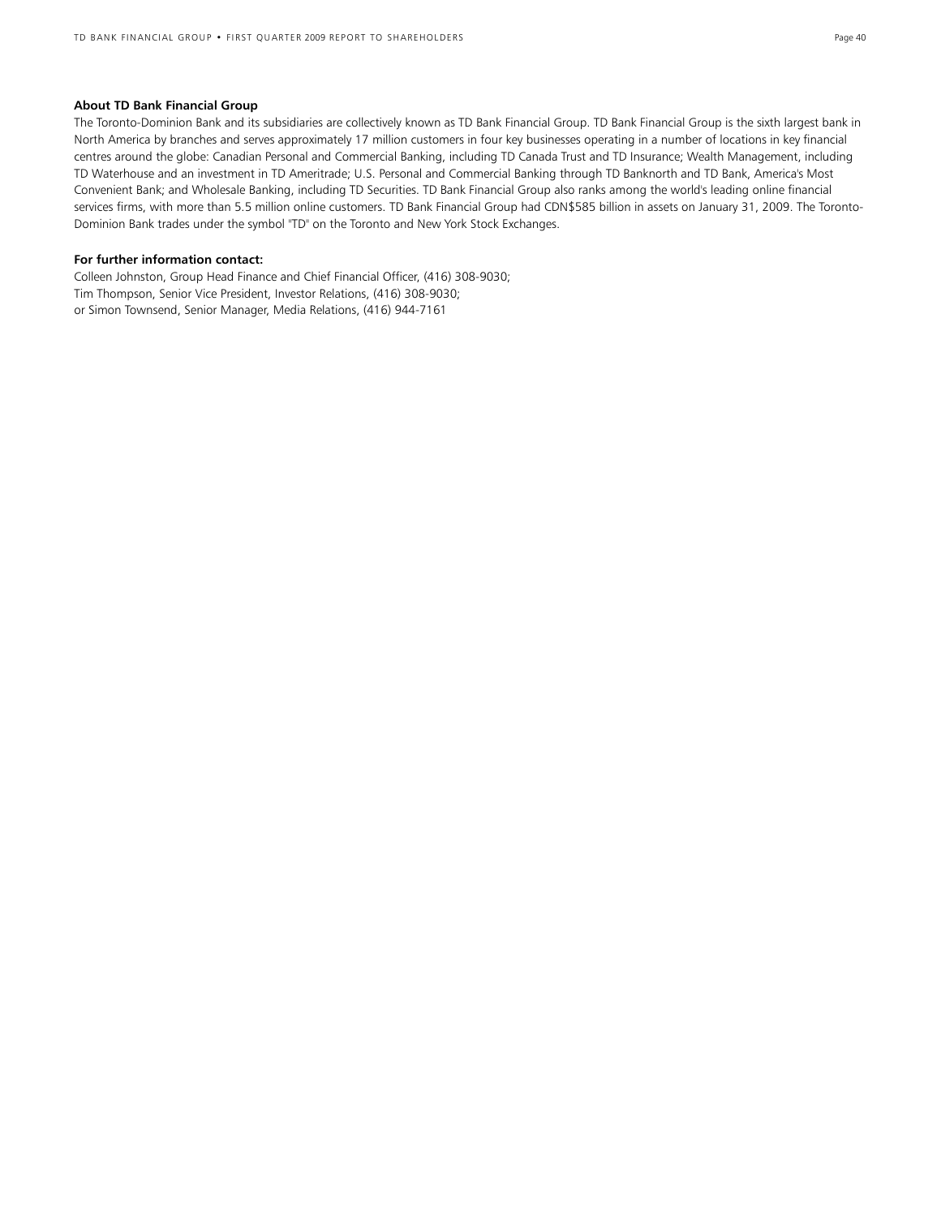**About TD Bank Financial Group**

The Toronto-Dominion Bank and its subsidiaries are collectively known as TD Bank Financial Group. TD Bank Financial Group is the sixth largest bank in North America by branches and serves approximately 17 million customers in four key businesses operating in a number of locations in key financial centres around the globe: Canadian Personal and Commercial Banking, including TD Canada Trust and TD Insurance; Wealth Management, including TD Waterhouse and an investment in TD Ameritrade; U.S. Personal and Commercial Banking through TD Banknorth and TD Bank, America's Most Convenient Bank; and Wholesale Banking, including TD Securities. TD Bank Financial Group also ranks among the world's leading online financial services firms, with more than 5.5 million online customers. TD Bank Financial Group had CDN$585 billion in assets on January 31, 2009. The Toronto-Dominion Bank trades under the symbol "TD" on the Toronto and New York Stock Exchanges.

**For further information contact:**

Colleen Johnston, Group Head Finance and Chief Financial Officer, (416) 308-9030;
Tim Thompson, Senior Vice President, Investor Relations, (416) 308-9030;
or Simon Townsend, Senior Manager, Media Relations, (416) 944-7161